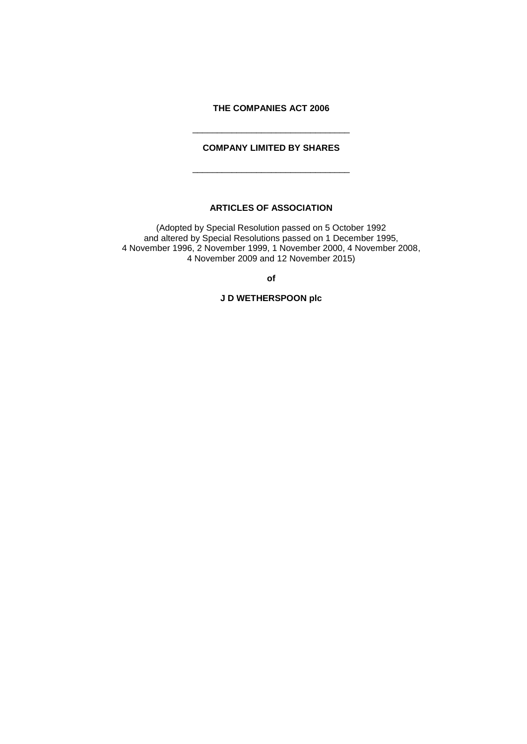**THE COMPANIES ACT 2006**

---

**COMPANY LIMITED BY SHARES**

---

**ARTICLES OF ASSOCIATION**

(Adopted by Special Resolution passed on 5 October 1992
and altered by Special Resolutions passed on 1 December 1995,
4 November 1996, 2 November 1999, 1 November 2000, 4 November 2008,
4 November 2009 and 12 November 2015)

**of**

**J D WETHERSPOON plc**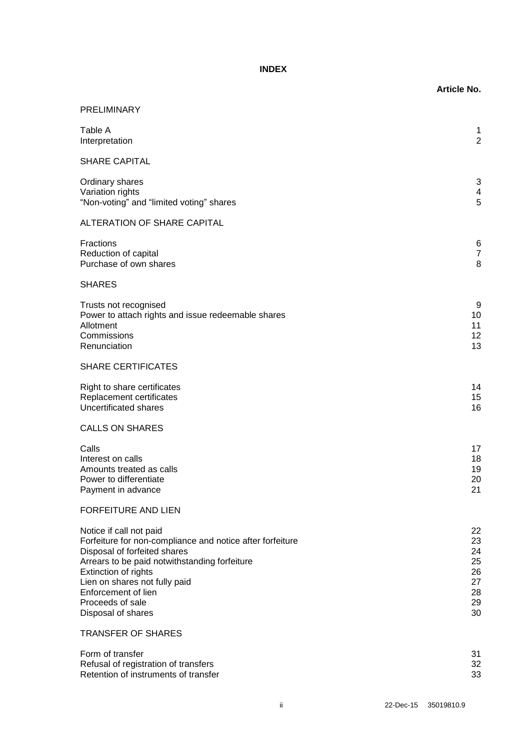# INDEX

| | Article No. |
|---|---|
| PRELIMINARY | |
| Table A | 1 |
| Interpretation | 2 |
| SHARE CAPITAL | |
| Ordinary shares | 3 |
| Variation rights | 4 |
| “Non-voting” and “limited voting” shares | 5 |
| ALTERATION OF SHARE CAPITAL | |
| Fractions | 6 |
| Reduction of capital | 7 |
| Purchase of own shares | 8 |
| SHARES | |
| Trusts not recognised | 9 |
| Power to attach rights and issue redeemable shares | 10 |
| Allotment | 11 |
| Commissions | 12 |
| Renunciation | 13 |
| SHARE CERTIFICATES | |
| Right to share certificates | 14 |
| Replacement certificates | 15 |
| Uncertificated shares | 16 |
| CALLS ON SHARES | |
| Calls | 17 |
| Interest on calls | 18 |
| Amounts treated as calls | 19 |
| Power to differentiate | 20 |
| Payment in advance | 21 |
| FORFEITURE AND LIEN | |
| Notice if call not paid | 22 |
| Forfeiture for non-compliance and notice after forfeiture | 23 |
| Disposal of forfeited shares | 24 |
| Arrears to be paid notwithstanding forfeiture | 25 |
| Extinction of rights | 26 |
| Lien on shares not fully paid | 27 |
| Enforcement of lien | 28 |
| Proceeds of sale | 29 |
| Disposal of shares | 30 |
| TRANSFER OF SHARES | |
| Form of transfer | 31 |
| Refusal of registration of transfers | 32 |
| Retention of instruments of transfer | 33 |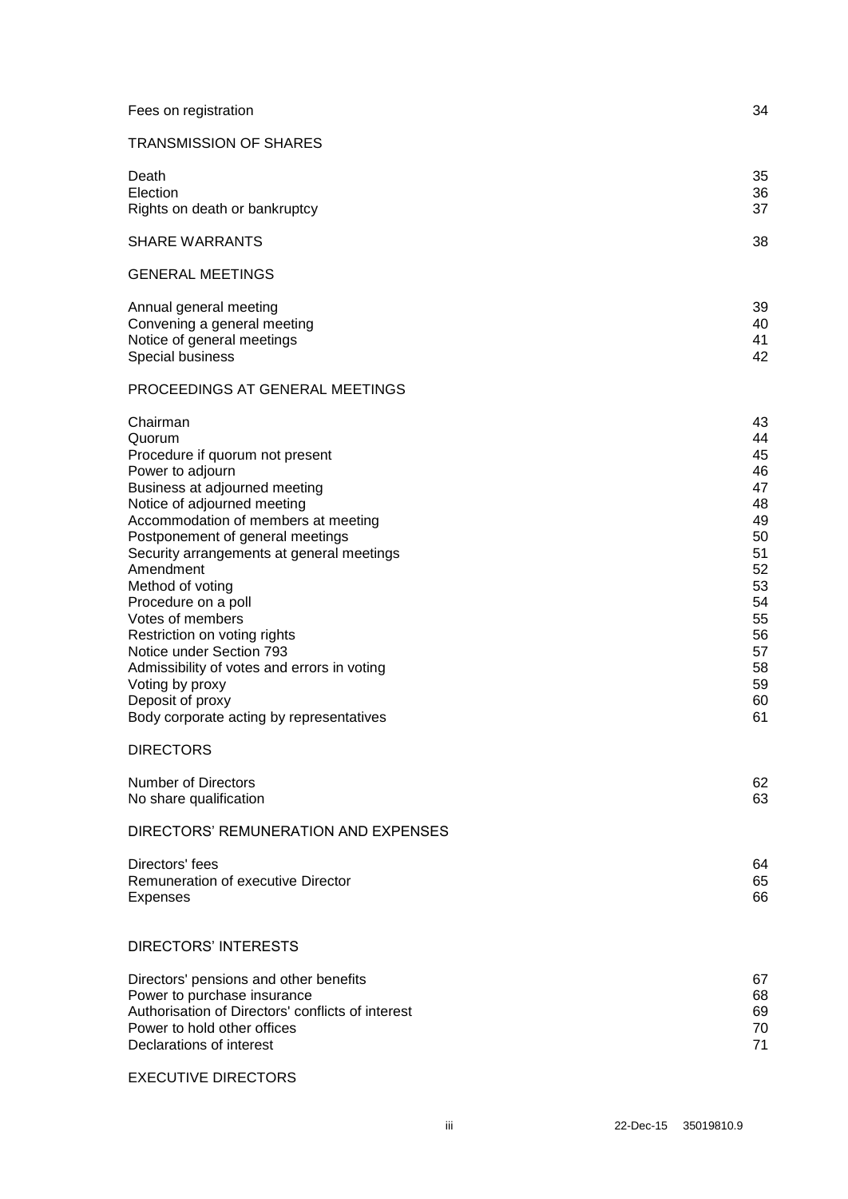| | |
|---|---|
| Fees on registration | 34 |
| **TRANSMISSION OF SHARES** | |
| Death | 35 |
| Election | 36 |
| Rights on death or bankruptcy | 37 |
| **SHARE WARRANTS** | 38 |
| **GENERAL MEETINGS** | |
| Annual general meeting | 39 |
| Convening a general meeting | 40 |
| Notice of general meetings | 41 |
| Special business | 42 |
| **PROCEEDINGS AT GENERAL MEETINGS** | |
| Chairman | 43 |
| Quorum | 44 |
| Procedure if quorum not present | 45 |
| Power to adjourn | 46 |
| Business at adjourned meeting | 47 |
| Notice of adjourned meeting | 48 |
| Accommodation of members at meeting | 49 |
| Postponement of general meetings | 50 |
| Security arrangements at general meetings | 51 |
| Amendment | 52 |
| Method of voting | 53 |
| Procedure on a poll | 54 |
| Votes of members | 55 |
| Restriction on voting rights | 56 |
| Notice under Section 793 | 57 |
| Admissibility of votes and errors in voting | 58 |
| Voting by proxy | 59 |
| Deposit of proxy | 60 |
| Body corporate acting by representatives | 61 |
| **DIRECTORS** | |
| Number of Directors | 62 |
| No share qualification | 63 |
| **DIRECTORS' REMUNERATION AND EXPENSES** | |
| Directors' fees | 64 |
| Remuneration of executive Director | 65 |
| Expenses | 66 |
| **DIRECTORS' INTERESTS** | |
| Directors' pensions and other benefits | 67 |
| Power to purchase insurance | 68 |
| Authorisation of Directors' conflicts of interest | 69 |
| Power to hold other offices | 70 |
| Declarations of interest | 71 |
| **EXECUTIVE DIRECTORS** | |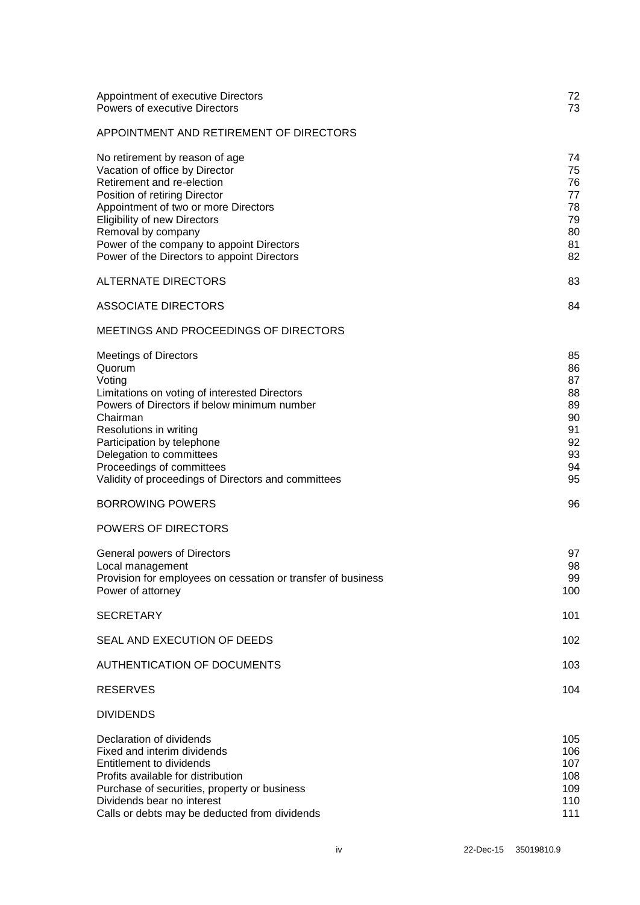| | |
|---|---|
| Appointment of executive Directors | 72 |
| Powers of executive Directors | 73 |
| **APPOINTMENT AND RETIREMENT OF DIRECTORS** | |
| No retirement by reason of age | 74 |
| Vacation of office by Director | 75 |
| Retirement and re-election | 76 |
| Position of retiring Director | 77 |
| Appointment of two or more Directors | 78 |
| Eligibility of new Directors | 79 |
| Removal by company | 80 |
| Power of the company to appoint Directors | 81 |
| Power of the Directors to appoint Directors | 82 |
| **ALTERNATE DIRECTORS** | 83 |
| **ASSOCIATE DIRECTORS** | 84 |
| **MEETINGS AND PROCEEDINGS OF DIRECTORS** | |
| Meetings of Directors | 85 |
| Quorum | 86 |
| Voting | 87 |
| Limitations on voting of interested Directors | 88 |
| Powers of Directors if below minimum number | 89 |
| Chairman | 90 |
| Resolutions in writing | 91 |
| Participation by telephone | 92 |
| Delegation to committees | 93 |
| Proceedings of committees | 94 |
| Validity of proceedings of Directors and committees | 95 |
| **BORROWING POWERS** | 96 |
| **POWERS OF DIRECTORS** | |
| General powers of Directors | 97 |
| Local management | 98 |
| Provision for employees on cessation or transfer of business | 99 |
| Power of attorney | 100 |
| **SECRETARY** | 101 |
| **SEAL AND EXECUTION OF DEEDS** | 102 |
| **AUTHENTICATION OF DOCUMENTS** | 103 |
| **RESERVES** | 104 |
| **DIVIDENDS** | |
| Declaration of dividends | 105 |
| Fixed and interim dividends | 106 |
| Entitlement to dividends | 107 |
| Profits available for distribution | 108 |
| Purchase of securities, property or business | 109 |
| Dividends bear no interest | 110 |
| Calls or debts may be deducted from dividends | 111 |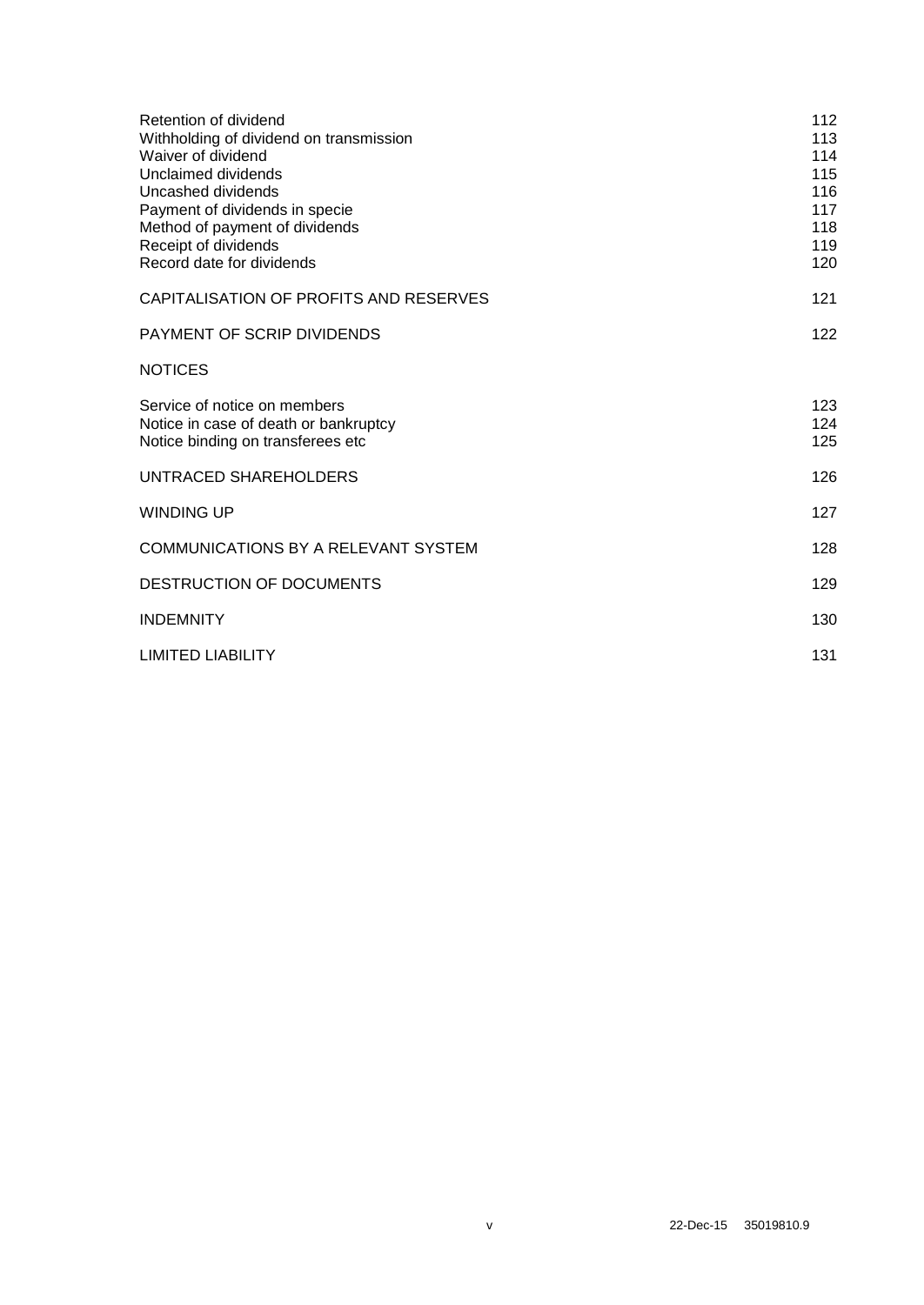| | |
|---|---|
| Retention of dividend | 112 |
| Withholding of dividend on transmission | 113 |
| Waiver of dividend | 114 |
| Unclaimed dividends | 115 |
| Uncashed dividends | 116 |
| Payment of dividends in specie | 117 |
| Method of payment of dividends | 118 |
| Receipt of dividends | 119 |
| Record date for dividends | 120 |
| CAPITALISATION OF PROFITS AND RESERVES | 121 |
| PAYMENT OF SCRIP DIVIDENDS | 122 |
| NOTICES | |
| Service of notice on members | 123 |
| Notice in case of death or bankruptcy | 124 |
| Notice binding on transferees etc | 125 |
| UNTRACED SHAREHOLDERS | 126 |
| WINDING UP | 127 |
| COMMUNICATIONS BY A RELEVANT SYSTEM | 128 |
| DESTRUCTION OF DOCUMENTS | 129 |
| INDEMNITY | 130 |
| LIMITED LIABILITY | 131 |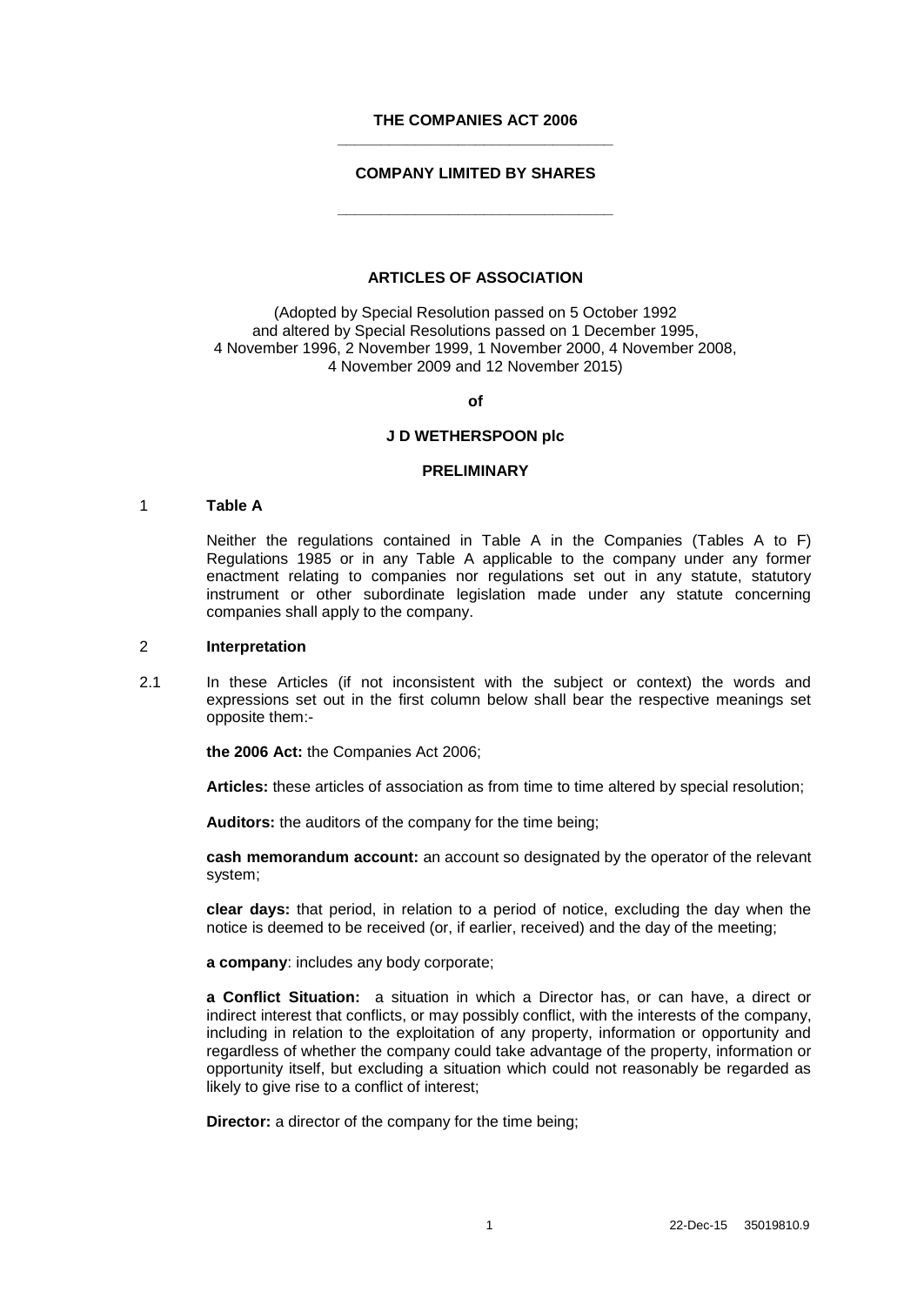**THE COMPANIES ACT 2006**

---

**COMPANY LIMITED BY SHARES**

---

**ARTICLES OF ASSOCIATION**

(Adopted by Special Resolution passed on 5 October 1992
and altered by Special Resolutions passed on 1 December 1995,
4 November 1996, 2 November 1999, 1 November 2000, 4 November 2008,
4 November 2009 and 12 November 2015)

**of**

**J D WETHERSPOON plc**

**PRELIMINARY**

## 1 Table A

Neither the regulations contained in Table A in the Companies (Tables A to F) Regulations 1985 or in any Table A applicable to the company under any former enactment relating to companies nor regulations set out in any statute, statutory instrument or other subordinate legislation made under any statute concerning companies shall apply to the company.

## 2 Interpretation

2.1 In these Articles (if not inconsistent with the subject or context) the words and expressions set out in the first column below shall bear the respective meanings set opposite them:-

**the 2006 Act:** the Companies Act 2006;

**Articles:** these articles of association as from time to time altered by special resolution;

**Auditors:** the auditors of the company for the time being;

**cash memorandum account:** an account so designated by the operator of the relevant system;

**clear days:** that period, in relation to a period of notice, excluding the day when the notice is deemed to be received (or, if earlier, received) and the day of the meeting;

**a company**: includes any body corporate;

**a Conflict Situation:** a situation in which a Director has, or can have, a direct or indirect interest that conflicts, or may possibly conflict, with the interests of the company, including in relation to the exploitation of any property, information or opportunity and regardless of whether the company could take advantage of the property, information or opportunity itself, but excluding a situation which could not reasonably be regarded as likely to give rise to a conflict of interest;

**Director:** a director of the company for the time being;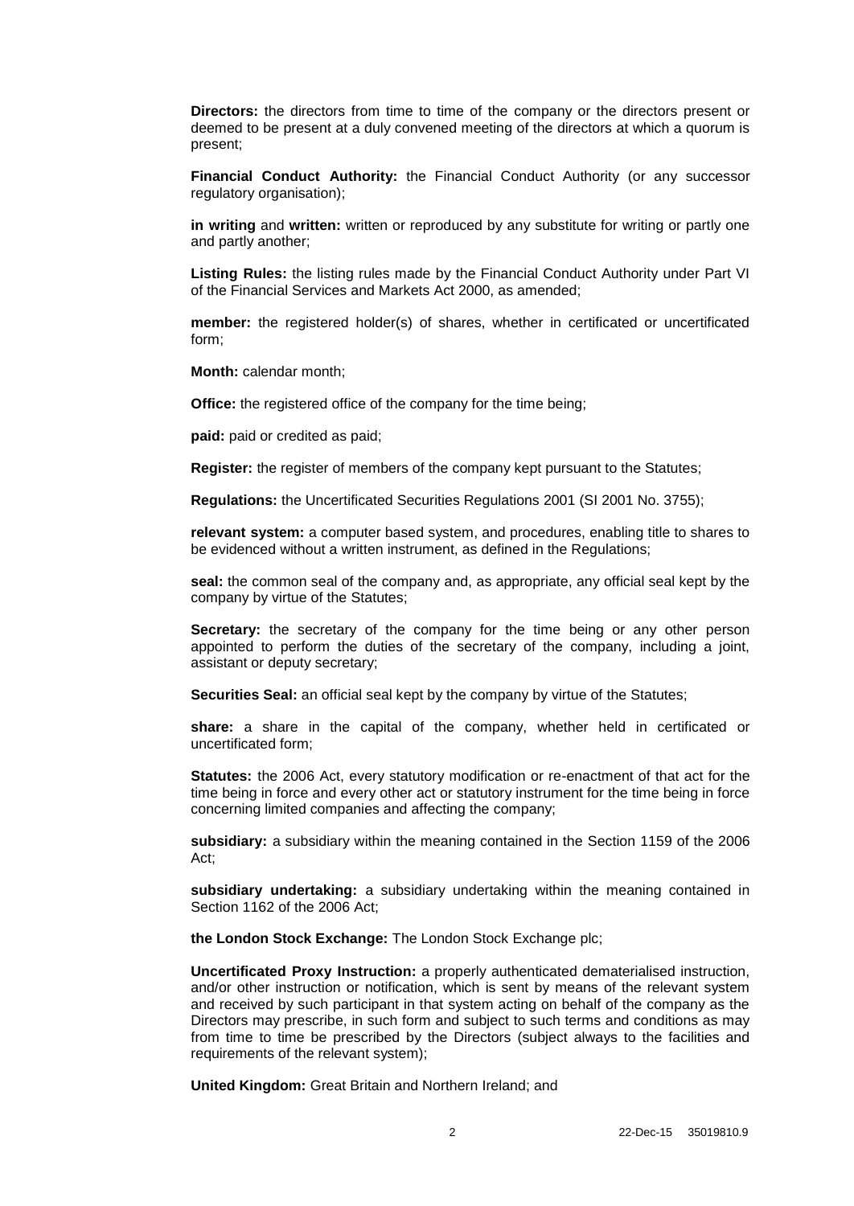**Directors:** the directors from time to time of the company or the directors present or deemed to be present at a duly convened meeting of the directors at which a quorum is present;

**Financial Conduct Authority:** the Financial Conduct Authority (or any successor regulatory organisation);

**in writing** and **written:** written or reproduced by any substitute for writing or partly one and partly another;

**Listing Rules:** the listing rules made by the Financial Conduct Authority under Part VI of the Financial Services and Markets Act 2000, as amended;

**member:** the registered holder(s) of shares, whether in certificated or uncertificated form;

**Month:** calendar month;

**Office:** the registered office of the company for the time being;

**paid:** paid or credited as paid;

**Register:** the register of members of the company kept pursuant to the Statutes;

**Regulations:** the Uncertificated Securities Regulations 2001 (SI 2001 No. 3755);

**relevant system:** a computer based system, and procedures, enabling title to shares to be evidenced without a written instrument, as defined in the Regulations;

**seal:** the common seal of the company and, as appropriate, any official seal kept by the company by virtue of the Statutes;

**Secretary:** the secretary of the company for the time being or any other person appointed to perform the duties of the secretary of the company, including a joint, assistant or deputy secretary;

**Securities Seal:** an official seal kept by the company by virtue of the Statutes;

**share:** a share in the capital of the company, whether held in certificated or uncertificated form;

**Statutes:** the 2006 Act, every statutory modification or re-enactment of that act for the time being in force and every other act or statutory instrument for the time being in force concerning limited companies and affecting the company;

**subsidiary:** a subsidiary within the meaning contained in the Section 1159 of the 2006 Act;

**subsidiary undertaking:** a subsidiary undertaking within the meaning contained in Section 1162 of the 2006 Act;

**the London Stock Exchange:** The London Stock Exchange plc;

**Uncertificated Proxy Instruction:** a properly authenticated dematerialised instruction, and/or other instruction or notification, which is sent by means of the relevant system and received by such participant in that system acting on behalf of the company as the Directors may prescribe, in such form and subject to such terms and conditions as may from time to time be prescribed by the Directors (subject always to the facilities and requirements of the relevant system);

**United Kingdom:** Great Britain and Northern Ireland; and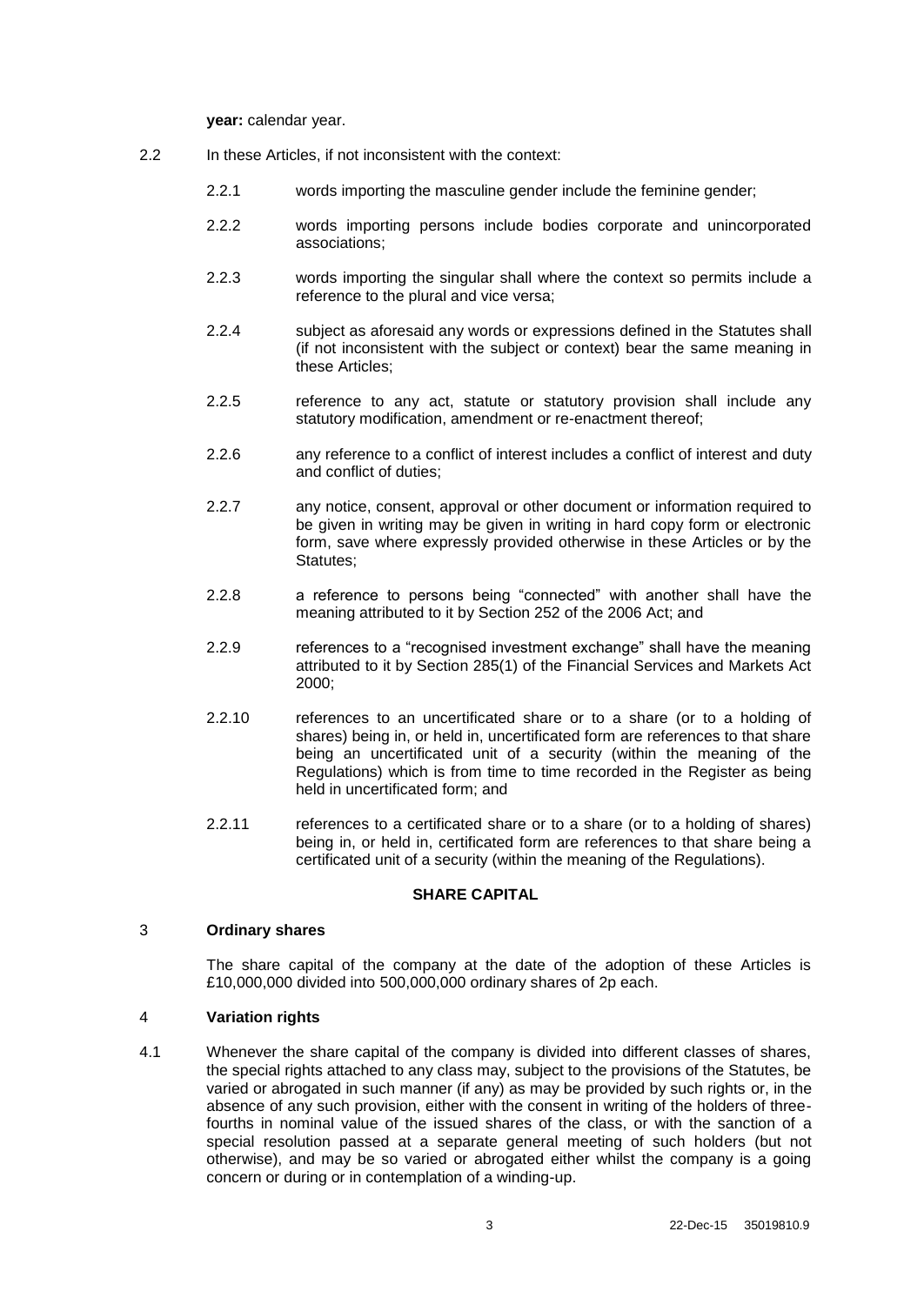**year:** calendar year.

2.2 In these Articles, if not inconsistent with the context:

2.2.1 words importing the masculine gender include the feminine gender;

2.2.2 words importing persons include bodies corporate and unincorporated associations;

2.2.3 words importing the singular shall where the context so permits include a reference to the plural and vice versa;

2.2.4 subject as aforesaid any words or expressions defined in the Statutes shall (if not inconsistent with the subject or context) bear the same meaning in these Articles;

2.2.5 reference to any act, statute or statutory provision shall include any statutory modification, amendment or re-enactment thereof;

2.2.6 any reference to a conflict of interest includes a conflict of interest and duty and conflict of duties;

2.2.7 any notice, consent, approval or other document or information required to be given in writing may be given in writing in hard copy form or electronic form, save where expressly provided otherwise in these Articles or by the Statutes;

2.2.8 a reference to persons being "connected" with another shall have the meaning attributed to it by Section 252 of the 2006 Act; and

2.2.9 references to a "recognised investment exchange" shall have the meaning attributed to it by Section 285(1) of the Financial Services and Markets Act 2000;

2.2.10 references to an uncertificated share or to a share (or to a holding of shares) being in, or held in, uncertificated form are references to that share being an uncertificated unit of a security (within the meaning of the Regulations) which is from time to time recorded in the Register as being held in uncertificated form; and

2.2.11 references to a certificated share or to a share (or to a holding of shares) being in, or held in, certificated form are references to that share being a certificated unit of a security (within the meaning of the Regulations).

## SHARE CAPITAL

### 3 Ordinary shares

The share capital of the company at the date of the adoption of these Articles is £10,000,000 divided into 500,000,000 ordinary shares of 2p each.

### 4 Variation rights

4.1 Whenever the share capital of the company is divided into different classes of shares, the special rights attached to any class may, subject to the provisions of the Statutes, be varied or abrogated in such manner (if any) as may be provided by such rights or, in the absence of any such provision, either with the consent in writing of the holders of three-fourths in nominal value of the issued shares of the class, or with the sanction of a special resolution passed at a separate general meeting of such holders (but not otherwise), and may be so varied or abrogated either whilst the company is a going concern or during or in contemplation of a winding-up.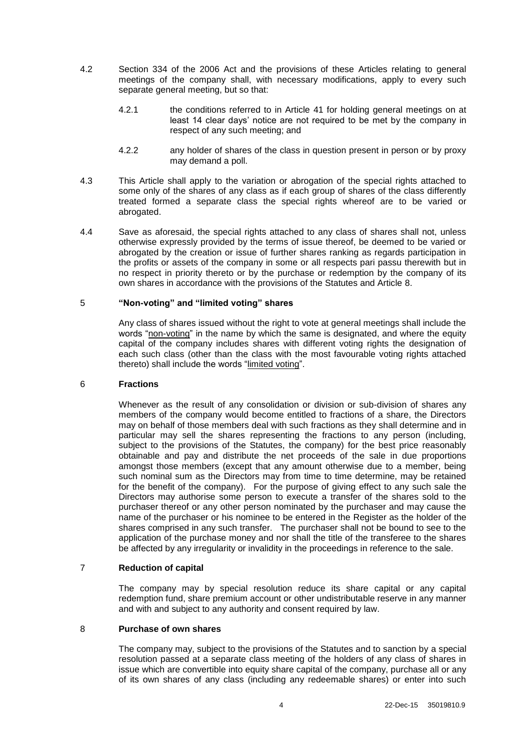4.2 Section 334 of the 2006 Act and the provisions of these Articles relating to general meetings of the company shall, with necessary modifications, apply to every such separate general meeting, but so that:

4.2.1 the conditions referred to in Article 41 for holding general meetings on at least 14 clear days' notice are not required to be met by the company in respect of any such meeting; and

4.2.2 any holder of shares of the class in question present in person or by proxy may demand a poll.

4.3 This Article shall apply to the variation or abrogation of the special rights attached to some only of the shares of any class as if each group of shares of the class differently treated formed a separate class the special rights whereof are to be varied or abrogated.

4.4 Save as aforesaid, the special rights attached to any class of shares shall not, unless otherwise expressly provided by the terms of issue thereof, be deemed to be varied or abrogated by the creation or issue of further shares ranking as regards participation in the profits or assets of the company in some or all respects pari passu therewith but in no respect in priority thereto or by the purchase or redemption by the company of its own shares in accordance with the provisions of the Statutes and Article 8.

## 5 "Non-voting" and "limited voting" shares

Any class of shares issued without the right to vote at general meetings shall include the words "non-voting" in the name by which the same is designated, and where the equity capital of the company includes shares with different voting rights the designation of each such class (other than the class with the most favourable voting rights attached thereto) shall include the words "limited voting".

## 6 Fractions

Whenever as the result of any consolidation or division or sub-division of shares any members of the company would become entitled to fractions of a share, the Directors may on behalf of those members deal with such fractions as they shall determine and in particular may sell the shares representing the fractions to any person (including, subject to the provisions of the Statutes, the company) for the best price reasonably obtainable and pay and distribute the net proceeds of the sale in due proportions amongst those members (except that any amount otherwise due to a member, being such nominal sum as the Directors may from time to time determine, may be retained for the benefit of the company). For the purpose of giving effect to any such sale the Directors may authorise some person to execute a transfer of the shares sold to the purchaser thereof or any other person nominated by the purchaser and may cause the name of the purchaser or his nominee to be entered in the Register as the holder of the shares comprised in any such transfer. The purchaser shall not be bound to see to the application of the purchase money and nor shall the title of the transferee to the shares be affected by any irregularity or invalidity in the proceedings in reference to the sale.

## 7 Reduction of capital

The company may by special resolution reduce its share capital or any capital redemption fund, share premium account or other undistributable reserve in any manner and with and subject to any authority and consent required by law.

## 8 Purchase of own shares

The company may, subject to the provisions of the Statutes and to sanction by a special resolution passed at a separate class meeting of the holders of any class of shares in issue which are convertible into equity share capital of the company, purchase all or any of its own shares of any class (including any redeemable shares) or enter into such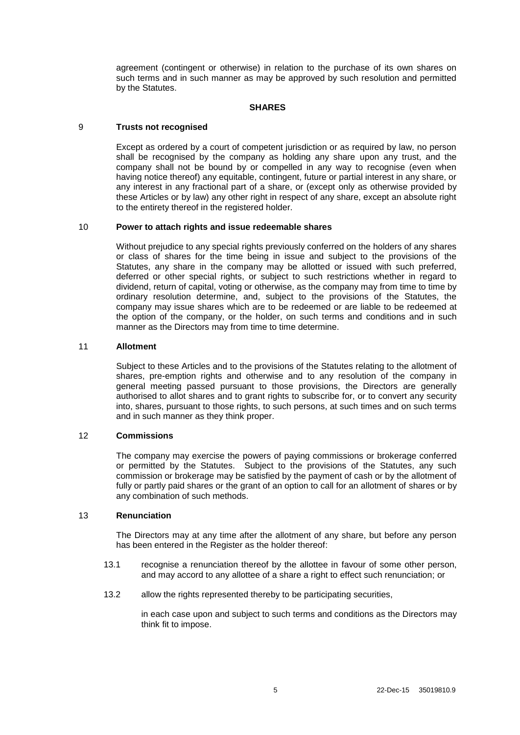agreement (contingent or otherwise) in relation to the purchase of its own shares on such terms and in such manner as may be approved by such resolution and permitted by the Statutes.

## SHARES

### 9 Trusts not recognised

Except as ordered by a court of competent jurisdiction or as required by law, no person shall be recognised by the company as holding any share upon any trust, and the company shall not be bound by or compelled in any way to recognise (even when having notice thereof) any equitable, contingent, future or partial interest in any share, or any interest in any fractional part of a share, or (except only as otherwise provided by these Articles or by law) any other right in respect of any share, except an absolute right to the entirety thereof in the registered holder.

### 10 Power to attach rights and issue redeemable shares

Without prejudice to any special rights previously conferred on the holders of any shares or class of shares for the time being in issue and subject to the provisions of the Statutes, any share in the company may be allotted or issued with such preferred, deferred or other special rights, or subject to such restrictions whether in regard to dividend, return of capital, voting or otherwise, as the company may from time to time by ordinary resolution determine, and, subject to the provisions of the Statutes, the company may issue shares which are to be redeemed or are liable to be redeemed at the option of the company, or the holder, on such terms and conditions and in such manner as the Directors may from time to time determine.

### 11 Allotment

Subject to these Articles and to the provisions of the Statutes relating to the allotment of shares, pre-emption rights and otherwise and to any resolution of the company in general meeting passed pursuant to those provisions, the Directors are generally authorised to allot shares and to grant rights to subscribe for, or to convert any security into, shares, pursuant to those rights, to such persons, at such times and on such terms and in such manner as they think proper.

### 12 Commissions

The company may exercise the powers of paying commissions or brokerage conferred or permitted by the Statutes. Subject to the provisions of the Statutes, any such commission or brokerage may be satisfied by the payment of cash or by the allotment of fully or partly paid shares or the grant of an option to call for an allotment of shares or by any combination of such methods.

### 13 Renunciation

The Directors may at any time after the allotment of any share, but before any person has been entered in the Register as the holder thereof:

13.1 recognise a renunciation thereof by the allottee in favour of some other person, and may accord to any allottee of a share a right to effect such renunciation; or

13.2 allow the rights represented thereby to be participating securities,

in each case upon and subject to such terms and conditions as the Directors may think fit to impose.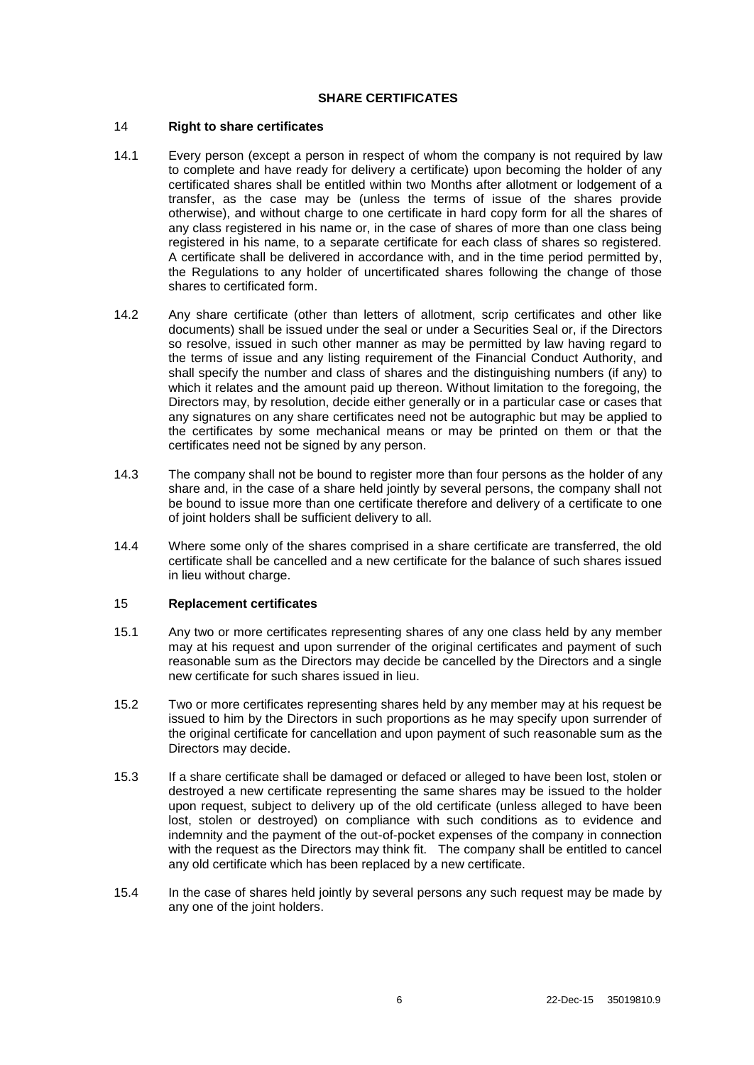## SHARE CERTIFICATES

### 14 Right to share certificates

14.1 Every person (except a person in respect of whom the company is not required by law to complete and have ready for delivery a certificate) upon becoming the holder of any certificated shares shall be entitled within two Months after allotment or lodgement of a transfer, as the case may be (unless the terms of issue of the shares provide otherwise), and without charge to one certificate in hard copy form for all the shares of any class registered in his name or, in the case of shares of more than one class being registered in his name, to a separate certificate for each class of shares so registered. A certificate shall be delivered in accordance with, and in the time period permitted by, the Regulations to any holder of uncertificated shares following the change of those shares to certificated form.

14.2 Any share certificate (other than letters of allotment, scrip certificates and other like documents) shall be issued under the seal or under a Securities Seal or, if the Directors so resolve, issued in such other manner as may be permitted by law having regard to the terms of issue and any listing requirement of the Financial Conduct Authority, and shall specify the number and class of shares and the distinguishing numbers (if any) to which it relates and the amount paid up thereon. Without limitation to the foregoing, the Directors may, by resolution, decide either generally or in a particular case or cases that any signatures on any share certificates need not be autographic but may be applied to the certificates by some mechanical means or may be printed on them or that the certificates need not be signed by any person.

14.3 The company shall not be bound to register more than four persons as the holder of any share and, in the case of a share held jointly by several persons, the company shall not be bound to issue more than one certificate therefore and delivery of a certificate to one of joint holders shall be sufficient delivery to all.

14.4 Where some only of the shares comprised in a share certificate are transferred, the old certificate shall be cancelled and a new certificate for the balance of such shares issued in lieu without charge.

### 15 Replacement certificates

15.1 Any two or more certificates representing shares of any one class held by any member may at his request and upon surrender of the original certificates and payment of such reasonable sum as the Directors may decide be cancelled by the Directors and a single new certificate for such shares issued in lieu.

15.2 Two or more certificates representing shares held by any member may at his request be issued to him by the Directors in such proportions as he may specify upon surrender of the original certificate for cancellation and upon payment of such reasonable sum as the Directors may decide.

15.3 If a share certificate shall be damaged or defaced or alleged to have been lost, stolen or destroyed a new certificate representing the same shares may be issued to the holder upon request, subject to delivery up of the old certificate (unless alleged to have been lost, stolen or destroyed) on compliance with such conditions as to evidence and indemnity and the payment of the out-of-pocket expenses of the company in connection with the request as the Directors may think fit. The company shall be entitled to cancel any old certificate which has been replaced by a new certificate.

15.4 In the case of shares held jointly by several persons any such request may be made by any one of the joint holders.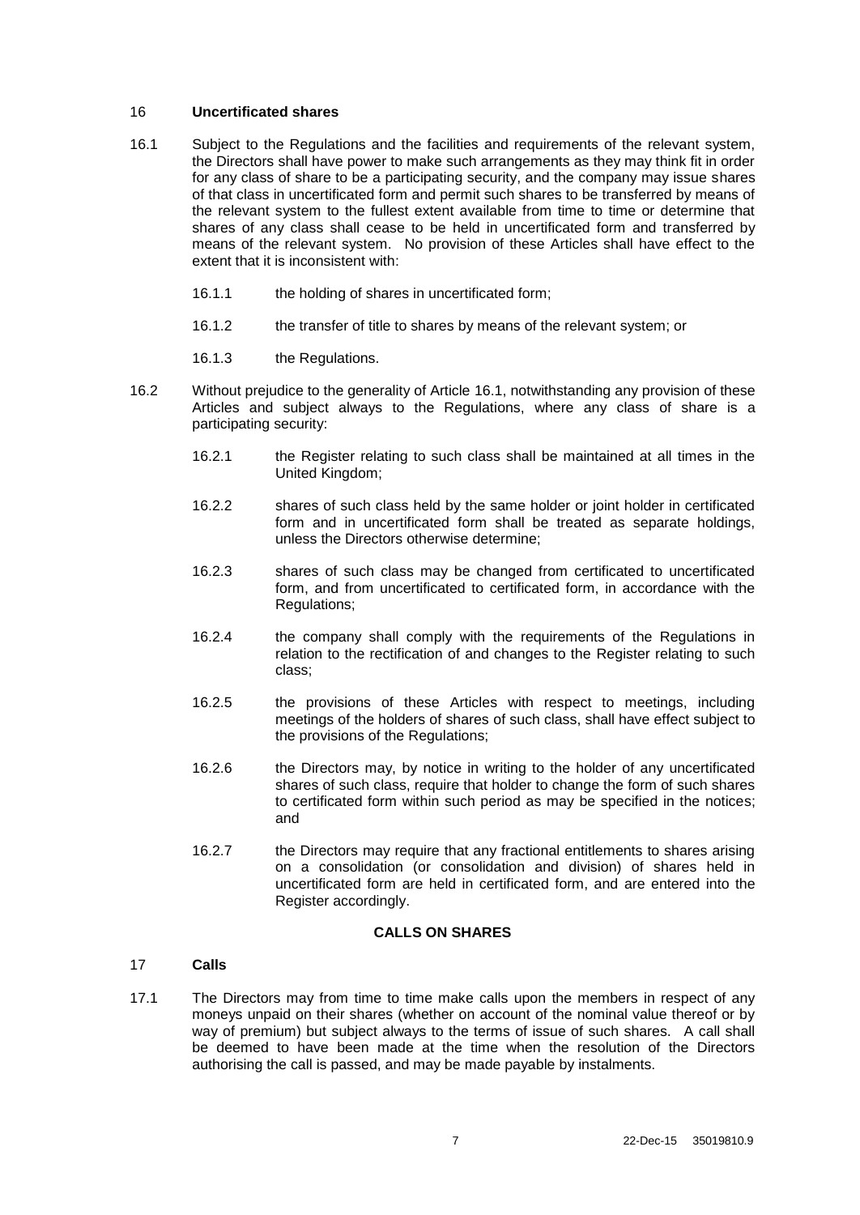## 16 Uncertificated shares

16.1 Subject to the Regulations and the facilities and requirements of the relevant system, the Directors shall have power to make such arrangements as they may think fit in order for any class of share to be a participating security, and the company may issue shares of that class in uncertificated form and permit such shares to be transferred by means of the relevant system to the fullest extent available from time to time or determine that shares of any class shall cease to be held in uncertificated form and transferred by means of the relevant system. No provision of these Articles shall have effect to the extent that it is inconsistent with:

- 16.1.1 the holding of shares in uncertificated form;
- 16.1.2 the transfer of title to shares by means of the relevant system; or
- 16.1.3 the Regulations.

16.2 Without prejudice to the generality of Article 16.1, notwithstanding any provision of these Articles and subject always to the Regulations, where any class of share is a participating security:

- 16.2.1 the Register relating to such class shall be maintained at all times in the United Kingdom;
- 16.2.2 shares of such class held by the same holder or joint holder in certificated form and in uncertificated form shall be treated as separate holdings, unless the Directors otherwise determine;
- 16.2.3 shares of such class may be changed from certificated to uncertificated form, and from uncertificated to certificated form, in accordance with the Regulations;
- 16.2.4 the company shall comply with the requirements of the Regulations in relation to the rectification of and changes to the Register relating to such class;
- 16.2.5 the provisions of these Articles with respect to meetings, including meetings of the holders of shares of such class, shall have effect subject to the provisions of the Regulations;
- 16.2.6 the Directors may, by notice in writing to the holder of any uncertificated shares of such class, require that holder to change the form of such shares to certificated form within such period as may be specified in the notices; and
- 16.2.7 the Directors may require that any fractional entitlements to shares arising on a consolidation (or consolidation and division) of shares held in uncertificated form are held in certificated form, and are entered into the Register accordingly.

# CALLS ON SHARES

## 17 Calls

17.1 The Directors may from time to time make calls upon the members in respect of any moneys unpaid on their shares (whether on account of the nominal value thereof or by way of premium) but subject always to the terms of issue of such shares. A call shall be deemed to have been made at the time when the resolution of the Directors authorising the call is passed, and may be made payable by instalments.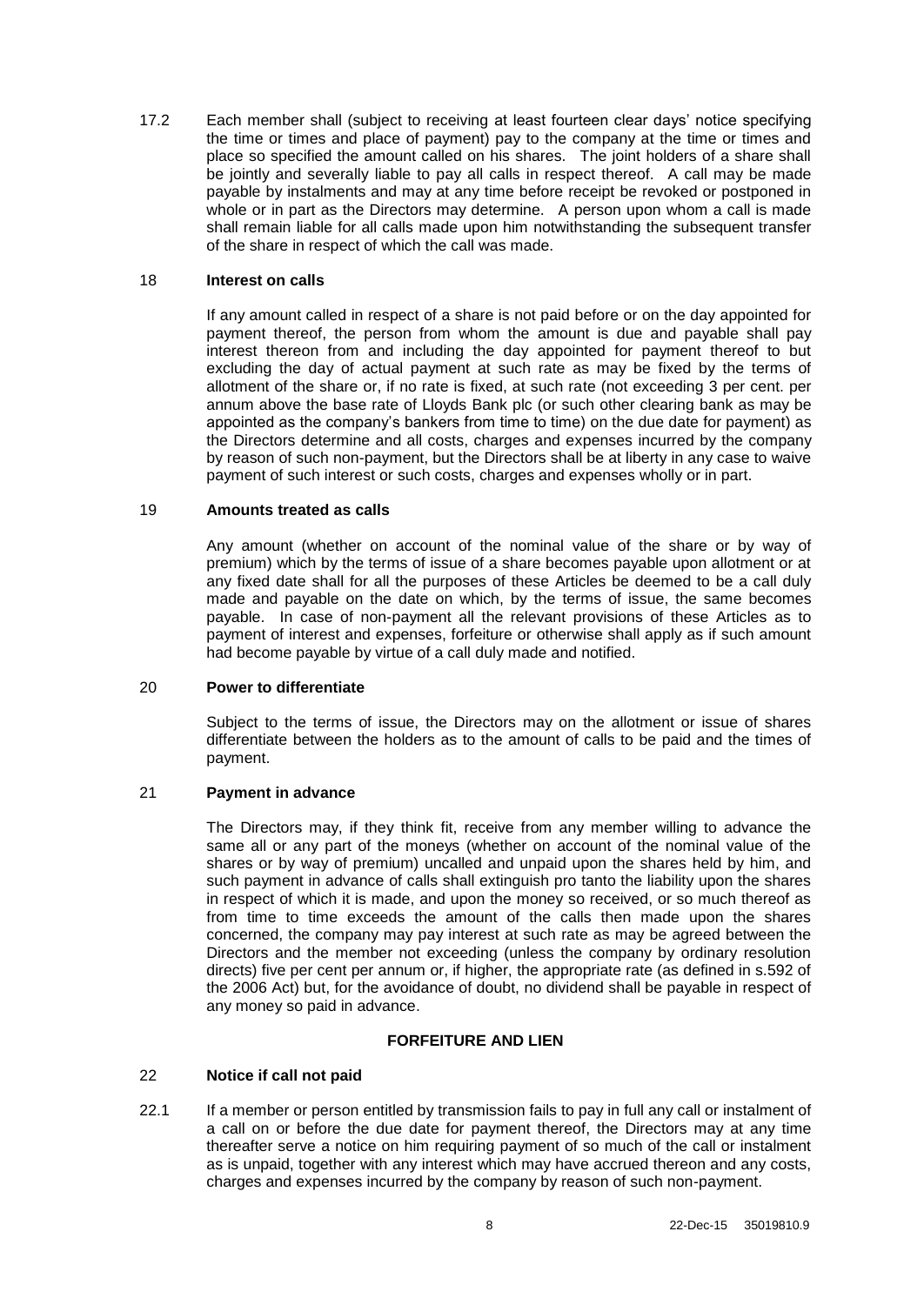17.2 Each member shall (subject to receiving at least fourteen clear days' notice specifying the time or times and place of payment) pay to the company at the time or times and place so specified the amount called on his shares. The joint holders of a share shall be jointly and severally liable to pay all calls in respect thereof. A call may be made payable by instalments and may at any time before receipt be revoked or postponed in whole or in part as the Directors may determine. A person upon whom a call is made shall remain liable for all calls made upon him notwithstanding the subsequent transfer of the share in respect of which the call was made.

18 **Interest on calls**

If any amount called in respect of a share is not paid before or on the day appointed for payment thereof, the person from whom the amount is due and payable shall pay interest thereon from and including the day appointed for payment thereof to but excluding the day of actual payment at such rate as may be fixed by the terms of allotment of the share or, if no rate is fixed, at such rate (not exceeding 3 per cent. per annum above the base rate of Lloyds Bank plc (or such other clearing bank as may be appointed as the company's bankers from time to time) on the due date for payment) as the Directors determine and all costs, charges and expenses incurred by the company by reason of such non-payment, but the Directors shall be at liberty in any case to waive payment of such interest or such costs, charges and expenses wholly or in part.

19 **Amounts treated as calls**

Any amount (whether on account of the nominal value of the share or by way of premium) which by the terms of issue of a share becomes payable upon allotment or at any fixed date shall for all the purposes of these Articles be deemed to be a call duly made and payable on the date on which, by the terms of issue, the same becomes payable. In case of non-payment all the relevant provisions of these Articles as to payment of interest and expenses, forfeiture or otherwise shall apply as if such amount had become payable by virtue of a call duly made and notified.

20 **Power to differentiate**

Subject to the terms of issue, the Directors may on the allotment or issue of shares differentiate between the holders as to the amount of calls to be paid and the times of payment.

21 **Payment in advance**

The Directors may, if they think fit, receive from any member willing to advance the same all or any part of the moneys (whether on account of the nominal value of the shares or by way of premium) uncalled and unpaid upon the shares held by him, and such payment in advance of calls shall extinguish pro tanto the liability upon the shares in respect of which it is made, and upon the money so received, or so much thereof as from time to time exceeds the amount of the calls then made upon the shares concerned, the company may pay interest at such rate as may be agreed between the Directors and the member not exceeding (unless the company by ordinary resolution directs) five per cent per annum or, if higher, the appropriate rate (as defined in s.592 of the 2006 Act) but, for the avoidance of doubt, no dividend shall be payable in respect of any money so paid in advance.

**FORFEITURE AND LIEN**

22 **Notice if call not paid**

22.1 If a member or person entitled by transmission fails to pay in full any call or instalment of a call on or before the due date for payment thereof, the Directors may at any time thereafter serve a notice on him requiring payment of so much of the call or instalment as is unpaid, together with any interest which may have accrued thereon and any costs, charges and expenses incurred by the company by reason of such non-payment.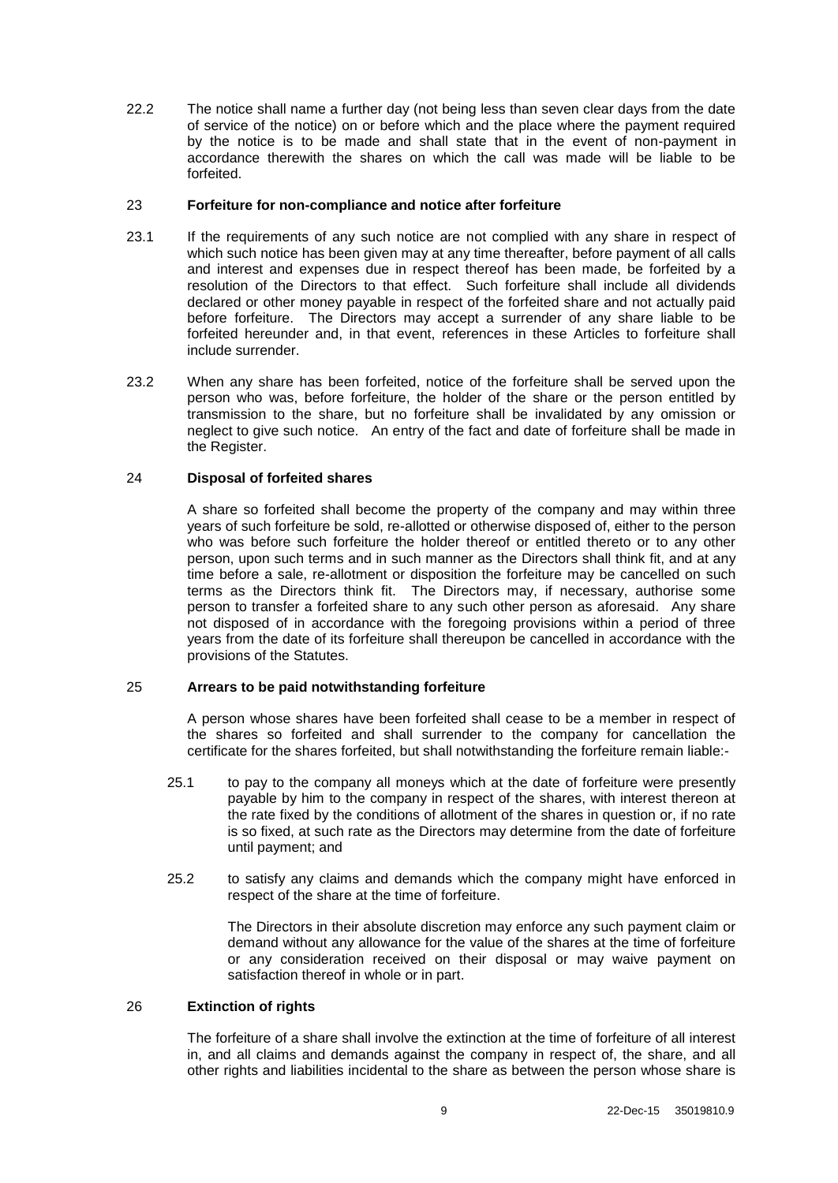22.2 The notice shall name a further day (not being less than seven clear days from the date of service of the notice) on or before which and the place where the payment required by the notice is to be made and shall state that in the event of non-payment in accordance therewith the shares on which the call was made will be liable to be forfeited.

## 23 Forfeiture for non-compliance and notice after forfeiture

23.1 If the requirements of any such notice are not complied with any share in respect of which such notice has been given may at any time thereafter, before payment of all calls and interest and expenses due in respect thereof has been made, be forfeited by a resolution of the Directors to that effect. Such forfeiture shall include all dividends declared or other money payable in respect of the forfeited share and not actually paid before forfeiture. The Directors may accept a surrender of any share liable to be forfeited hereunder and, in that event, references in these Articles to forfeiture shall include surrender.

23.2 When any share has been forfeited, notice of the forfeiture shall be served upon the person who was, before forfeiture, the holder of the share or the person entitled by transmission to the share, but no forfeiture shall be invalidated by any omission or neglect to give such notice. An entry of the fact and date of forfeiture shall be made in the Register.

## 24 Disposal of forfeited shares

A share so forfeited shall become the property of the company and may within three years of such forfeiture be sold, re-allotted or otherwise disposed of, either to the person who was before such forfeiture the holder thereof or entitled thereto or to any other person, upon such terms and in such manner as the Directors shall think fit, and at any time before a sale, re-allotment or disposition the forfeiture may be cancelled on such terms as the Directors think fit. The Directors may, if necessary, authorise some person to transfer a forfeited share to any such other person as aforesaid. Any share not disposed of in accordance with the foregoing provisions within a period of three years from the date of its forfeiture shall thereupon be cancelled in accordance with the provisions of the Statutes.

## 25 Arrears to be paid notwithstanding forfeiture

A person whose shares have been forfeited shall cease to be a member in respect of the shares so forfeited and shall surrender to the company for cancellation the certificate for the shares forfeited, but shall notwithstanding the forfeiture remain liable:-

25.1 to pay to the company all moneys which at the date of forfeiture were presently payable by him to the company in respect of the shares, with interest thereon at the rate fixed by the conditions of allotment of the shares in question or, if no rate is so fixed, at such rate as the Directors may determine from the date of forfeiture until payment; and

25.2 to satisfy any claims and demands which the company might have enforced in respect of the share at the time of forfeiture.

The Directors in their absolute discretion may enforce any such payment claim or demand without any allowance for the value of the shares at the time of forfeiture or any consideration received on their disposal or may waive payment on satisfaction thereof in whole or in part.

## 26 Extinction of rights

The forfeiture of a share shall involve the extinction at the time of forfeiture of all interest in, and all claims and demands against the company in respect of, the share, and all other rights and liabilities incidental to the share as between the person whose share is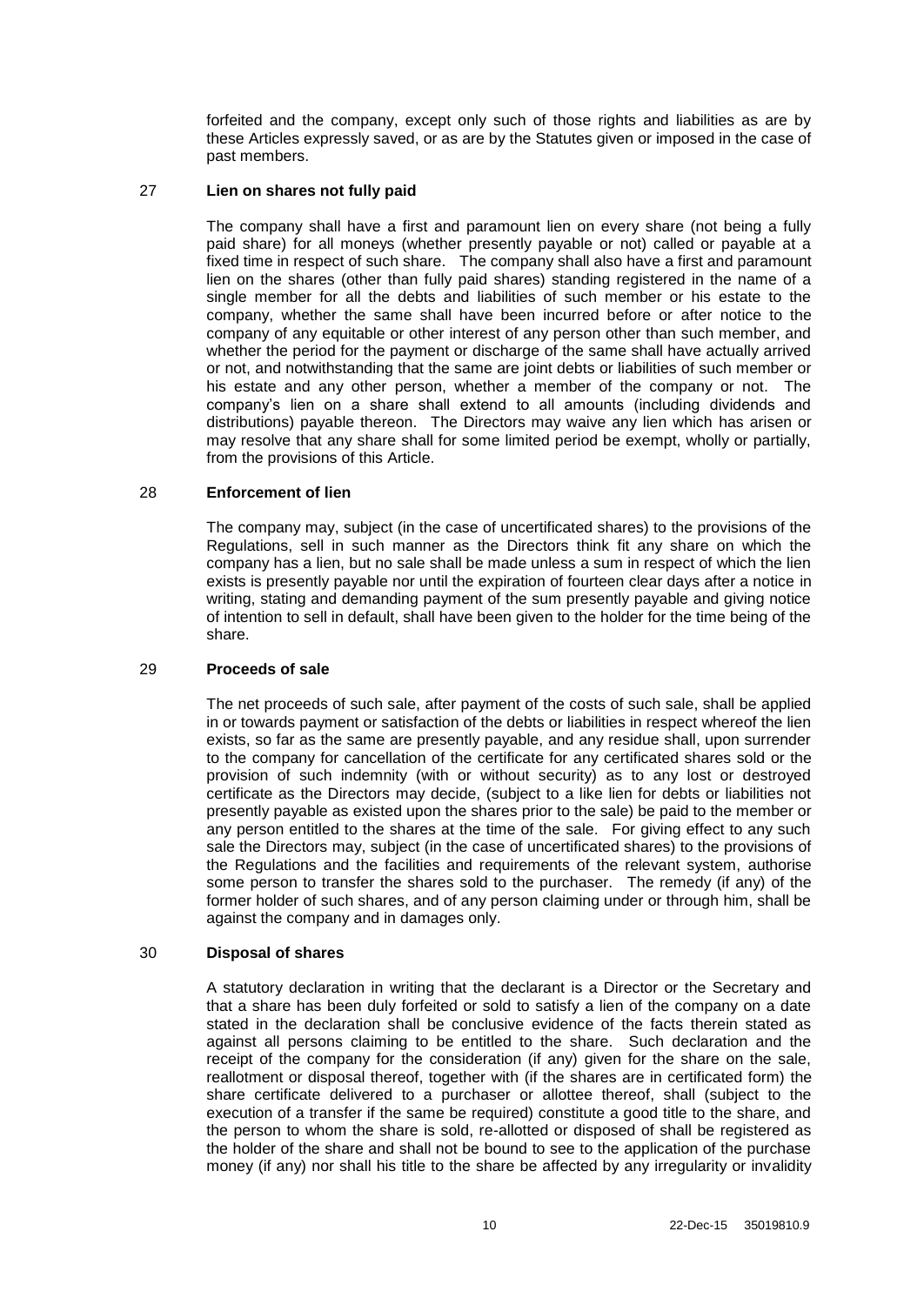forfeited and the company, except only such of those rights and liabilities as are by these Articles expressly saved, or as are by the Statutes given or imposed in the case of past members.

## 27 Lien on shares not fully paid

The company shall have a first and paramount lien on every share (not being a fully paid share) for all moneys (whether presently payable or not) called or payable at a fixed time in respect of such share. The company shall also have a first and paramount lien on the shares (other than fully paid shares) standing registered in the name of a single member for all the debts and liabilities of such member or his estate to the company, whether the same shall have been incurred before or after notice to the company of any equitable or other interest of any person other than such member, and whether the period for the payment or discharge of the same shall have actually arrived or not, and notwithstanding that the same are joint debts or liabilities of such member or his estate and any other person, whether a member of the company or not. The company's lien on a share shall extend to all amounts (including dividends and distributions) payable thereon. The Directors may waive any lien which has arisen or may resolve that any share shall for some limited period be exempt, wholly or partially, from the provisions of this Article.

## 28 Enforcement of lien

The company may, subject (in the case of uncertificated shares) to the provisions of the Regulations, sell in such manner as the Directors think fit any share on which the company has a lien, but no sale shall be made unless a sum in respect of which the lien exists is presently payable nor until the expiration of fourteen clear days after a notice in writing, stating and demanding payment of the sum presently payable and giving notice of intention to sell in default, shall have been given to the holder for the time being of the share.

## 29 Proceeds of sale

The net proceeds of such sale, after payment of the costs of such sale, shall be applied in or towards payment or satisfaction of the debts or liabilities in respect whereof the lien exists, so far as the same are presently payable, and any residue shall, upon surrender to the company for cancellation of the certificate for any certificated shares sold or the provision of such indemnity (with or without security) as to any lost or destroyed certificate as the Directors may decide, (subject to a like lien for debts or liabilities not presently payable as existed upon the shares prior to the sale) be paid to the member or any person entitled to the shares at the time of the sale. For giving effect to any such sale the Directors may, subject (in the case of uncertificated shares) to the provisions of the Regulations and the facilities and requirements of the relevant system, authorise some person to transfer the shares sold to the purchaser. The remedy (if any) of the former holder of such shares, and of any person claiming under or through him, shall be against the company and in damages only.

## 30 Disposal of shares

A statutory declaration in writing that the declarant is a Director or the Secretary and that a share has been duly forfeited or sold to satisfy a lien of the company on a date stated in the declaration shall be conclusive evidence of the facts therein stated as against all persons claiming to be entitled to the share. Such declaration and the receipt of the company for the consideration (if any) given for the share on the sale, reallotment or disposal thereof, together with (if the shares are in certificated form) the share certificate delivered to a purchaser or allottee thereof, shall (subject to the execution of a transfer if the same be required) constitute a good title to the share, and the person to whom the share is sold, re-allotted or disposed of shall be registered as the holder of the share and shall not be bound to see to the application of the purchase money (if any) nor shall his title to the share be affected by any irregularity or invalidity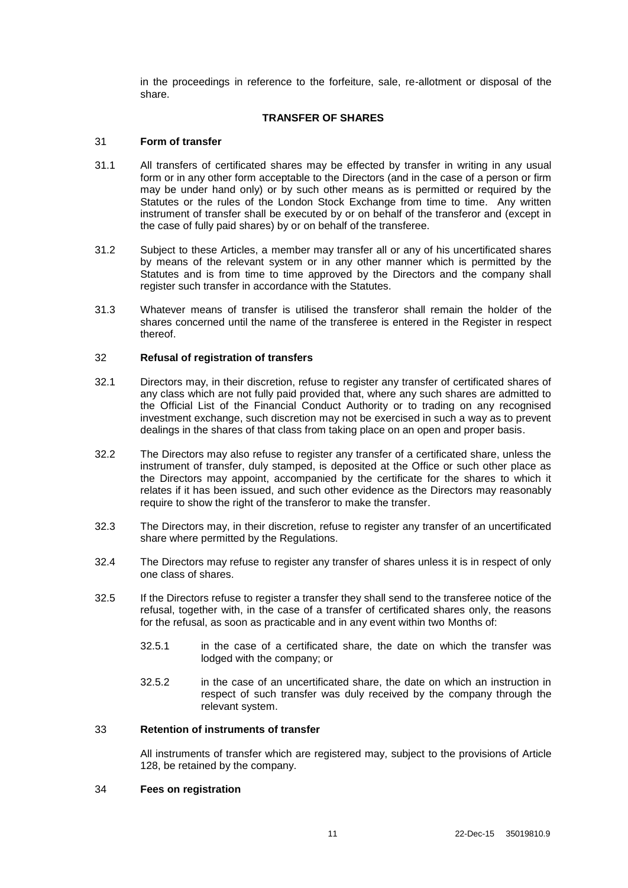in the proceedings in reference to the forfeiture, sale, re-allotment or disposal of the share.

## TRANSFER OF SHARES

### 31 Form of transfer

31.1 All transfers of certificated shares may be effected by transfer in writing in any usual form or in any other form acceptable to the Directors (and in the case of a person or firm may be under hand only) or by such other means as is permitted or required by the Statutes or the rules of the London Stock Exchange from time to time. Any written instrument of transfer shall be executed by or on behalf of the transferor and (except in the case of fully paid shares) by or on behalf of the transferee.

31.2 Subject to these Articles, a member may transfer all or any of his uncertificated shares by means of the relevant system or in any other manner which is permitted by the Statutes and is from time to time approved by the Directors and the company shall register such transfer in accordance with the Statutes.

31.3 Whatever means of transfer is utilised the transferor shall remain the holder of the shares concerned until the name of the transferee is entered in the Register in respect thereof.

### 32 Refusal of registration of transfers

32.1 Directors may, in their discretion, refuse to register any transfer of certificated shares of any class which are not fully paid provided that, where any such shares are admitted to the Official List of the Financial Conduct Authority or to trading on any recognised investment exchange, such discretion may not be exercised in such a way as to prevent dealings in the shares of that class from taking place on an open and proper basis.

32.2 The Directors may also refuse to register any transfer of a certificated share, unless the instrument of transfer, duly stamped, is deposited at the Office or such other place as the Directors may appoint, accompanied by the certificate for the shares to which it relates if it has been issued, and such other evidence as the Directors may reasonably require to show the right of the transferor to make the transfer.

32.3 The Directors may, in their discretion, refuse to register any transfer of an uncertificated share where permitted by the Regulations.

32.4 The Directors may refuse to register any transfer of shares unless it is in respect of only one class of shares.

32.5 If the Directors refuse to register a transfer they shall send to the transferee notice of the refusal, together with, in the case of a transfer of certificated shares only, the reasons for the refusal, as soon as practicable and in any event within two Months of:

32.5.1 in the case of a certificated share, the date on which the transfer was lodged with the company; or

32.5.2 in the case of an uncertificated share, the date on which an instruction in respect of such transfer was duly received by the company through the relevant system.

### 33 Retention of instruments of transfer

All instruments of transfer which are registered may, subject to the provisions of Article 128, be retained by the company.

### 34 Fees on registration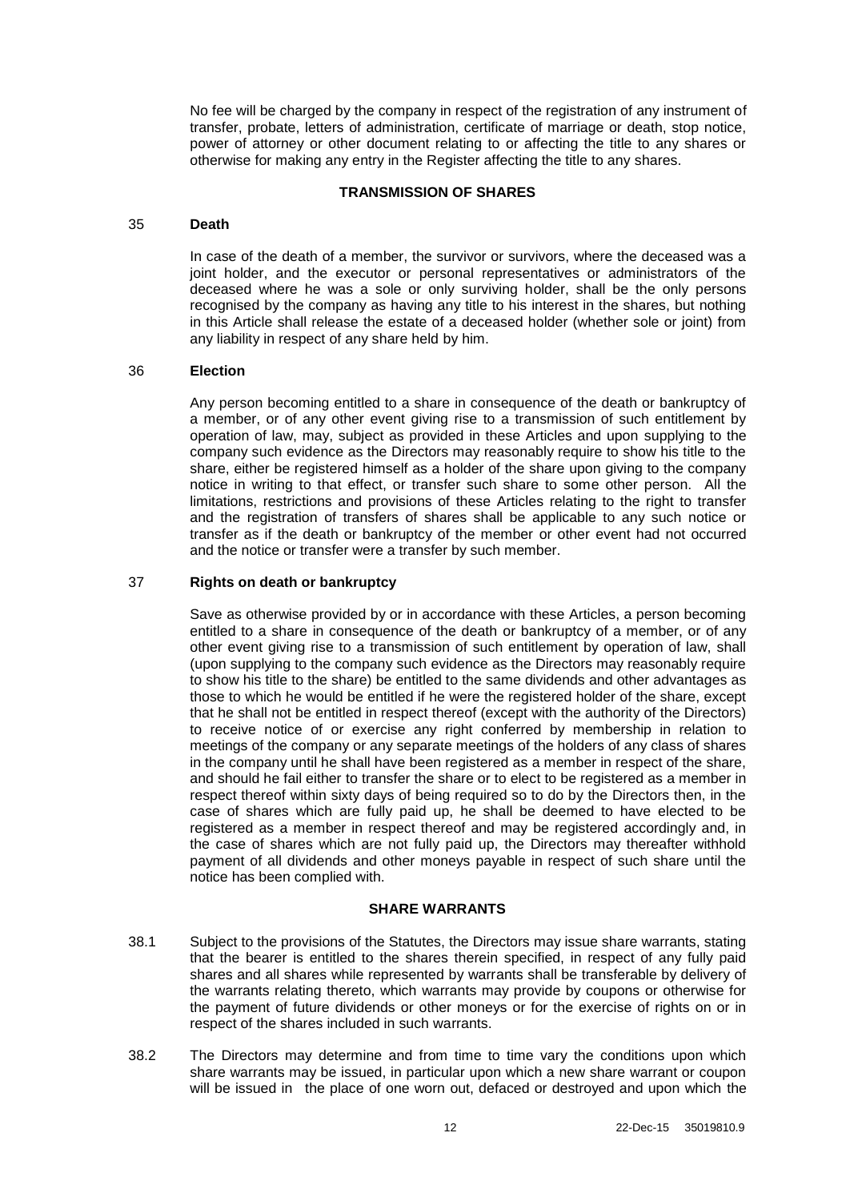No fee will be charged by the company in respect of the registration of any instrument of transfer, probate, letters of administration, certificate of marriage or death, stop notice, power of attorney or other document relating to or affecting the title to any shares or otherwise for making any entry in the Register affecting the title to any shares.

## TRANSMISSION OF SHARES

### 35 Death

In case of the death of a member, the survivor or survivors, where the deceased was a joint holder, and the executor or personal representatives or administrators of the deceased where he was a sole or only surviving holder, shall be the only persons recognised by the company as having any title to his interest in the shares, but nothing in this Article shall release the estate of a deceased holder (whether sole or joint) from any liability in respect of any share held by him.

### 36 Election

Any person becoming entitled to a share in consequence of the death or bankruptcy of a member, or of any other event giving rise to a transmission of such entitlement by operation of law, may, subject as provided in these Articles and upon supplying to the company such evidence as the Directors may reasonably require to show his title to the share, either be registered himself as a holder of the share upon giving to the company notice in writing to that effect, or transfer such share to some other person. All the limitations, restrictions and provisions of these Articles relating to the right to transfer and the registration of transfers of shares shall be applicable to any such notice or transfer as if the death or bankruptcy of the member or other event had not occurred and the notice or transfer were a transfer by such member.

### 37 Rights on death or bankruptcy

Save as otherwise provided by or in accordance with these Articles, a person becoming entitled to a share in consequence of the death or bankruptcy of a member, or of any other event giving rise to a transmission of such entitlement by operation of law, shall (upon supplying to the company such evidence as the Directors may reasonably require to show his title to the share) be entitled to the same dividends and other advantages as those to which he would be entitled if he were the registered holder of the share, except that he shall not be entitled in respect thereof (except with the authority of the Directors) to receive notice of or exercise any right conferred by membership in relation to meetings of the company or any separate meetings of the holders of any class of shares in the company until he shall have been registered as a member in respect of the share, and should he fail either to transfer the share or to elect to be registered as a member in respect thereof within sixty days of being required so to do by the Directors then, in the case of shares which are fully paid up, he shall be deemed to have elected to be registered as a member in respect thereof and may be registered accordingly and, in the case of shares which are not fully paid up, the Directors may thereafter withhold payment of all dividends and other moneys payable in respect of such share until the notice has been complied with.

## SHARE WARRANTS

38.1 Subject to the provisions of the Statutes, the Directors may issue share warrants, stating that the bearer is entitled to the shares therein specified, in respect of any fully paid shares and all shares while represented by warrants shall be transferable by delivery of the warrants relating thereto, which warrants may provide by coupons or otherwise for the payment of future dividends or other moneys or for the exercise of rights on or in respect of the shares included in such warrants.

38.2 The Directors may determine and from time to time vary the conditions upon which share warrants may be issued, in particular upon which a new share warrant or coupon will be issued in the place of one worn out, defaced or destroyed and upon which the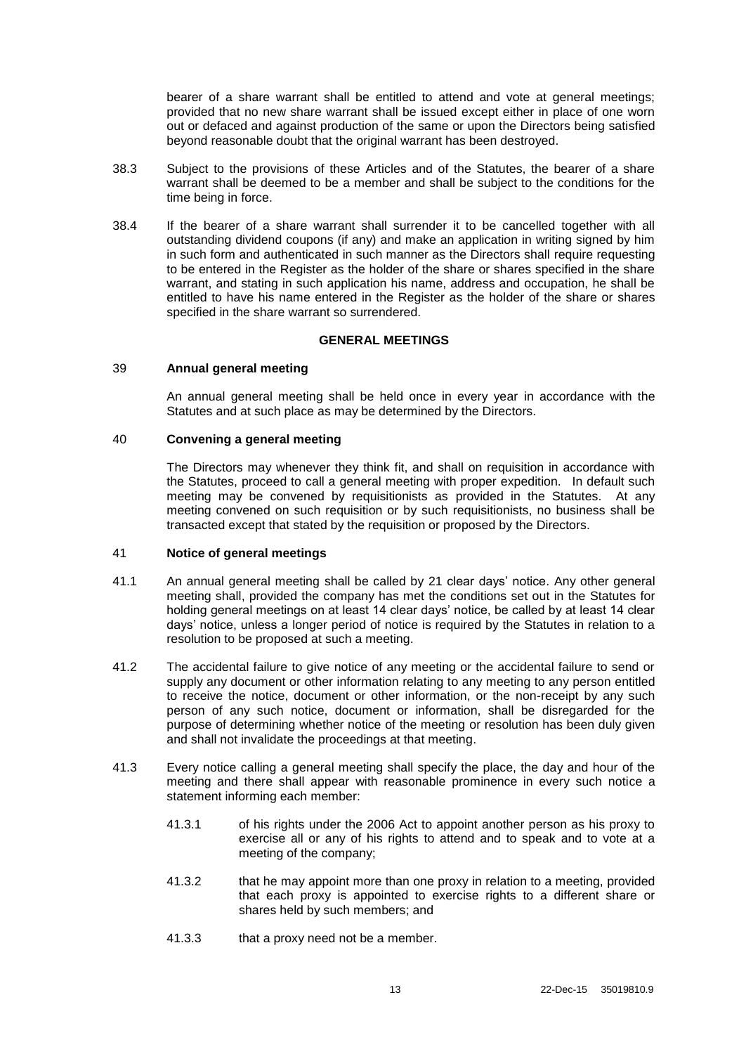bearer of a share warrant shall be entitled to attend and vote at general meetings; provided that no new share warrant shall be issued except either in place of one worn out or defaced and against production of the same or upon the Directors being satisfied beyond reasonable doubt that the original warrant has been destroyed.

38.3 Subject to the provisions of these Articles and of the Statutes, the bearer of a share warrant shall be deemed to be a member and shall be subject to the conditions for the time being in force.

38.4 If the bearer of a share warrant shall surrender it to be cancelled together with all outstanding dividend coupons (if any) and make an application in writing signed by him in such form and authenticated in such manner as the Directors shall require requesting to be entered in the Register as the holder of the share or shares specified in the share warrant, and stating in such application his name, address and occupation, he shall be entitled to have his name entered in the Register as the holder of the share or shares specified in the share warrant so surrendered.

## GENERAL MEETINGS

### 39 Annual general meeting

An annual general meeting shall be held once in every year in accordance with the Statutes and at such place as may be determined by the Directors.

### 40 Convening a general meeting

The Directors may whenever they think fit, and shall on requisition in accordance with the Statutes, proceed to call a general meeting with proper expedition. In default such meeting may be convened by requisitionists as provided in the Statutes. At any meeting convened on such requisition or by such requisitionists, no business shall be transacted except that stated by the requisition or proposed by the Directors.

### 41 Notice of general meetings

41.1 An annual general meeting shall be called by 21 clear days' notice. Any other general meeting shall, provided the company has met the conditions set out in the Statutes for holding general meetings on at least 14 clear days' notice, be called by at least 14 clear days' notice, unless a longer period of notice is required by the Statutes in relation to a resolution to be proposed at such a meeting.

41.2 The accidental failure to give notice of any meeting or the accidental failure to send or supply any document or other information relating to any meeting to any person entitled to receive the notice, document or other information, or the non-receipt by any such person of any such notice, document or information, shall be disregarded for the purpose of determining whether notice of the meeting or resolution has been duly given and shall not invalidate the proceedings at that meeting.

41.3 Every notice calling a general meeting shall specify the place, the day and hour of the meeting and there shall appear with reasonable prominence in every such notice a statement informing each member:

41.3.1 of his rights under the 2006 Act to appoint another person as his proxy to exercise all or any of his rights to attend and to speak and to vote at a meeting of the company;

41.3.2 that he may appoint more than one proxy in relation to a meeting, provided that each proxy is appointed to exercise rights to a different share or shares held by such members; and

41.3.3 that a proxy need not be a member.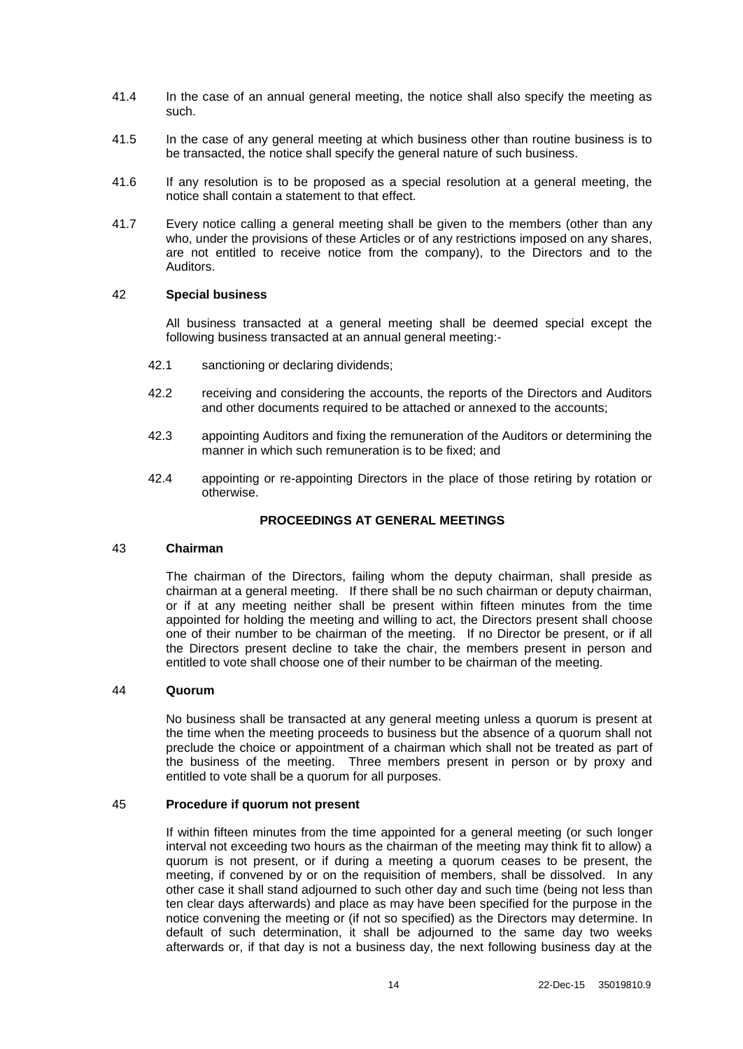41.4 In the case of an annual general meeting, the notice shall also specify the meeting as such.

41.5 In the case of any general meeting at which business other than routine business is to be transacted, the notice shall specify the general nature of such business.

41.6 If any resolution is to be proposed as a special resolution at a general meeting, the notice shall contain a statement to that effect.

41.7 Every notice calling a general meeting shall be given to the members (other than any who, under the provisions of these Articles or of any restrictions imposed on any shares, are not entitled to receive notice from the company), to the Directors and to the Auditors.

42 **Special business**

All business transacted at a general meeting shall be deemed special except the following business transacted at an annual general meeting:-

42.1 sanctioning or declaring dividends;

42.2 receiving and considering the accounts, the reports of the Directors and Auditors and other documents required to be attached or annexed to the accounts;

42.3 appointing Auditors and fixing the remuneration of the Auditors or determining the manner in which such remuneration is to be fixed; and

42.4 appointing or re-appointing Directors in the place of those retiring by rotation or otherwise.

## PROCEEDINGS AT GENERAL MEETINGS

43 **Chairman**

The chairman of the Directors, failing whom the deputy chairman, shall preside as chairman at a general meeting. If there shall be no such chairman or deputy chairman, or if at any meeting neither shall be present within fifteen minutes from the time appointed for holding the meeting and willing to act, the Directors present shall choose one of their number to be chairman of the meeting. If no Director be present, or if all the Directors present decline to take the chair, the members present in person and entitled to vote shall choose one of their number to be chairman of the meeting.

44 **Quorum**

No business shall be transacted at any general meeting unless a quorum is present at the time when the meeting proceeds to business but the absence of a quorum shall not preclude the choice or appointment of a chairman which shall not be treated as part of the business of the meeting. Three members present in person or by proxy and entitled to vote shall be a quorum for all purposes.

45 **Procedure if quorum not present**

If within fifteen minutes from the time appointed for a general meeting (or such longer interval not exceeding two hours as the chairman of the meeting may think fit to allow) a quorum is not present, or if during a meeting a quorum ceases to be present, the meeting, if convened by or on the requisition of members, shall be dissolved. In any other case it shall stand adjourned to such other day and such time (being not less than ten clear days afterwards) and place as may have been specified for the purpose in the notice convening the meeting or (if not so specified) as the Directors may determine. In default of such determination, it shall be adjourned to the same day two weeks afterwards or, if that day is not a business day, the next following business day at the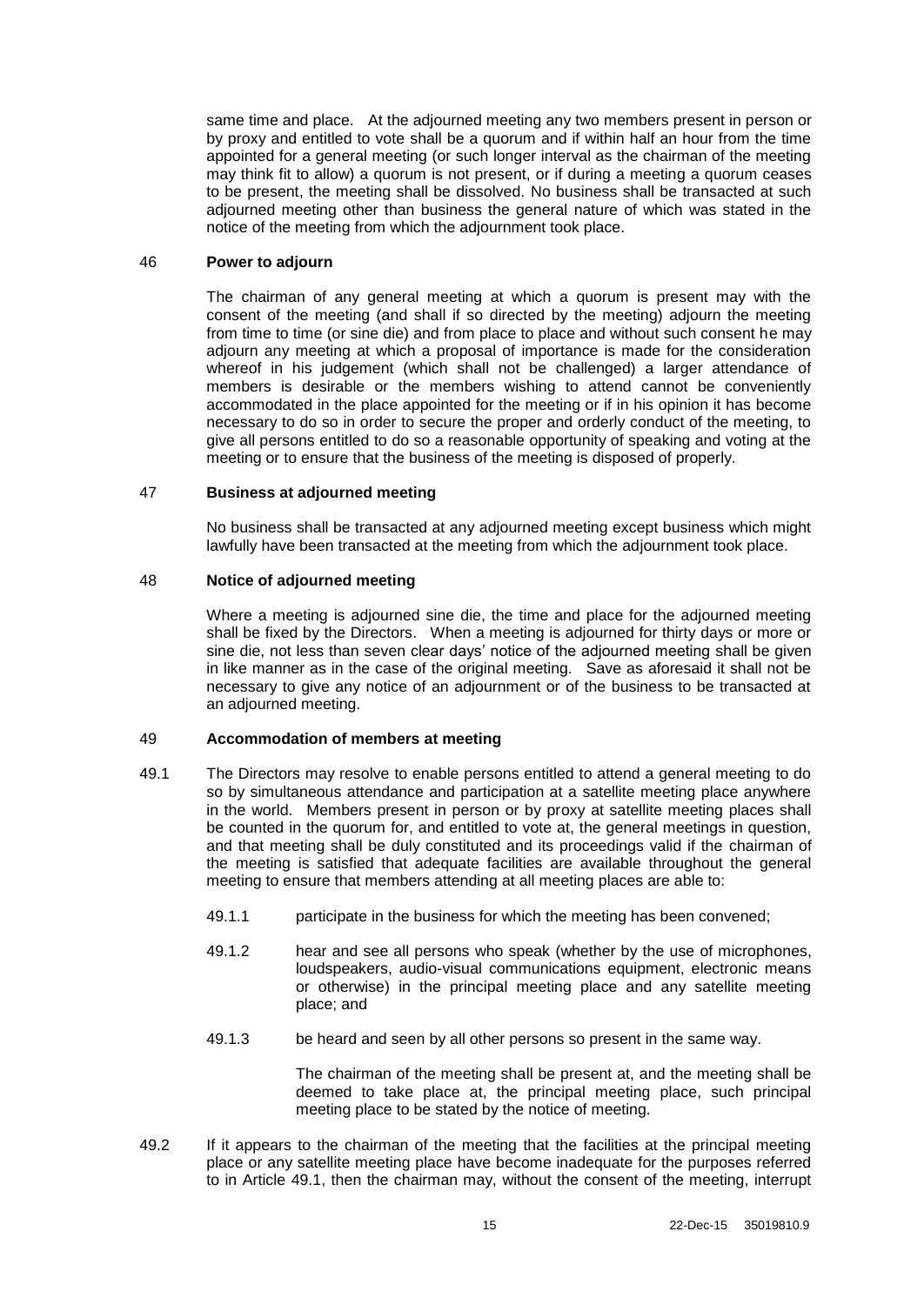same time and place. At the adjourned meeting any two members present in person or by proxy and entitled to vote shall be a quorum and if within half an hour from the time appointed for a general meeting (or such longer interval as the chairman of the meeting may think fit to allow) a quorum is not present, or if during a meeting a quorum ceases to be present, the meeting shall be dissolved. No business shall be transacted at such adjourned meeting other than business the general nature of which was stated in the notice of the meeting from which the adjournment took place.

### 46 Power to adjourn

The chairman of any general meeting at which a quorum is present may with the consent of the meeting (and shall if so directed by the meeting) adjourn the meeting from time to time (or sine die) and from place to place and without such consent he may adjourn any meeting at which a proposal of importance is made for the consideration whereof in his judgement (which shall not be challenged) a larger attendance of members is desirable or the members wishing to attend cannot be conveniently accommodated in the place appointed for the meeting or if in his opinion it has become necessary to do so in order to secure the proper and orderly conduct of the meeting, to give all persons entitled to do so a reasonable opportunity of speaking and voting at the meeting or to ensure that the business of the meeting is disposed of properly.

### 47 Business at adjourned meeting

No business shall be transacted at any adjourned meeting except business which might lawfully have been transacted at the meeting from which the adjournment took place.

### 48 Notice of adjourned meeting

Where a meeting is adjourned sine die, the time and place for the adjourned meeting shall be fixed by the Directors. When a meeting is adjourned for thirty days or more or sine die, not less than seven clear days' notice of the adjourned meeting shall be given in like manner as in the case of the original meeting. Save as aforesaid it shall not be necessary to give any notice of an adjournment or of the business to be transacted at an adjourned meeting.

### 49 Accommodation of members at meeting

49.1 The Directors may resolve to enable persons entitled to attend a general meeting to do so by simultaneous attendance and participation at a satellite meeting place anywhere in the world. Members present in person or by proxy at satellite meeting places shall be counted in the quorum for, and entitled to vote at, the general meetings in question, and that meeting shall be duly constituted and its proceedings valid if the chairman of the meeting is satisfied that adequate facilities are available throughout the general meeting to ensure that members attending at all meeting places are able to:

49.1.1 participate in the business for which the meeting has been convened;

49.1.2 hear and see all persons who speak (whether by the use of microphones, loudspeakers, audio-visual communications equipment, electronic means or otherwise) in the principal meeting place and any satellite meeting place; and

49.1.3 be heard and seen by all other persons so present in the same way.

The chairman of the meeting shall be present at, and the meeting shall be deemed to take place at, the principal meeting place, such principal meeting place to be stated by the notice of meeting.

49.2 If it appears to the chairman of the meeting that the facilities at the principal meeting place or any satellite meeting place have become inadequate for the purposes referred to in Article 49.1, then the chairman may, without the consent of the meeting, interrupt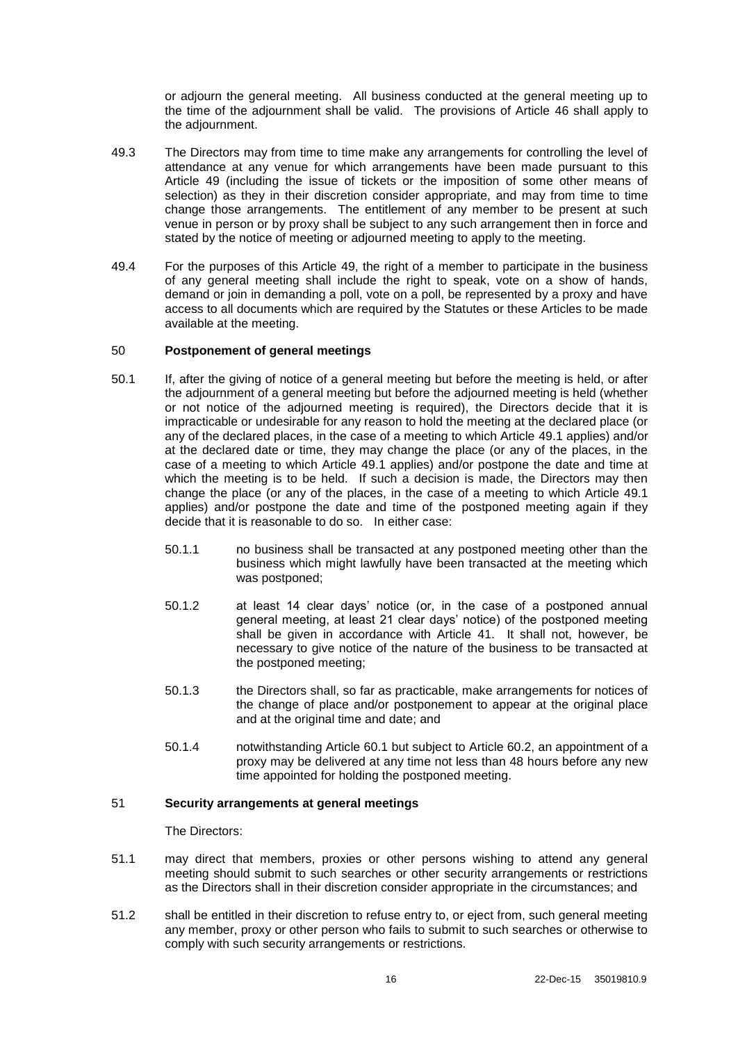or adjourn the general meeting. All business conducted at the general meeting up to the time of the adjournment shall be valid. The provisions of Article 46 shall apply to the adjournment.

49.3 The Directors may from time to time make any arrangements for controlling the level of attendance at any venue for which arrangements have been made pursuant to this Article 49 (including the issue of tickets or the imposition of some other means of selection) as they in their discretion consider appropriate, and may from time to time change those arrangements. The entitlement of any member to be present at such venue in person or by proxy shall be subject to any such arrangement then in force and stated by the notice of meeting or adjourned meeting to apply to the meeting.

49.4 For the purposes of this Article 49, the right of a member to participate in the business of any general meeting shall include the right to speak, vote on a show of hands, demand or join in demanding a poll, vote on a poll, be represented by a proxy and have access to all documents which are required by the Statutes or these Articles to be made available at the meeting.

## 50 Postponement of general meetings

50.1 If, after the giving of notice of a general meeting but before the meeting is held, or after the adjournment of a general meeting but before the adjourned meeting is held (whether or not notice of the adjourned meeting is required), the Directors decide that it is impracticable or undesirable for any reason to hold the meeting at the declared place (or any of the declared places, in the case of a meeting to which Article 49.1 applies) and/or at the declared date or time, they may change the place (or any of the places, in the case of a meeting to which Article 49.1 applies) and/or postpone the date and time at which the meeting is to be held. If such a decision is made, the Directors may then change the place (or any of the places, in the case of a meeting to which Article 49.1 applies) and/or postpone the date and time of the postponed meeting again if they decide that it is reasonable to do so. In either case:

50.1.1 no business shall be transacted at any postponed meeting other than the business which might lawfully have been transacted at the meeting which was postponed;

50.1.2 at least 14 clear days' notice (or, in the case of a postponed annual general meeting, at least 21 clear days' notice) of the postponed meeting shall be given in accordance with Article 41. It shall not, however, be necessary to give notice of the nature of the business to be transacted at the postponed meeting;

50.1.3 the Directors shall, so far as practicable, make arrangements for notices of the change of place and/or postponement to appear at the original place and at the original time and date; and

50.1.4 notwithstanding Article 60.1 but subject to Article 60.2, an appointment of a proxy may be delivered at any time not less than 48 hours before any new time appointed for holding the postponed meeting.

## 51 Security arrangements at general meetings

The Directors:

51.1 may direct that members, proxies or other persons wishing to attend any general meeting should submit to such searches or other security arrangements or restrictions as the Directors shall in their discretion consider appropriate in the circumstances; and

51.2 shall be entitled in their discretion to refuse entry to, or eject from, such general meeting any member, proxy or other person who fails to submit to such searches or otherwise to comply with such security arrangements or restrictions.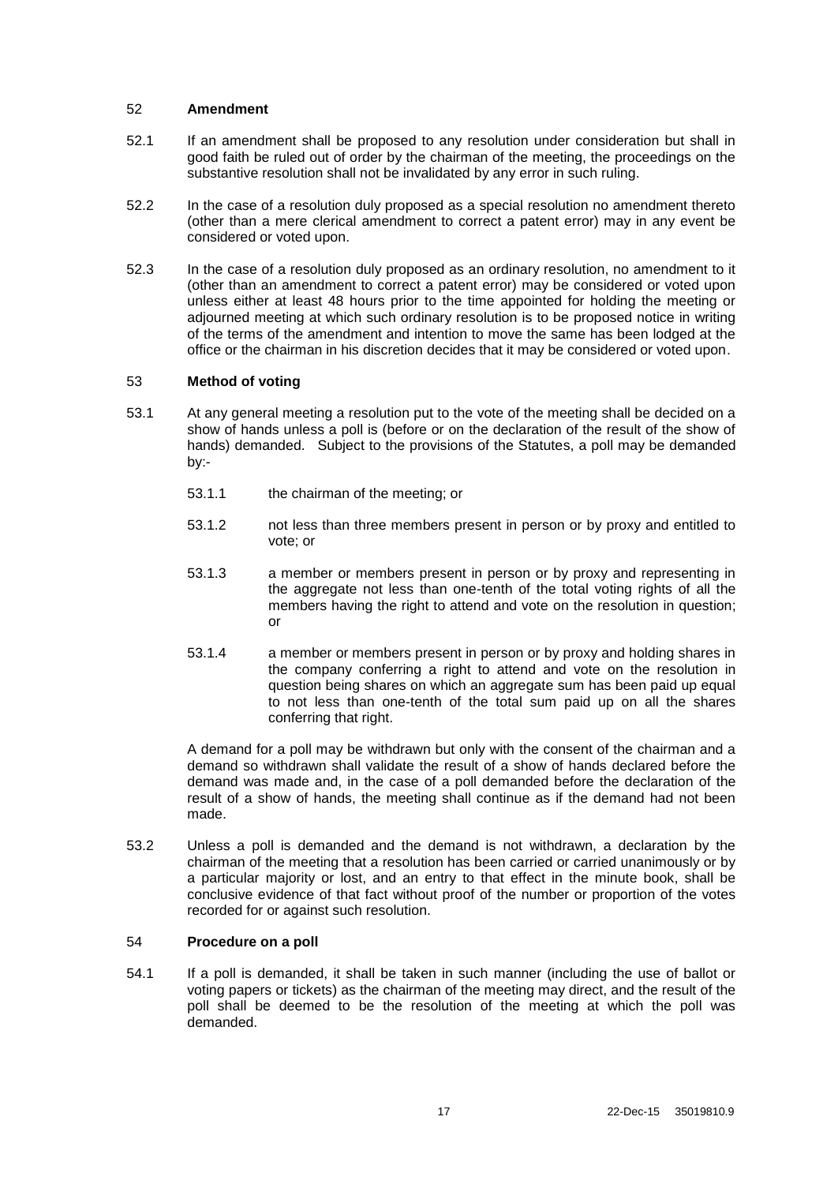## 52 **Amendment**

52.1 If an amendment shall be proposed to any resolution under consideration but shall in good faith be ruled out of order by the chairman of the meeting, the proceedings on the substantive resolution shall not be invalidated by any error in such ruling.

52.2 In the case of a resolution duly proposed as a special resolution no amendment thereto (other than a mere clerical amendment to correct a patent error) may in any event be considered or voted upon.

52.3 In the case of a resolution duly proposed as an ordinary resolution, no amendment to it (other than an amendment to correct a patent error) may be considered or voted upon unless either at least 48 hours prior to the time appointed for holding the meeting or adjourned meeting at which such ordinary resolution is to be proposed notice in writing of the terms of the amendment and intention to move the same has been lodged at the office or the chairman in his discretion decides that it may be considered or voted upon.

## 53 **Method of voting**

53.1 At any general meeting a resolution put to the vote of the meeting shall be decided on a show of hands unless a poll is (before or on the declaration of the result of the show of hands) demanded. Subject to the provisions of the Statutes, a poll may be demanded by:-

53.1.1 the chairman of the meeting; or

53.1.2 not less than three members present in person or by proxy and entitled to vote; or

53.1.3 a member or members present in person or by proxy and representing in the aggregate not less than one-tenth of the total voting rights of all the members having the right to attend and vote on the resolution in question; or

53.1.4 a member or members present in person or by proxy and holding shares in the company conferring a right to attend and vote on the resolution in question being shares on which an aggregate sum has been paid up equal to not less than one-tenth of the total sum paid up on all the shares conferring that right.

A demand for a poll may be withdrawn but only with the consent of the chairman and a demand so withdrawn shall validate the result of a show of hands declared before the demand was made and, in the case of a poll demanded before the declaration of the result of a show of hands, the meeting shall continue as if the demand had not been made.

53.2 Unless a poll is demanded and the demand is not withdrawn, a declaration by the chairman of the meeting that a resolution has been carried or carried unanimously or by a particular majority or lost, and an entry to that effect in the minute book, shall be conclusive evidence of that fact without proof of the number or proportion of the votes recorded for or against such resolution.

## 54 **Procedure on a poll**

54.1 If a poll is demanded, it shall be taken in such manner (including the use of ballot or voting papers or tickets) as the chairman of the meeting may direct, and the result of the poll shall be deemed to be the resolution of the meeting at which the poll was demanded.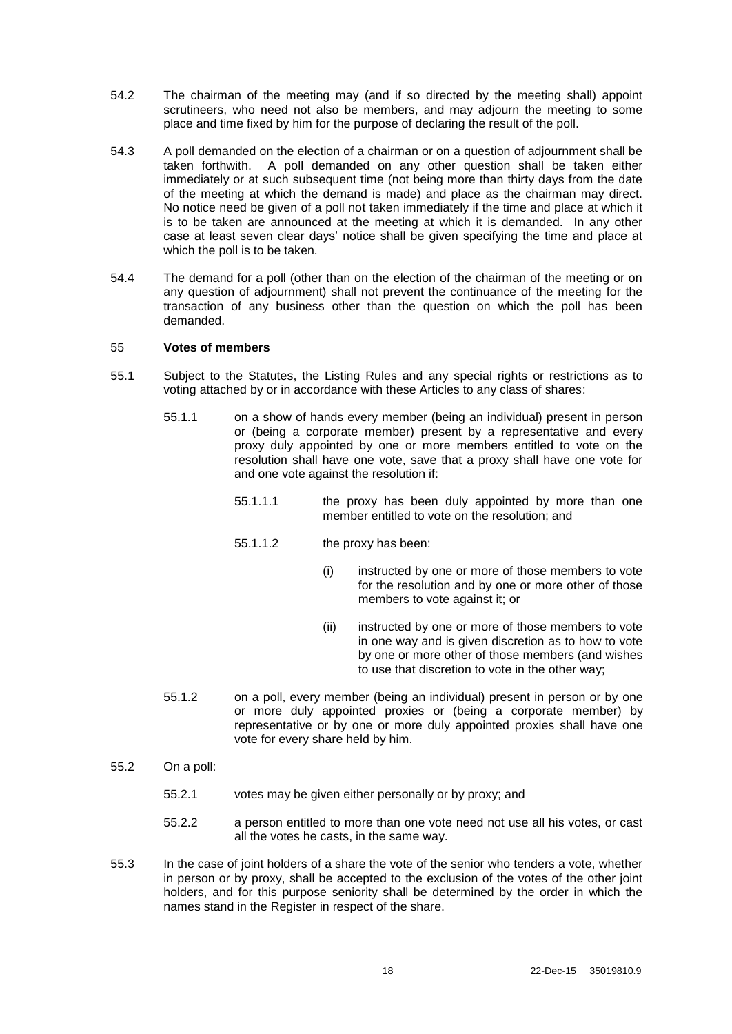54.2 The chairman of the meeting may (and if so directed by the meeting shall) appoint scrutineers, who need not also be members, and may adjourn the meeting to some place and time fixed by him for the purpose of declaring the result of the poll.

54.3 A poll demanded on the election of a chairman or on a question of adjournment shall be taken forthwith. A poll demanded on any other question shall be taken either immediately or at such subsequent time (not being more than thirty days from the date of the meeting at which the demand is made) and place as the chairman may direct. No notice need be given of a poll not taken immediately if the time and place at which it is to be taken are announced at the meeting at which it is demanded. In any other case at least seven clear days' notice shall be given specifying the time and place at which the poll is to be taken.

54.4 The demand for a poll (other than on the election of the chairman of the meeting or on any question of adjournment) shall not prevent the continuance of the meeting for the transaction of any business other than the question on which the poll has been demanded.

## 55 Votes of members

55.1 Subject to the Statutes, the Listing Rules and any special rights or restrictions as to voting attached by or in accordance with these Articles to any class of shares:

55.1.1 on a show of hands every member (being an individual) present in person or (being a corporate member) present by a representative and every proxy duly appointed by one or more members entitled to vote on the resolution shall have one vote, save that a proxy shall have one vote for and one vote against the resolution if:

55.1.1.1 the proxy has been duly appointed by more than one member entitled to vote on the resolution; and

55.1.1.2 the proxy has been:

(i) instructed by one or more of those members to vote for the resolution and by one or more other of those members to vote against it; or

(ii) instructed by one or more of those members to vote in one way and is given discretion as to how to vote by one or more other of those members (and wishes to use that discretion to vote in the other way;

55.1.2 on a poll, every member (being an individual) present in person or by one or more duly appointed proxies or (being a corporate member) by representative or by one or more duly appointed proxies shall have one vote for every share held by him.

55.2 On a poll:

55.2.1 votes may be given either personally or by proxy; and

55.2.2 a person entitled to more than one vote need not use all his votes, or cast all the votes he casts, in the same way.

55.3 In the case of joint holders of a share the vote of the senior who tenders a vote, whether in person or by proxy, shall be accepted to the exclusion of the votes of the other joint holders, and for this purpose seniority shall be determined by the order in which the names stand in the Register in respect of the share.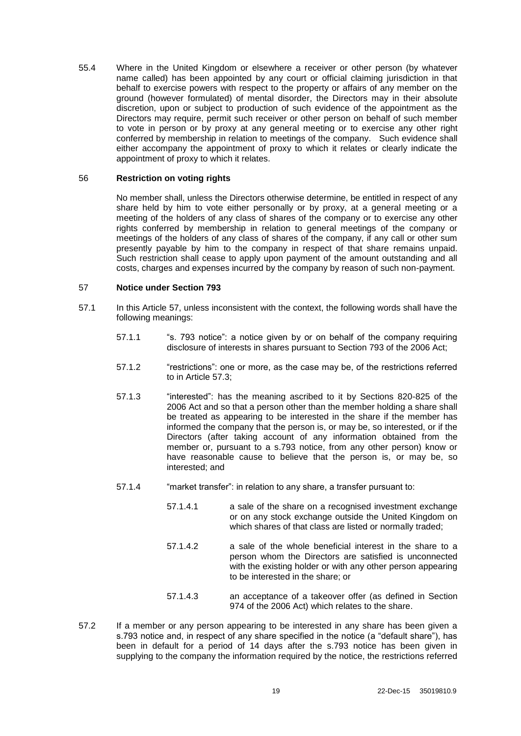55.4 Where in the United Kingdom or elsewhere a receiver or other person (by whatever name called) has been appointed by any court or official claiming jurisdiction in that behalf to exercise powers with respect to the property or affairs of any member on the ground (however formulated) of mental disorder, the Directors may in their absolute discretion, upon or subject to production of such evidence of the appointment as the Directors may require, permit such receiver or other person on behalf of such member to vote in person or by proxy at any general meeting or to exercise any other right conferred by membership in relation to meetings of the company. Such evidence shall either accompany the appointment of proxy to which it relates or clearly indicate the appointment of proxy to which it relates.

## 56 **Restriction on voting rights**

No member shall, unless the Directors otherwise determine, be entitled in respect of any share held by him to vote either personally or by proxy, at a general meeting or a meeting of the holders of any class of shares of the company or to exercise any other rights conferred by membership in relation to general meetings of the company or meetings of the holders of any class of shares of the company, if any call or other sum presently payable by him to the company in respect of that share remains unpaid. Such restriction shall cease to apply upon payment of the amount outstanding and all costs, charges and expenses incurred by the company by reason of such non-payment.

## 57 **Notice under Section 793**

57.1 In this Article 57, unless inconsistent with the context, the following words shall have the following meanings:

57.1.1 "s. 793 notice": a notice given by or on behalf of the company requiring disclosure of interests in shares pursuant to Section 793 of the 2006 Act;

57.1.2 "restrictions": one or more, as the case may be, of the restrictions referred to in Article 57.3;

57.1.3 "interested": has the meaning ascribed to it by Sections 820-825 of the 2006 Act and so that a person other than the member holding a share shall be treated as appearing to be interested in the share if the member has informed the company that the person is, or may be, so interested, or if the Directors (after taking account of any information obtained from the member or, pursuant to a s.793 notice, from any other person) know or have reasonable cause to believe that the person is, or may be, so interested; and

57.1.4 "market transfer": in relation to any share, a transfer pursuant to:

57.1.4.1 a sale of the share on a recognised investment exchange or on any stock exchange outside the United Kingdom on which shares of that class are listed or normally traded;

57.1.4.2 a sale of the whole beneficial interest in the share to a person whom the Directors are satisfied is unconnected with the existing holder or with any other person appearing to be interested in the share; or

57.1.4.3 an acceptance of a takeover offer (as defined in Section 974 of the 2006 Act) which relates to the share.

57.2 If a member or any person appearing to be interested in any share has been given a s.793 notice and, in respect of any share specified in the notice (a "default share"), has been in default for a period of 14 days after the s.793 notice has been given in supplying to the company the information required by the notice, the restrictions referred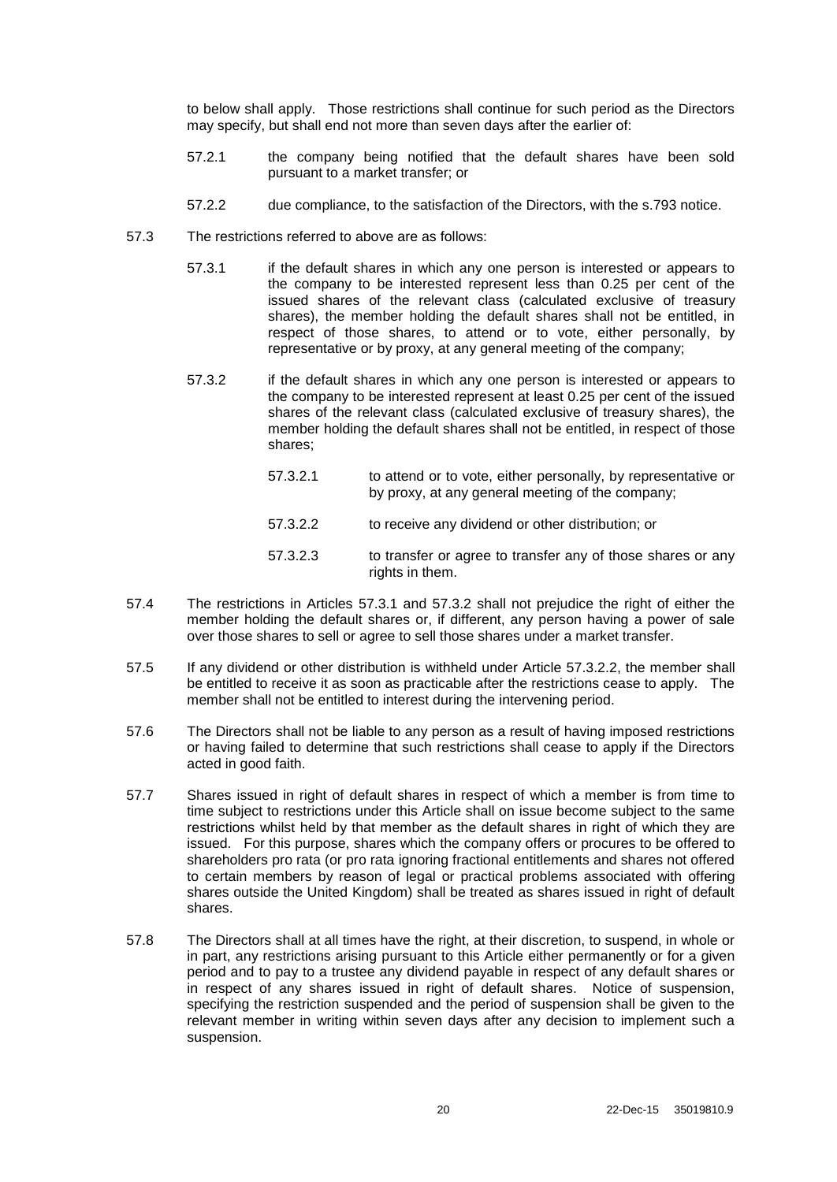to below shall apply. Those restrictions shall continue for such period as the Directors may specify, but shall end not more than seven days after the earlier of:

57.2.1 the company being notified that the default shares have been sold pursuant to a market transfer; or

57.2.2 due compliance, to the satisfaction of the Directors, with the s.793 notice.

57.3 The restrictions referred to above are as follows:

57.3.1 if the default shares in which any one person is interested or appears to the company to be interested represent less than 0.25 per cent of the issued shares of the relevant class (calculated exclusive of treasury shares), the member holding the default shares shall not be entitled, in respect of those shares, to attend or to vote, either personally, by representative or by proxy, at any general meeting of the company;

57.3.2 if the default shares in which any one person is interested or appears to the company to be interested represent at least 0.25 per cent of the issued shares of the relevant class (calculated exclusive of treasury shares), the member holding the default shares shall not be entitled, in respect of those shares;

57.3.2.1 to attend or to vote, either personally, by representative or by proxy, at any general meeting of the company;

57.3.2.2 to receive any dividend or other distribution; or

57.3.2.3 to transfer or agree to transfer any of those shares or any rights in them.

57.4 The restrictions in Articles 57.3.1 and 57.3.2 shall not prejudice the right of either the member holding the default shares or, if different, any person having a power of sale over those shares to sell or agree to sell those shares under a market transfer.

57.5 If any dividend or other distribution is withheld under Article 57.3.2.2, the member shall be entitled to receive it as soon as practicable after the restrictions cease to apply. The member shall not be entitled to interest during the intervening period.

57.6 The Directors shall not be liable to any person as a result of having imposed restrictions or having failed to determine that such restrictions shall cease to apply if the Directors acted in good faith.

57.7 Shares issued in right of default shares in respect of which a member is from time to time subject to restrictions under this Article shall on issue become subject to the same restrictions whilst held by that member as the default shares in right of which they are issued. For this purpose, shares which the company offers or procures to be offered to shareholders pro rata (or pro rata ignoring fractional entitlements and shares not offered to certain members by reason of legal or practical problems associated with offering shares outside the United Kingdom) shall be treated as shares issued in right of default shares.

57.8 The Directors shall at all times have the right, at their discretion, to suspend, in whole or in part, any restrictions arising pursuant to this Article either permanently or for a given period and to pay to a trustee any dividend payable in respect of any default shares or in respect of any shares issued in right of default shares. Notice of suspension, specifying the restriction suspended and the period of suspension shall be given to the relevant member in writing within seven days after any decision to implement such a suspension.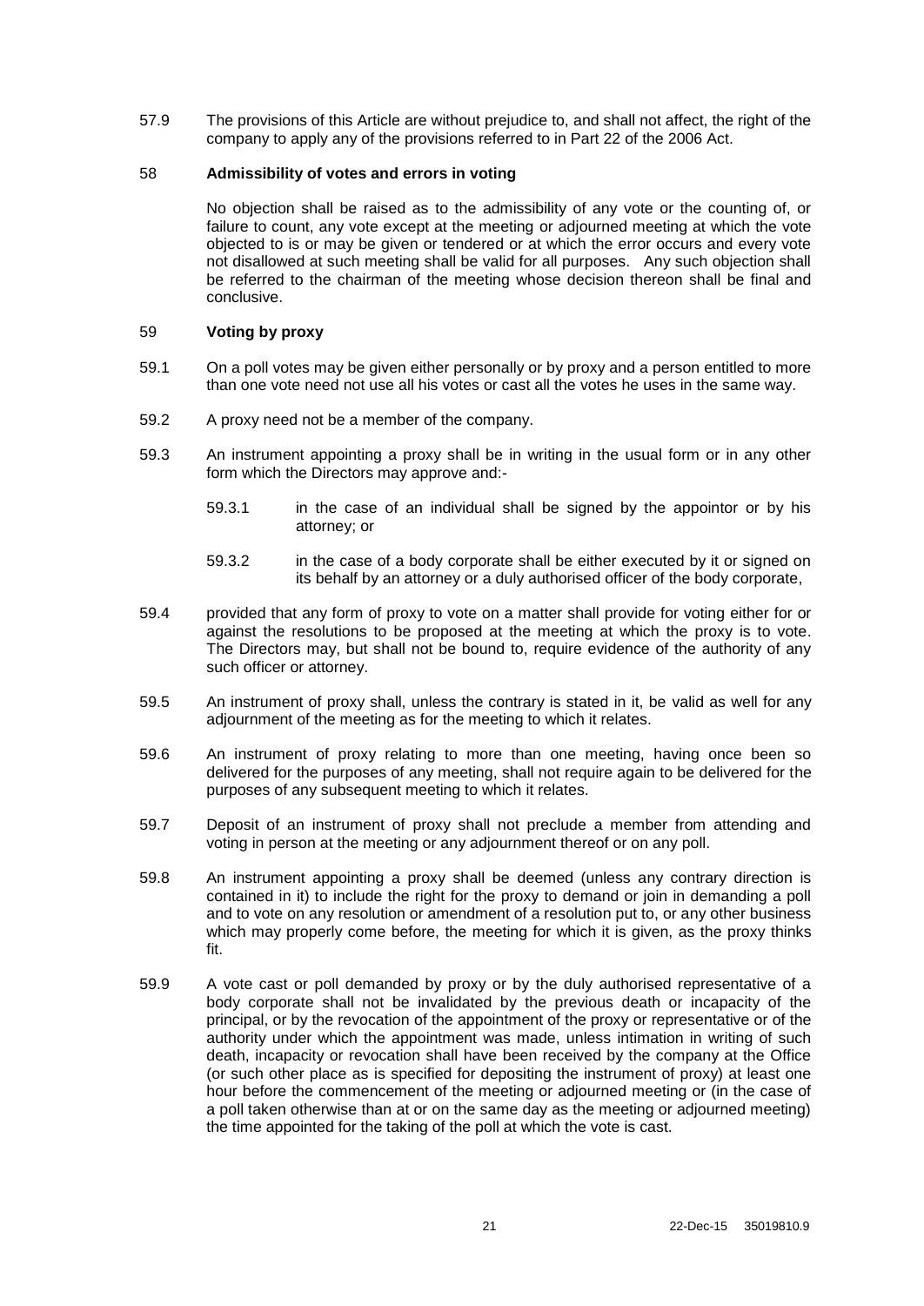57.9 The provisions of this Article are without prejudice to, and shall not affect, the right of the company to apply any of the provisions referred to in Part 22 of the 2006 Act.

## 58 Admissibility of votes and errors in voting

No objection shall be raised as to the admissibility of any vote or the counting of, or failure to count, any vote except at the meeting or adjourned meeting at which the vote objected to is or may be given or tendered or at which the error occurs and every vote not disallowed at such meeting shall be valid for all purposes. Any such objection shall be referred to the chairman of the meeting whose decision thereon shall be final and conclusive.

## 59 Voting by proxy

59.1 On a poll votes may be given either personally or by proxy and a person entitled to more than one vote need not use all his votes or cast all the votes he uses in the same way.

59.2 A proxy need not be a member of the company.

59.3 An instrument appointing a proxy shall be in writing in the usual form or in any other form which the Directors may approve and:-

> 59.3.1 in the case of an individual shall be signed by the appointor or by his attorney; or
>
> 59.3.2 in the case of a body corporate shall be either executed by it or signed on its behalf by an attorney or a duly authorised officer of the body corporate,

59.4 provided that any form of proxy to vote on a matter shall provide for voting either for or against the resolutions to be proposed at the meeting at which the proxy is to vote. The Directors may, but shall not be bound to, require evidence of the authority of any such officer or attorney.

59.5 An instrument of proxy shall, unless the contrary is stated in it, be valid as well for any adjournment of the meeting as for the meeting to which it relates.

59.6 An instrument of proxy relating to more than one meeting, having once been so delivered for the purposes of any meeting, shall not require again to be delivered for the purposes of any subsequent meeting to which it relates.

59.7 Deposit of an instrument of proxy shall not preclude a member from attending and voting in person at the meeting or any adjournment thereof or on any poll.

59.8 An instrument appointing a proxy shall be deemed (unless any contrary direction is contained in it) to include the right for the proxy to demand or join in demanding a poll and to vote on any resolution or amendment of a resolution put to, or any other business which may properly come before, the meeting for which it is given, as the proxy thinks fit.

59.9 A vote cast or poll demanded by proxy or by the duly authorised representative of a body corporate shall not be invalidated by the previous death or incapacity of the principal, or by the revocation of the appointment of the proxy or representative or of the authority under which the appointment was made, unless intimation in writing of such death, incapacity or revocation shall have been received by the company at the Office (or such other place as is specified for depositing the instrument of proxy) at least one hour before the commencement of the meeting or adjourned meeting or (in the case of a poll taken otherwise than at or on the same day as the meeting or adjourned meeting) the time appointed for the taking of the poll at which the vote is cast.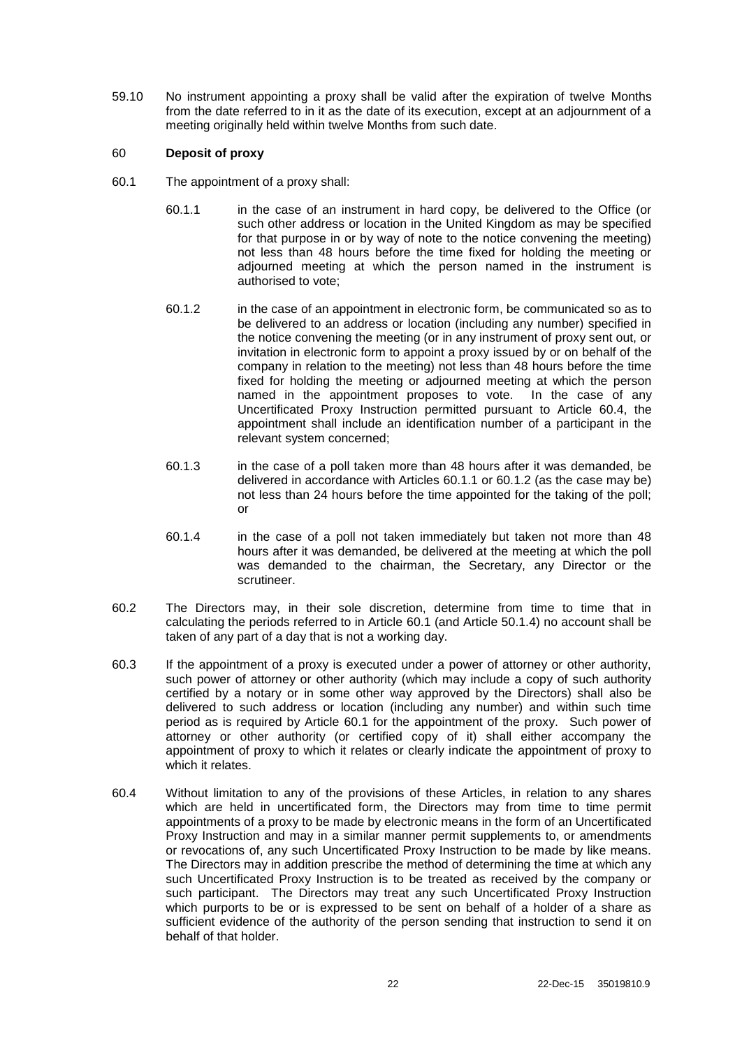59.10 No instrument appointing a proxy shall be valid after the expiration of twelve Months from the date referred to in it as the date of its execution, except at an adjournment of a meeting originally held within twelve Months from such date.

## 60 **Deposit of proxy**

60.1 The appointment of a proxy shall:

60.1.1 in the case of an instrument in hard copy, be delivered to the Office (or such other address or location in the United Kingdom as may be specified for that purpose in or by way of note to the notice convening the meeting) not less than 48 hours before the time fixed for holding the meeting or adjourned meeting at which the person named in the instrument is authorised to vote;

60.1.2 in the case of an appointment in electronic form, be communicated so as to be delivered to an address or location (including any number) specified in the notice convening the meeting (or in any instrument of proxy sent out, or invitation in electronic form to appoint a proxy issued by or on behalf of the company in relation to the meeting) not less than 48 hours before the time fixed for holding the meeting or adjourned meeting at which the person named in the appointment proposes to vote. In the case of any Uncertificated Proxy Instruction permitted pursuant to Article 60.4, the appointment shall include an identification number of a participant in the relevant system concerned;

60.1.3 in the case of a poll taken more than 48 hours after it was demanded, be delivered in accordance with Articles 60.1.1 or 60.1.2 (as the case may be) not less than 24 hours before the time appointed for the taking of the poll; or

60.1.4 in the case of a poll not taken immediately but taken not more than 48 hours after it was demanded, be delivered at the meeting at which the poll was demanded to the chairman, the Secretary, any Director or the scrutineer.

60.2 The Directors may, in their sole discretion, determine from time to time that in calculating the periods referred to in Article 60.1 (and Article 50.1.4) no account shall be taken of any part of a day that is not a working day.

60.3 If the appointment of a proxy is executed under a power of attorney or other authority, such power of attorney or other authority (which may include a copy of such authority certified by a notary or in some other way approved by the Directors) shall also be delivered to such address or location (including any number) and within such time period as is required by Article 60.1 for the appointment of the proxy. Such power of attorney or other authority (or certified copy of it) shall either accompany the appointment of proxy to which it relates or clearly indicate the appointment of proxy to which it relates.

60.4 Without limitation to any of the provisions of these Articles, in relation to any shares which are held in uncertificated form, the Directors may from time to time permit appointments of a proxy to be made by electronic means in the form of an Uncertificated Proxy Instruction and may in a similar manner permit supplements to, or amendments or revocations of, any such Uncertificated Proxy Instruction to be made by like means. The Directors may in addition prescribe the method of determining the time at which any such Uncertificated Proxy Instruction is to be treated as received by the company or such participant. The Directors may treat any such Uncertificated Proxy Instruction which purports to be or is expressed to be sent on behalf of a holder of a share as sufficient evidence of the authority of the person sending that instruction to send it on behalf of that holder.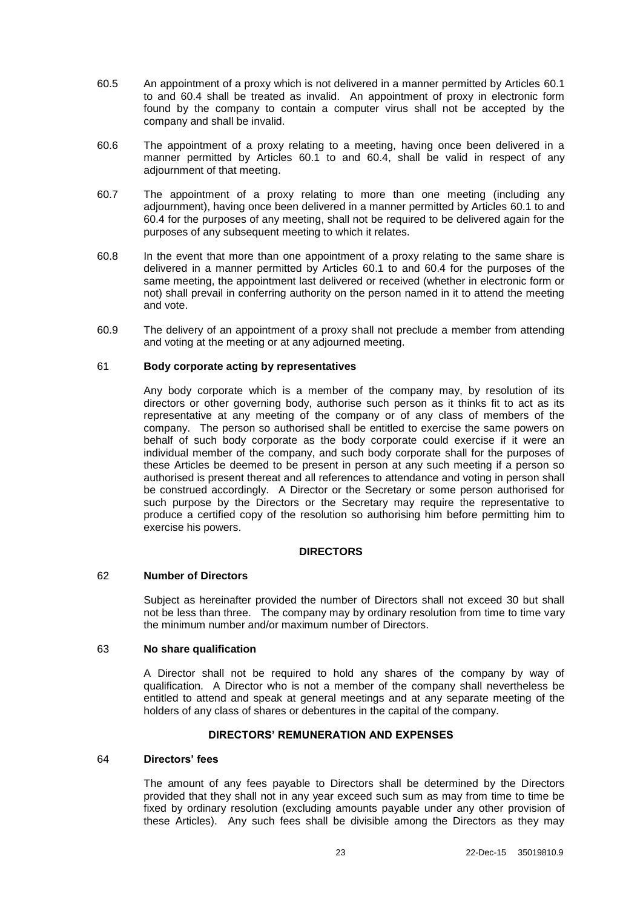60.5 An appointment of a proxy which is not delivered in a manner permitted by Articles 60.1 to and 60.4 shall be treated as invalid. An appointment of proxy in electronic form found by the company to contain a computer virus shall not be accepted by the company and shall be invalid.

60.6 The appointment of a proxy relating to a meeting, having once been delivered in a manner permitted by Articles 60.1 to and 60.4, shall be valid in respect of any adjournment of that meeting.

60.7 The appointment of a proxy relating to more than one meeting (including any adjournment), having once been delivered in a manner permitted by Articles 60.1 to and 60.4 for the purposes of any meeting, shall not be required to be delivered again for the purposes of any subsequent meeting to which it relates.

60.8 In the event that more than one appointment of a proxy relating to the same share is delivered in a manner permitted by Articles 60.1 to and 60.4 for the purposes of the same meeting, the appointment last delivered or received (whether in electronic form or not) shall prevail in conferring authority on the person named in it to attend the meeting and vote.

60.9 The delivery of an appointment of a proxy shall not preclude a member from attending and voting at the meeting or at any adjourned meeting.

### 61 Body corporate acting by representatives

Any body corporate which is a member of the company may, by resolution of its directors or other governing body, authorise such person as it thinks fit to act as its representative at any meeting of the company or of any class of members of the company. The person so authorised shall be entitled to exercise the same powers on behalf of such body corporate as the body corporate could exercise if it were an individual member of the company, and such body corporate shall for the purposes of these Articles be deemed to be present in person at any such meeting if a person so authorised is present thereat and all references to attendance and voting in person shall be construed accordingly. A Director or the Secretary or some person authorised for such purpose by the Directors or the Secretary may require the representative to produce a certified copy of the resolution so authorising him before permitting him to exercise his powers.

## DIRECTORS

### 62 Number of Directors

Subject as hereinafter provided the number of Directors shall not exceed 30 but shall not be less than three. The company may by ordinary resolution from time to time vary the minimum number and/or maximum number of Directors.

### 63 No share qualification

A Director shall not be required to hold any shares of the company by way of qualification. A Director who is not a member of the company shall nevertheless be entitled to attend and speak at general meetings and at any separate meeting of the holders of any class of shares or debentures in the capital of the company.

## DIRECTORS' REMUNERATION AND EXPENSES

### 64 Directors' fees

The amount of any fees payable to Directors shall be determined by the Directors provided that they shall not in any year exceed such sum as may from time to time be fixed by ordinary resolution (excluding amounts payable under any other provision of these Articles). Any such fees shall be divisible among the Directors as they may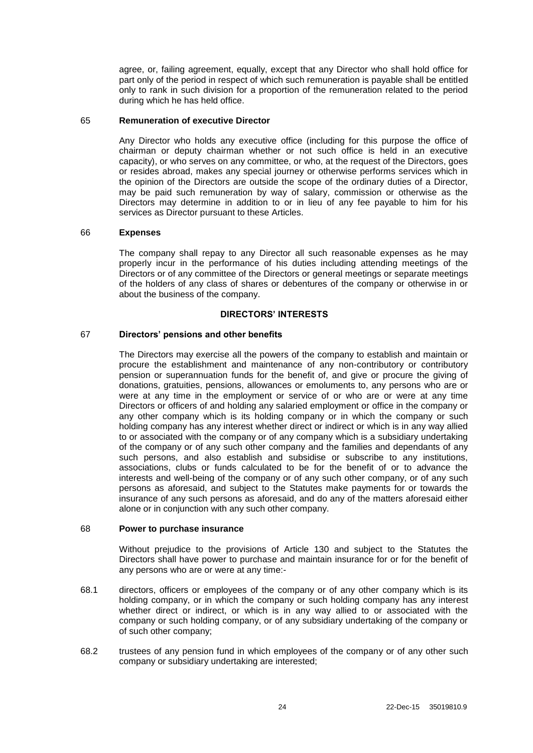agree, or, failing agreement, equally, except that any Director who shall hold office for part only of the period in respect of which such remuneration is payable shall be entitled only to rank in such division for a proportion of the remuneration related to the period during which he has held office.

### 65 Remuneration of executive Director

Any Director who holds any executive office (including for this purpose the office of chairman or deputy chairman whether or not such office is held in an executive capacity), or who serves on any committee, or who, at the request of the Directors, goes or resides abroad, makes any special journey or otherwise performs services which in the opinion of the Directors are outside the scope of the ordinary duties of a Director, may be paid such remuneration by way of salary, commission or otherwise as the Directors may determine in addition to or in lieu of any fee payable to him for his services as Director pursuant to these Articles.

### 66 Expenses

The company shall repay to any Director all such reasonable expenses as he may properly incur in the performance of his duties including attending meetings of the Directors or of any committee of the Directors or general meetings or separate meetings of the holders of any class of shares or debentures of the company or otherwise in or about the business of the company.

## DIRECTORS' INTERESTS

### 67 Directors' pensions and other benefits

The Directors may exercise all the powers of the company to establish and maintain or procure the establishment and maintenance of any non-contributory or contributory pension or superannuation funds for the benefit of, and give or procure the giving of donations, gratuities, pensions, allowances or emoluments to, any persons who are or were at any time in the employment or service of or who are or were at any time Directors or officers of and holding any salaried employment or office in the company or any other company which is its holding company or in which the company or such holding company has any interest whether direct or indirect or which is in any way allied to or associated with the company or of any company which is a subsidiary undertaking of the company or of any such other company and the families and dependants of any such persons, and also establish and subsidise or subscribe to any institutions, associations, clubs or funds calculated to be for the benefit of or to advance the interests and well-being of the company or of any such other company, or of any such persons as aforesaid, and subject to the Statutes make payments for or towards the insurance of any such persons as aforesaid, and do any of the matters aforesaid either alone or in conjunction with any such other company.

### 68 Power to purchase insurance

Without prejudice to the provisions of Article 130 and subject to the Statutes the Directors shall have power to purchase and maintain insurance for or for the benefit of any persons who are or were at any time:-

68.1 directors, officers or employees of the company or of any other company which is its holding company, or in which the company or such holding company has any interest whether direct or indirect, or which is in any way allied to or associated with the company or such holding company, or of any subsidiary undertaking of the company or of such other company;

68.2 trustees of any pension fund in which employees of the company or of any other such company or subsidiary undertaking are interested;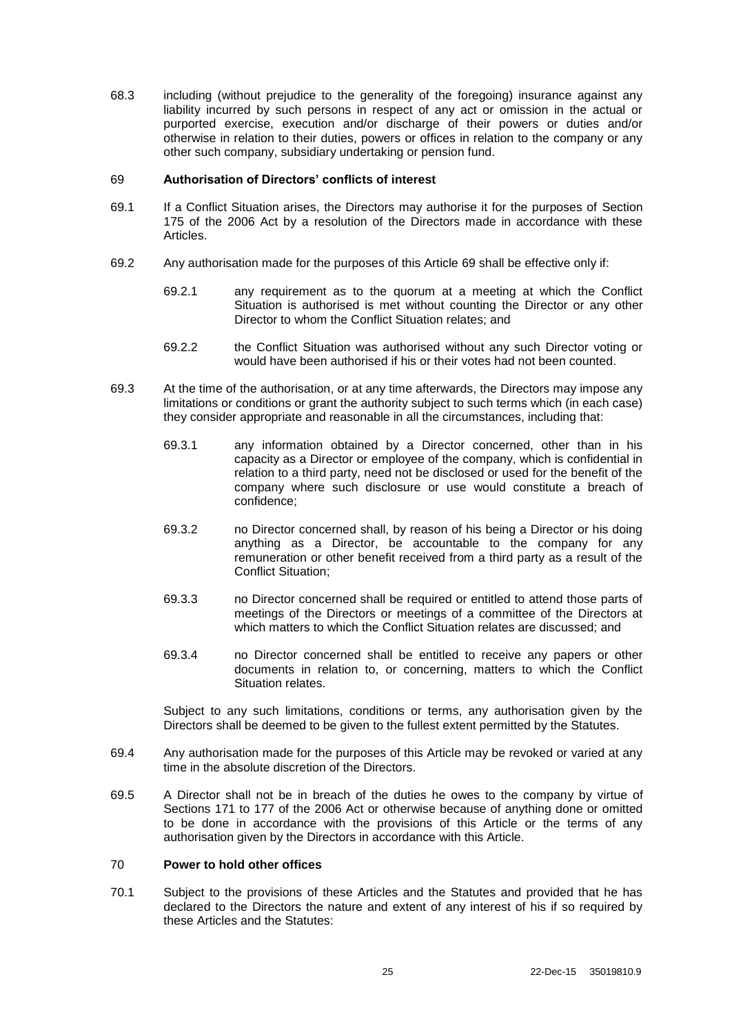68.3 including (without prejudice to the generality of the foregoing) insurance against any liability incurred by such persons in respect of any act or omission in the actual or purported exercise, execution and/or discharge of their powers or duties and/or otherwise in relation to their duties, powers or offices in relation to the company or any other such company, subsidiary undertaking or pension fund.

## 69 Authorisation of Directors' conflicts of interest

69.1 If a Conflict Situation arises, the Directors may authorise it for the purposes of Section 175 of the 2006 Act by a resolution of the Directors made in accordance with these Articles.

69.2 Any authorisation made for the purposes of this Article 69 shall be effective only if:

69.2.1 any requirement as to the quorum at a meeting at which the Conflict Situation is authorised is met without counting the Director or any other Director to whom the Conflict Situation relates; and

69.2.2 the Conflict Situation was authorised without any such Director voting or would have been authorised if his or their votes had not been counted.

69.3 At the time of the authorisation, or at any time afterwards, the Directors may impose any limitations or conditions or grant the authority subject to such terms which (in each case) they consider appropriate and reasonable in all the circumstances, including that:

69.3.1 any information obtained by a Director concerned, other than in his capacity as a Director or employee of the company, which is confidential in relation to a third party, need not be disclosed or used for the benefit of the company where such disclosure or use would constitute a breach of confidence;

69.3.2 no Director concerned shall, by reason of his being a Director or his doing anything as a Director, be accountable to the company for any remuneration or other benefit received from a third party as a result of the Conflict Situation;

69.3.3 no Director concerned shall be required or entitled to attend those parts of meetings of the Directors or meetings of a committee of the Directors at which matters to which the Conflict Situation relates are discussed; and

69.3.4 no Director concerned shall be entitled to receive any papers or other documents in relation to, or concerning, matters to which the Conflict Situation relates.

Subject to any such limitations, conditions or terms, any authorisation given by the Directors shall be deemed to be given to the fullest extent permitted by the Statutes.

69.4 Any authorisation made for the purposes of this Article may be revoked or varied at any time in the absolute discretion of the Directors.

69.5 A Director shall not be in breach of the duties he owes to the company by virtue of Sections 171 to 177 of the 2006 Act or otherwise because of anything done or omitted to be done in accordance with the provisions of this Article or the terms of any authorisation given by the Directors in accordance with this Article.

## 70 Power to hold other offices

70.1 Subject to the provisions of these Articles and the Statutes and provided that he has declared to the Directors the nature and extent of any interest of his if so required by these Articles and the Statutes: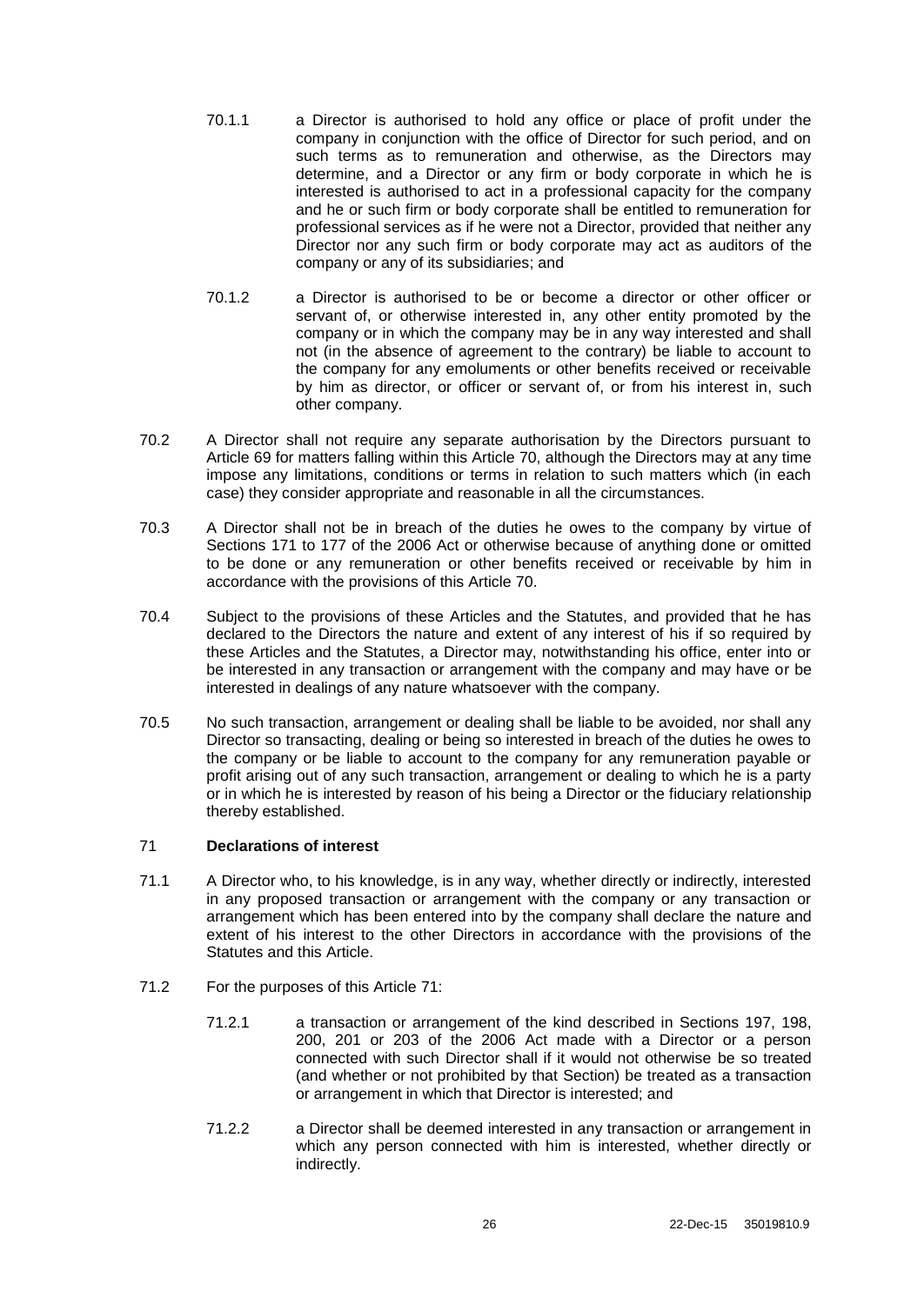70.1.1 a Director is authorised to hold any office or place of profit under the company in conjunction with the office of Director for such period, and on such terms as to remuneration and otherwise, as the Directors may determine, and a Director or any firm or body corporate in which he is interested is authorised to act in a professional capacity for the company and he or such firm or body corporate shall be entitled to remuneration for professional services as if he were not a Director, provided that neither any Director nor any such firm or body corporate may act as auditors of the company or any of its subsidiaries; and

70.1.2 a Director is authorised to be or become a director or other officer or servant of, or otherwise interested in, any other entity promoted by the company or in which the company may be in any way interested and shall not (in the absence of agreement to the contrary) be liable to account to the company for any emoluments or other benefits received or receivable by him as director, or officer or servant of, or from his interest in, such other company.

70.2 A Director shall not require any separate authorisation by the Directors pursuant to Article 69 for matters falling within this Article 70, although the Directors may at any time impose any limitations, conditions or terms in relation to such matters which (in each case) they consider appropriate and reasonable in all the circumstances.

70.3 A Director shall not be in breach of the duties he owes to the company by virtue of Sections 171 to 177 of the 2006 Act or otherwise because of anything done or omitted to be done or any remuneration or other benefits received or receivable by him in accordance with the provisions of this Article 70.

70.4 Subject to the provisions of these Articles and the Statutes, and provided that he has declared to the Directors the nature and extent of any interest of his if so required by these Articles and the Statutes, a Director may, notwithstanding his office, enter into or be interested in any transaction or arrangement with the company and may have or be interested in dealings of any nature whatsoever with the company.

70.5 No such transaction, arrangement or dealing shall be liable to be avoided, nor shall any Director so transacting, dealing or being so interested in breach of the duties he owes to the company or be liable to account to the company for any remuneration payable or profit arising out of any such transaction, arrangement or dealing to which he is a party or in which he is interested by reason of his being a Director or the fiduciary relationship thereby established.

## 71 **Declarations of interest**

71.1 A Director who, to his knowledge, is in any way, whether directly or indirectly, interested in any proposed transaction or arrangement with the company or any transaction or arrangement which has been entered into by the company shall declare the nature and extent of his interest to the other Directors in accordance with the provisions of the Statutes and this Article.

71.2 For the purposes of this Article 71:

71.2.1 a transaction or arrangement of the kind described in Sections 197, 198, 200, 201 or 203 of the 2006 Act made with a Director or a person connected with such Director shall if it would not otherwise be so treated (and whether or not prohibited by that Section) be treated as a transaction or arrangement in which that Director is interested; and

71.2.2 a Director shall be deemed interested in any transaction or arrangement in which any person connected with him is interested, whether directly or indirectly.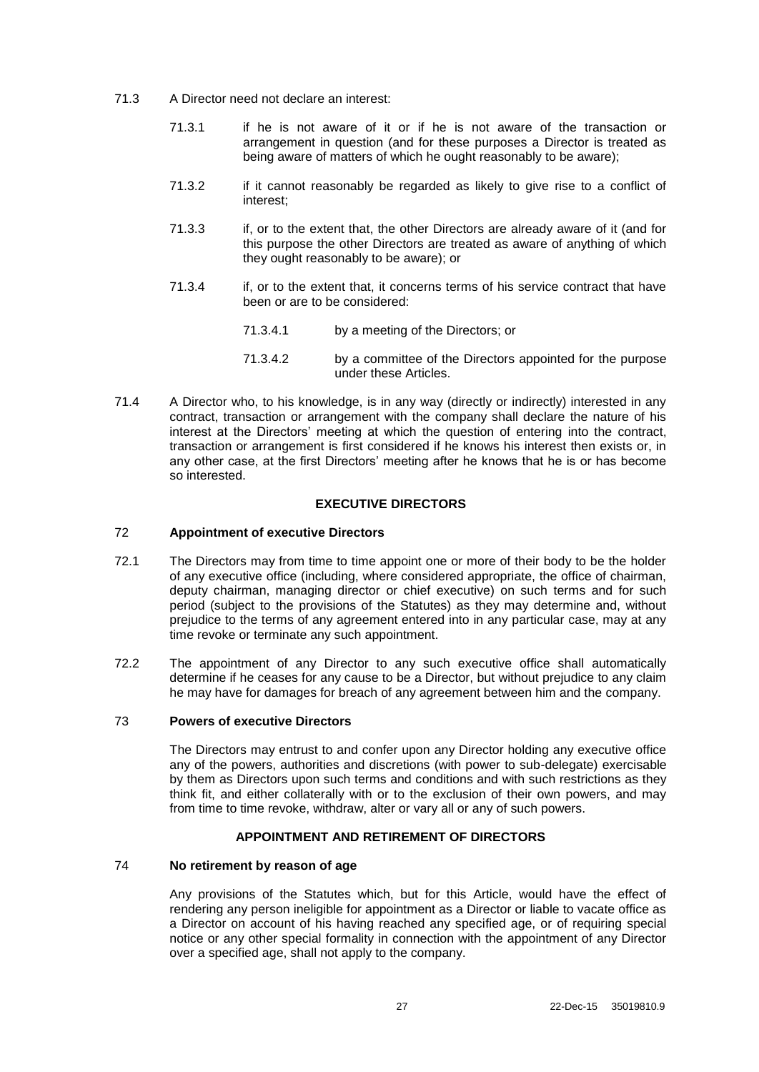71.3 A Director need not declare an interest:

71.3.1 if he is not aware of it or if he is not aware of the transaction or arrangement in question (and for these purposes a Director is treated as being aware of matters of which he ought reasonably to be aware);

71.3.2 if it cannot reasonably be regarded as likely to give rise to a conflict of interest;

71.3.3 if, or to the extent that, the other Directors are already aware of it (and for this purpose the other Directors are treated as aware of anything of which they ought reasonably to be aware); or

71.3.4 if, or to the extent that, it concerns terms of his service contract that have been or are to be considered:

71.3.4.1 by a meeting of the Directors; or

71.3.4.2 by a committee of the Directors appointed for the purpose under these Articles.

71.4 A Director who, to his knowledge, is in any way (directly or indirectly) interested in any contract, transaction or arrangement with the company shall declare the nature of his interest at the Directors' meeting at which the question of entering into the contract, transaction or arrangement is first considered if he knows his interest then exists or, in any other case, at the first Directors' meeting after he knows that he is or has become so interested.

## EXECUTIVE DIRECTORS

### 72 Appointment of executive Directors

72.1 The Directors may from time to time appoint one or more of their body to be the holder of any executive office (including, where considered appropriate, the office of chairman, deputy chairman, managing director or chief executive) on such terms and for such period (subject to the provisions of the Statutes) as they may determine and, without prejudice to the terms of any agreement entered into in any particular case, may at any time revoke or terminate any such appointment.

72.2 The appointment of any Director to any such executive office shall automatically determine if he ceases for any cause to be a Director, but without prejudice to any claim he may have for damages for breach of any agreement between him and the company.

### 73 Powers of executive Directors

The Directors may entrust to and confer upon any Director holding any executive office any of the powers, authorities and discretions (with power to sub-delegate) exercisable by them as Directors upon such terms and conditions and with such restrictions as they think fit, and either collaterally with or to the exclusion of their own powers, and may from time to time revoke, withdraw, alter or vary all or any of such powers.

## APPOINTMENT AND RETIREMENT OF DIRECTORS

### 74 No retirement by reason of age

Any provisions of the Statutes which, but for this Article, would have the effect of rendering any person ineligible for appointment as a Director or liable to vacate office as a Director on account of his having reached any specified age, or of requiring special notice or any other special formality in connection with the appointment of any Director over a specified age, shall not apply to the company.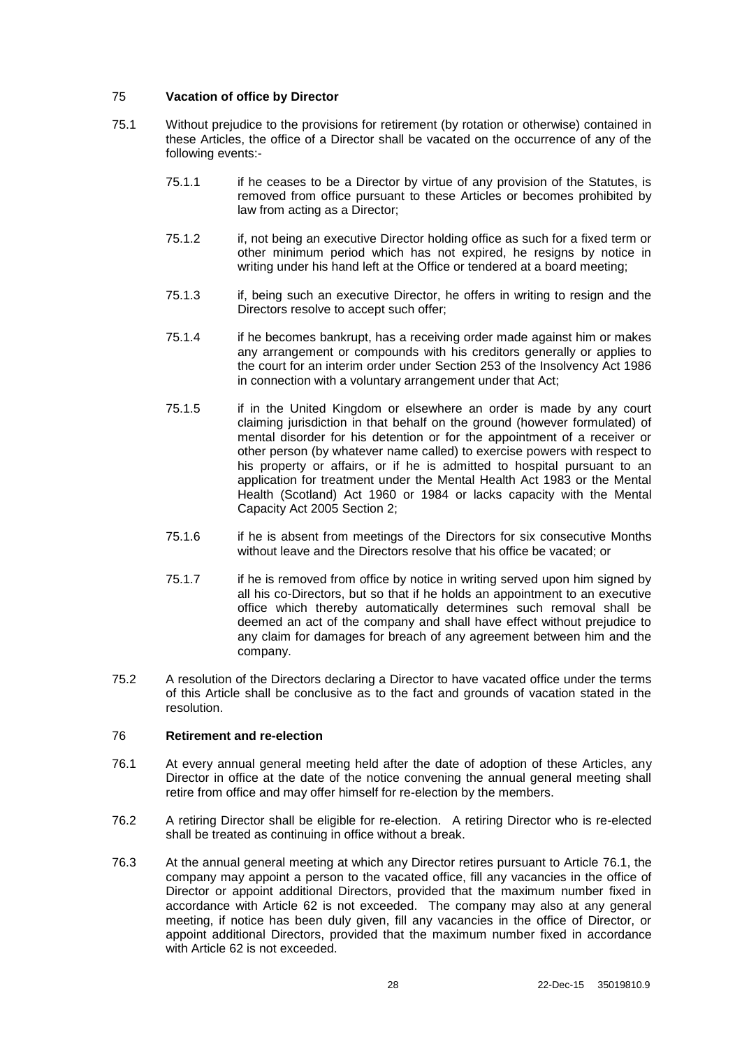## 75 **Vacation of office by Director**

75.1 Without prejudice to the provisions for retirement (by rotation or otherwise) contained in these Articles, the office of a Director shall be vacated on the occurrence of any of the following events:-

75.1.1 if he ceases to be a Director by virtue of any provision of the Statutes, is removed from office pursuant to these Articles or becomes prohibited by law from acting as a Director;

75.1.2 if, not being an executive Director holding office as such for a fixed term or other minimum period which has not expired, he resigns by notice in writing under his hand left at the Office or tendered at a board meeting;

75.1.3 if, being such an executive Director, he offers in writing to resign and the Directors resolve to accept such offer;

75.1.4 if he becomes bankrupt, has a receiving order made against him or makes any arrangement or compounds with his creditors generally or applies to the court for an interim order under Section 253 of the Insolvency Act 1986 in connection with a voluntary arrangement under that Act;

75.1.5 if in the United Kingdom or elsewhere an order is made by any court claiming jurisdiction in that behalf on the ground (however formulated) of mental disorder for his detention or for the appointment of a receiver or other person (by whatever name called) to exercise powers with respect to his property or affairs, or if he is admitted to hospital pursuant to an application for treatment under the Mental Health Act 1983 or the Mental Health (Scotland) Act 1960 or 1984 or lacks capacity with the Mental Capacity Act 2005 Section 2;

75.1.6 if he is absent from meetings of the Directors for six consecutive Months without leave and the Directors resolve that his office be vacated; or

75.1.7 if he is removed from office by notice in writing served upon him signed by all his co-Directors, but so that if he holds an appointment to an executive office which thereby automatically determines such removal shall be deemed an act of the company and shall have effect without prejudice to any claim for damages for breach of any agreement between him and the company.

75.2 A resolution of the Directors declaring a Director to have vacated office under the terms of this Article shall be conclusive as to the fact and grounds of vacation stated in the resolution.

## 76 **Retirement and re-election**

76.1 At every annual general meeting held after the date of adoption of these Articles, any Director in office at the date of the notice convening the annual general meeting shall retire from office and may offer himself for re-election by the members.

76.2 A retiring Director shall be eligible for re-election. A retiring Director who is re-elected shall be treated as continuing in office without a break.

76.3 At the annual general meeting at which any Director retires pursuant to Article 76.1, the company may appoint a person to the vacated office, fill any vacancies in the office of Director or appoint additional Directors, provided that the maximum number fixed in accordance with Article 62 is not exceeded. The company may also at any general meeting, if notice has been duly given, fill any vacancies in the office of Director, or appoint additional Directors, provided that the maximum number fixed in accordance with Article 62 is not exceeded.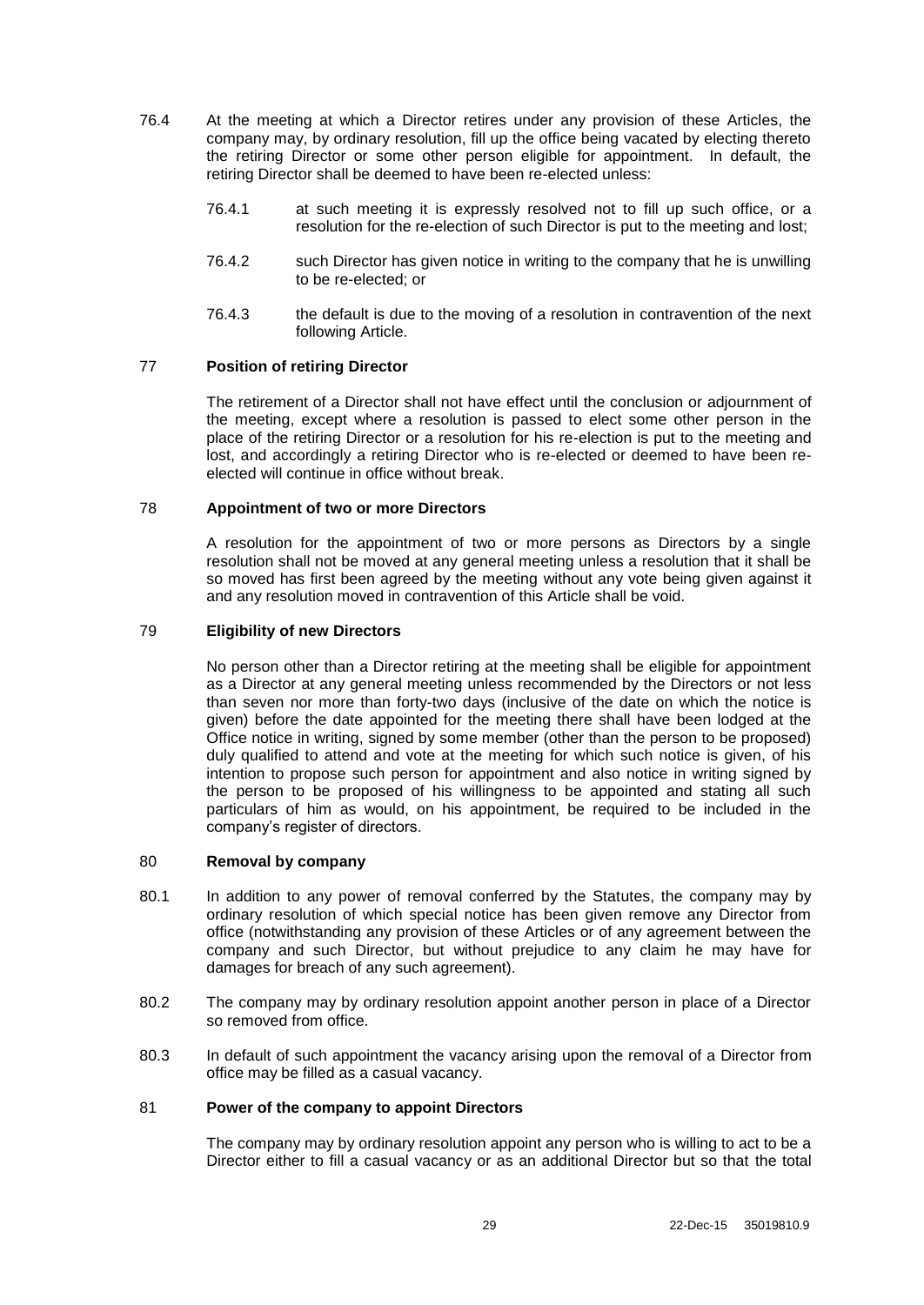76.4 At the meeting at which a Director retires under any provision of these Articles, the company may, by ordinary resolution, fill up the office being vacated by electing thereto the retiring Director or some other person eligible for appointment. In default, the retiring Director shall be deemed to have been re-elected unless:

76.4.1 at such meeting it is expressly resolved not to fill up such office, or a resolution for the re-election of such Director is put to the meeting and lost;

76.4.2 such Director has given notice in writing to the company that he is unwilling to be re-elected; or

76.4.3 the default is due to the moving of a resolution in contravention of the next following Article.

## 77 Position of retiring Director

The retirement of a Director shall not have effect until the conclusion or adjournment of the meeting, except where a resolution is passed to elect some other person in the place of the retiring Director or a resolution for his re-election is put to the meeting and lost, and accordingly a retiring Director who is re-elected or deemed to have been re-elected will continue in office without break.

## 78 Appointment of two or more Directors

A resolution for the appointment of two or more persons as Directors by a single resolution shall not be moved at any general meeting unless a resolution that it shall be so moved has first been agreed by the meeting without any vote being given against it and any resolution moved in contravention of this Article shall be void.

## 79 Eligibility of new Directors

No person other than a Director retiring at the meeting shall be eligible for appointment as a Director at any general meeting unless recommended by the Directors or not less than seven nor more than forty-two days (inclusive of the date on which the notice is given) before the date appointed for the meeting there shall have been lodged at the Office notice in writing, signed by some member (other than the person to be proposed) duly qualified to attend and vote at the meeting for which such notice is given, of his intention to propose such person for appointment and also notice in writing signed by the person to be proposed of his willingness to be appointed and stating all such particulars of him as would, on his appointment, be required to be included in the company's register of directors.

## 80 Removal by company

80.1 In addition to any power of removal conferred by the Statutes, the company may by ordinary resolution of which special notice has been given remove any Director from office (notwithstanding any provision of these Articles or of any agreement between the company and such Director, but without prejudice to any claim he may have for damages for breach of any such agreement).

80.2 The company may by ordinary resolution appoint another person in place of a Director so removed from office.

80.3 In default of such appointment the vacancy arising upon the removal of a Director from office may be filled as a casual vacancy.

## 81 Power of the company to appoint Directors

The company may by ordinary resolution appoint any person who is willing to act to be a Director either to fill a casual vacancy or as an additional Director but so that the total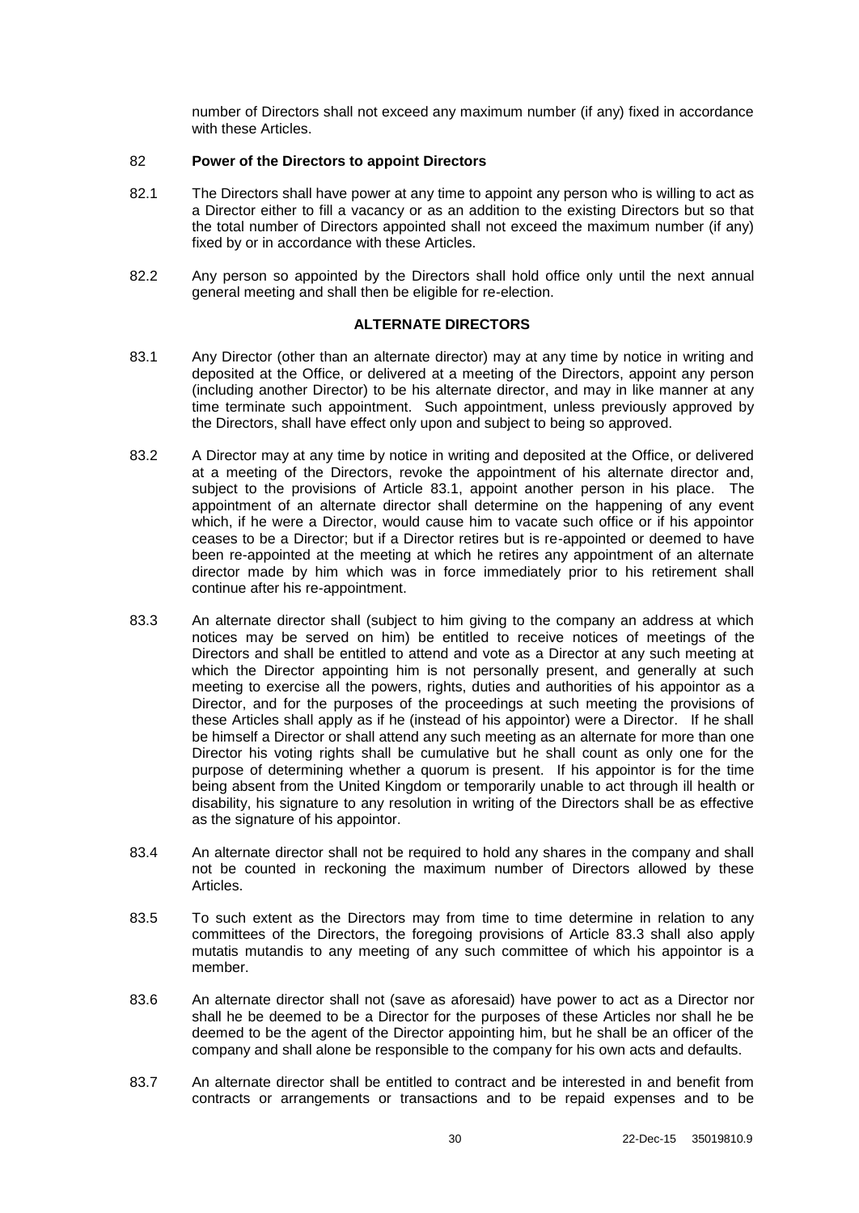number of Directors shall not exceed any maximum number (if any) fixed in accordance with these Articles.

82 **Power of the Directors to appoint Directors**

82.1 The Directors shall have power at any time to appoint any person who is willing to act as a Director either to fill a vacancy or as an addition to the existing Directors but so that the total number of Directors appointed shall not exceed the maximum number (if any) fixed by or in accordance with these Articles.

82.2 Any person so appointed by the Directors shall hold office only until the next annual general meeting and shall then be eligible for re-election.

**ALTERNATE DIRECTORS**

83.1 Any Director (other than an alternate director) may at any time by notice in writing and deposited at the Office, or delivered at a meeting of the Directors, appoint any person (including another Director) to be his alternate director, and may in like manner at any time terminate such appointment. Such appointment, unless previously approved by the Directors, shall have effect only upon and subject to being so approved.

83.2 A Director may at any time by notice in writing and deposited at the Office, or delivered at a meeting of the Directors, revoke the appointment of his alternate director and, subject to the provisions of Article 83.1, appoint another person in his place. The appointment of an alternate director shall determine on the happening of any event which, if he were a Director, would cause him to vacate such office or if his appointor ceases to be a Director; but if a Director retires but is re-appointed or deemed to have been re-appointed at the meeting at which he retires any appointment of an alternate director made by him which was in force immediately prior to his retirement shall continue after his re-appointment.

83.3 An alternate director shall (subject to him giving to the company an address at which notices may be served on him) be entitled to receive notices of meetings of the Directors and shall be entitled to attend and vote as a Director at any such meeting at which the Director appointing him is not personally present, and generally at such meeting to exercise all the powers, rights, duties and authorities of his appointor as a Director, and for the purposes of the proceedings at such meeting the provisions of these Articles shall apply as if he (instead of his appointor) were a Director. If he shall be himself a Director or shall attend any such meeting as an alternate for more than one Director his voting rights shall be cumulative but he shall count as only one for the purpose of determining whether a quorum is present. If his appointor is for the time being absent from the United Kingdom or temporarily unable to act through ill health or disability, his signature to any resolution in writing of the Directors shall be as effective as the signature of his appointor.

83.4 An alternate director shall not be required to hold any shares in the company and shall not be counted in reckoning the maximum number of Directors allowed by these Articles.

83.5 To such extent as the Directors may from time to time determine in relation to any committees of the Directors, the foregoing provisions of Article 83.3 shall also apply mutatis mutandis to any meeting of any such committee of which his appointor is a member.

83.6 An alternate director shall not (save as aforesaid) have power to act as a Director nor shall he be deemed to be a Director for the purposes of these Articles nor shall he be deemed to be the agent of the Director appointing him, but he shall be an officer of the company and shall alone be responsible to the company for his own acts and defaults.

83.7 An alternate director shall be entitled to contract and be interested in and benefit from contracts or arrangements or transactions and to be repaid expenses and to be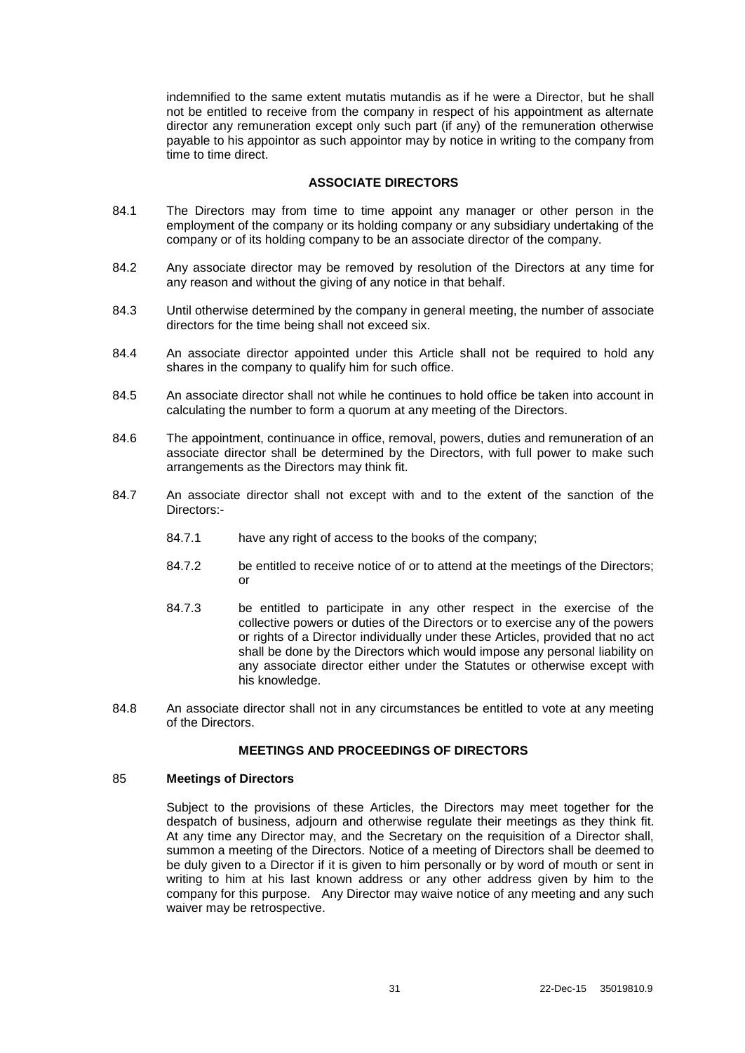indemnified to the same extent mutatis mutandis as if he were a Director, but he shall not be entitled to receive from the company in respect of his appointment as alternate director any remuneration except only such part (if any) of the remuneration otherwise payable to his appointor as such appointor may by notice in writing to the company from time to time direct.

## ASSOCIATE DIRECTORS

84.1 The Directors may from time to time appoint any manager or other person in the employment of the company or its holding company or any subsidiary undertaking of the company or of its holding company to be an associate director of the company.

84.2 Any associate director may be removed by resolution of the Directors at any time for any reason and without the giving of any notice in that behalf.

84.3 Until otherwise determined by the company in general meeting, the number of associate directors for the time being shall not exceed six.

84.4 An associate director appointed under this Article shall not be required to hold any shares in the company to qualify him for such office.

84.5 An associate director shall not while he continues to hold office be taken into account in calculating the number to form a quorum at any meeting of the Directors.

84.6 The appointment, continuance in office, removal, powers, duties and remuneration of an associate director shall be determined by the Directors, with full power to make such arrangements as the Directors may think fit.

84.7 An associate director shall not except with and to the extent of the sanction of the Directors:-

84.7.1 have any right of access to the books of the company;

84.7.2 be entitled to receive notice of or to attend at the meetings of the Directors; or

84.7.3 be entitled to participate in any other respect in the exercise of the collective powers or duties of the Directors or to exercise any of the powers or rights of a Director individually under these Articles, provided that no act shall be done by the Directors which would impose any personal liability on any associate director either under the Statutes or otherwise except with his knowledge.

84.8 An associate director shall not in any circumstances be entitled to vote at any meeting of the Directors.

## MEETINGS AND PROCEEDINGS OF DIRECTORS

### 85 Meetings of Directors

Subject to the provisions of these Articles, the Directors may meet together for the despatch of business, adjourn and otherwise regulate their meetings as they think fit. At any time any Director may, and the Secretary on the requisition of a Director shall, summon a meeting of the Directors. Notice of a meeting of Directors shall be deemed to be duly given to a Director if it is given to him personally or by word of mouth or sent in writing to him at his last known address or any other address given by him to the company for this purpose. Any Director may waive notice of any meeting and any such waiver may be retrospective.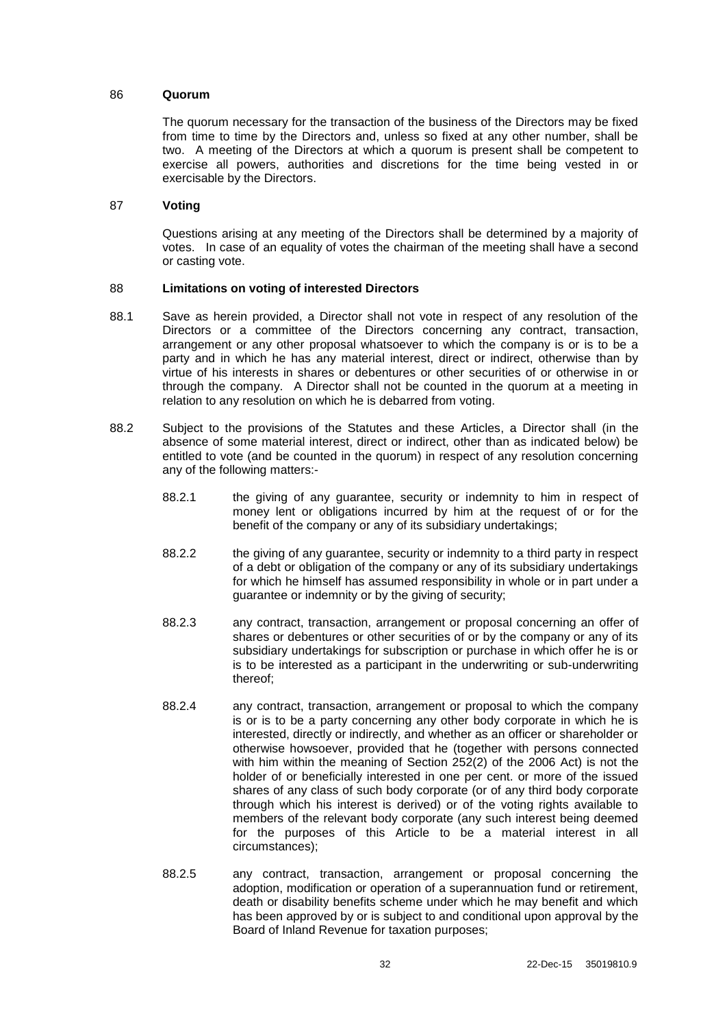## 86 **Quorum**

The quorum necessary for the transaction of the business of the Directors may be fixed from time to time by the Directors and, unless so fixed at any other number, shall be two. A meeting of the Directors at which a quorum is present shall be competent to exercise all powers, authorities and discretions for the time being vested in or exercisable by the Directors.

## 87 **Voting**

Questions arising at any meeting of the Directors shall be determined by a majority of votes. In case of an equality of votes the chairman of the meeting shall have a second or casting vote.

## 88 **Limitations on voting of interested Directors**

88.1 Save as herein provided, a Director shall not vote in respect of any resolution of the Directors or a committee of the Directors concerning any contract, transaction, arrangement or any other proposal whatsoever to which the company is or is to be a party and in which he has any material interest, direct or indirect, otherwise than by virtue of his interests in shares or debentures or other securities of or otherwise in or through the company. A Director shall not be counted in the quorum at a meeting in relation to any resolution on which he is debarred from voting.

88.2 Subject to the provisions of the Statutes and these Articles, a Director shall (in the absence of some material interest, direct or indirect, other than as indicated below) be entitled to vote (and be counted in the quorum) in respect of any resolution concerning any of the following matters:-

88.2.1 the giving of any guarantee, security or indemnity to him in respect of money lent or obligations incurred by him at the request of or for the benefit of the company or any of its subsidiary undertakings;

88.2.2 the giving of any guarantee, security or indemnity to a third party in respect of a debt or obligation of the company or any of its subsidiary undertakings for which he himself has assumed responsibility in whole or in part under a guarantee or indemnity or by the giving of security;

88.2.3 any contract, transaction, arrangement or proposal concerning an offer of shares or debentures or other securities of or by the company or any of its subsidiary undertakings for subscription or purchase in which offer he is or is to be interested as a participant in the underwriting or sub-underwriting thereof;

88.2.4 any contract, transaction, arrangement or proposal to which the company is or is to be a party concerning any other body corporate in which he is interested, directly or indirectly, and whether as an officer or shareholder or otherwise howsoever, provided that he (together with persons connected with him within the meaning of Section 252(2) of the 2006 Act) is not the holder of or beneficially interested in one per cent. or more of the issued shares of any class of such body corporate (or of any third body corporate through which his interest is derived) or of the voting rights available to members of the relevant body corporate (any such interest being deemed for the purposes of this Article to be a material interest in all circumstances);

88.2.5 any contract, transaction, arrangement or proposal concerning the adoption, modification or operation of a superannuation fund or retirement, death or disability benefits scheme under which he may benefit and which has been approved by or is subject to and conditional upon approval by the Board of Inland Revenue for taxation purposes;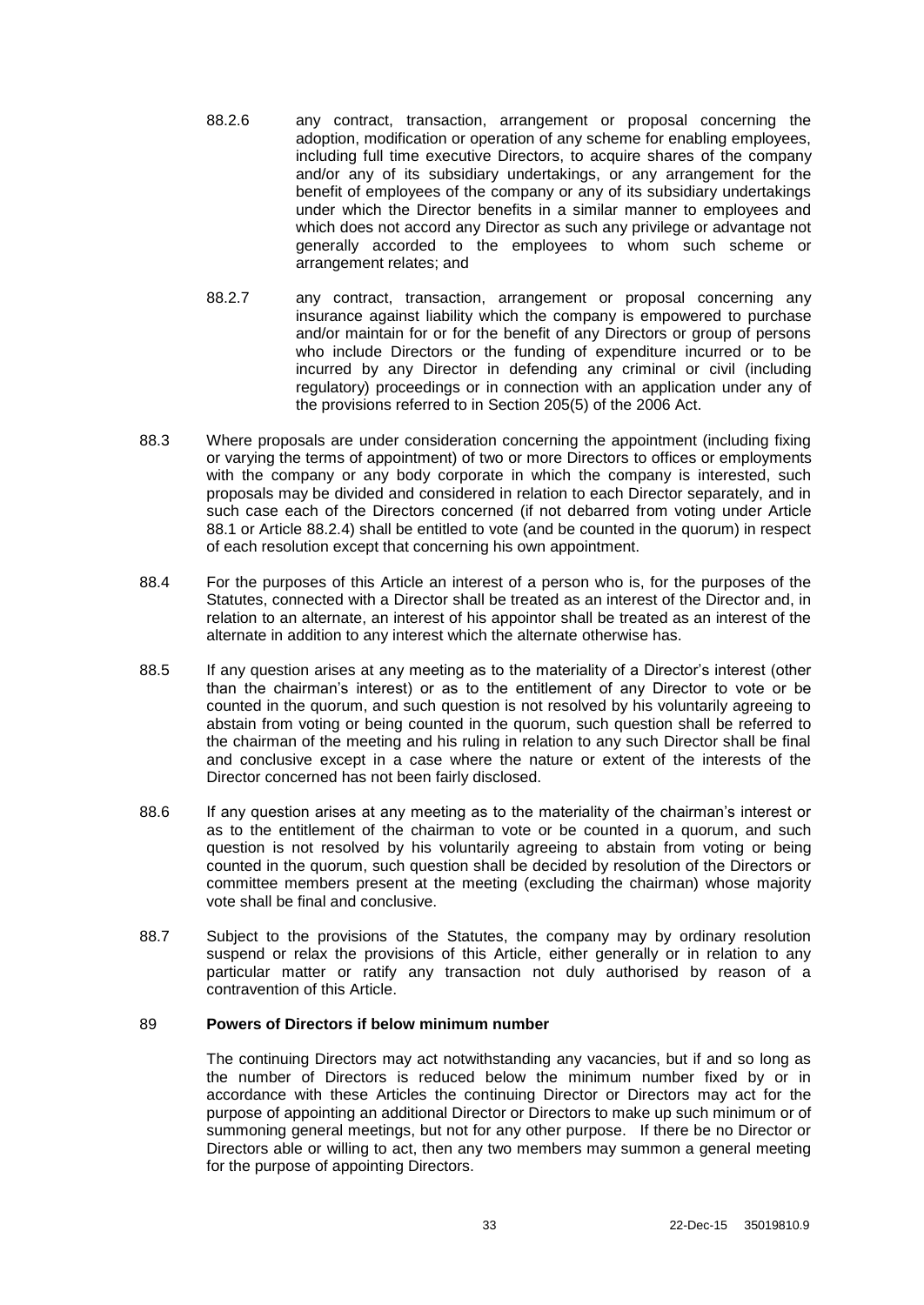88.2.6 any contract, transaction, arrangement or proposal concerning the adoption, modification or operation of any scheme for enabling employees, including full time executive Directors, to acquire shares of the company and/or any of its subsidiary undertakings, or any arrangement for the benefit of employees of the company or any of its subsidiary undertakings under which the Director benefits in a similar manner to employees and which does not accord any Director as such any privilege or advantage not generally accorded to the employees to whom such scheme or arrangement relates; and

88.2.7 any contract, transaction, arrangement or proposal concerning any insurance against liability which the company is empowered to purchase and/or maintain for or for the benefit of any Directors or group of persons who include Directors or the funding of expenditure incurred or to be incurred by any Director in defending any criminal or civil (including regulatory) proceedings or in connection with an application under any of the provisions referred to in Section 205(5) of the 2006 Act.

88.3 Where proposals are under consideration concerning the appointment (including fixing or varying the terms of appointment) of two or more Directors to offices or employments with the company or any body corporate in which the company is interested, such proposals may be divided and considered in relation to each Director separately, and in such case each of the Directors concerned (if not debarred from voting under Article 88.1 or Article 88.2.4) shall be entitled to vote (and be counted in the quorum) in respect of each resolution except that concerning his own appointment.

88.4 For the purposes of this Article an interest of a person who is, for the purposes of the Statutes, connected with a Director shall be treated as an interest of the Director and, in relation to an alternate, an interest of his appointor shall be treated as an interest of the alternate in addition to any interest which the alternate otherwise has.

88.5 If any question arises at any meeting as to the materiality of a Director's interest (other than the chairman's interest) or as to the entitlement of any Director to vote or be counted in the quorum, and such question is not resolved by his voluntarily agreeing to abstain from voting or being counted in the quorum, such question shall be referred to the chairman of the meeting and his ruling in relation to any such Director shall be final and conclusive except in a case where the nature or extent of the interests of the Director concerned has not been fairly disclosed.

88.6 If any question arises at any meeting as to the materiality of the chairman's interest or as to the entitlement of the chairman to vote or be counted in a quorum, and such question is not resolved by his voluntarily agreeing to abstain from voting or being counted in the quorum, such question shall be decided by resolution of the Directors or committee members present at the meeting (excluding the chairman) whose majority vote shall be final and conclusive.

88.7 Subject to the provisions of the Statutes, the company may by ordinary resolution suspend or relax the provisions of this Article, either generally or in relation to any particular matter or ratify any transaction not duly authorised by reason of a contravention of this Article.

## 89 Powers of Directors if below minimum number

The continuing Directors may act notwithstanding any vacancies, but if and so long as the number of Directors is reduced below the minimum number fixed by or in accordance with these Articles the continuing Director or Directors may act for the purpose of appointing an additional Director or Directors to make up such minimum or of summoning general meetings, but not for any other purpose. If there be no Director or Directors able or willing to act, then any two members may summon a general meeting for the purpose of appointing Directors.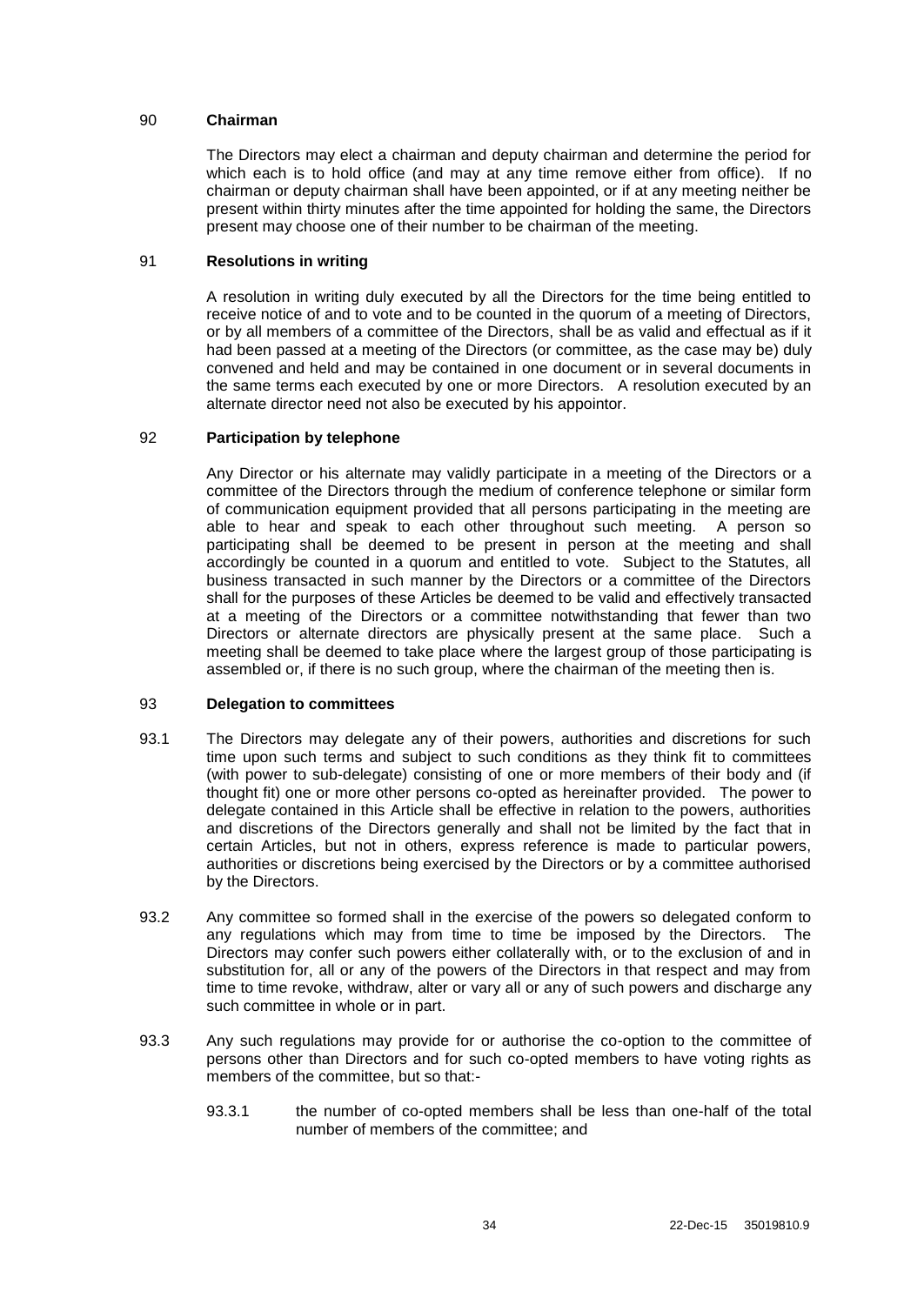## 90 Chairman

The Directors may elect a chairman and deputy chairman and determine the period for which each is to hold office (and may at any time remove either from office). If no chairman or deputy chairman shall have been appointed, or if at any meeting neither be present within thirty minutes after the time appointed for holding the same, the Directors present may choose one of their number to be chairman of the meeting.

## 91 Resolutions in writing

A resolution in writing duly executed by all the Directors for the time being entitled to receive notice of and to vote and to be counted in the quorum of a meeting of Directors, or by all members of a committee of the Directors, shall be as valid and effectual as if it had been passed at a meeting of the Directors (or committee, as the case may be) duly convened and held and may be contained in one document or in several documents in the same terms each executed by one or more Directors. A resolution executed by an alternate director need not also be executed by his appointor.

## 92 Participation by telephone

Any Director or his alternate may validly participate in a meeting of the Directors or a committee of the Directors through the medium of conference telephone or similar form of communication equipment provided that all persons participating in the meeting are able to hear and speak to each other throughout such meeting. A person so participating shall be deemed to be present in person at the meeting and shall accordingly be counted in a quorum and entitled to vote. Subject to the Statutes, all business transacted in such manner by the Directors or a committee of the Directors shall for the purposes of these Articles be deemed to be valid and effectively transacted at a meeting of the Directors or a committee notwithstanding that fewer than two Directors or alternate directors are physically present at the same place. Such a meeting shall be deemed to take place where the largest group of those participating is assembled or, if there is no such group, where the chairman of the meeting then is.

## 93 Delegation to committees

93.1 The Directors may delegate any of their powers, authorities and discretions for such time upon such terms and subject to such conditions as they think fit to committees (with power to sub-delegate) consisting of one or more members of their body and (if thought fit) one or more other persons co-opted as hereinafter provided. The power to delegate contained in this Article shall be effective in relation to the powers, authorities and discretions of the Directors generally and shall not be limited by the fact that in certain Articles, but not in others, express reference is made to particular powers, authorities or discretions being exercised by the Directors or by a committee authorised by the Directors.

93.2 Any committee so formed shall in the exercise of the powers so delegated conform to any regulations which may from time to time be imposed by the Directors. The Directors may confer such powers either collaterally with, or to the exclusion of and in substitution for, all or any of the powers of the Directors in that respect and may from time to time revoke, withdraw, alter or vary all or any of such powers and discharge any such committee in whole or in part.

93.3 Any such regulations may provide for or authorise the co-option to the committee of persons other than Directors and for such co-opted members to have voting rights as members of the committee, but so that:-

93.3.1 the number of co-opted members shall be less than one-half of the total number of members of the committee; and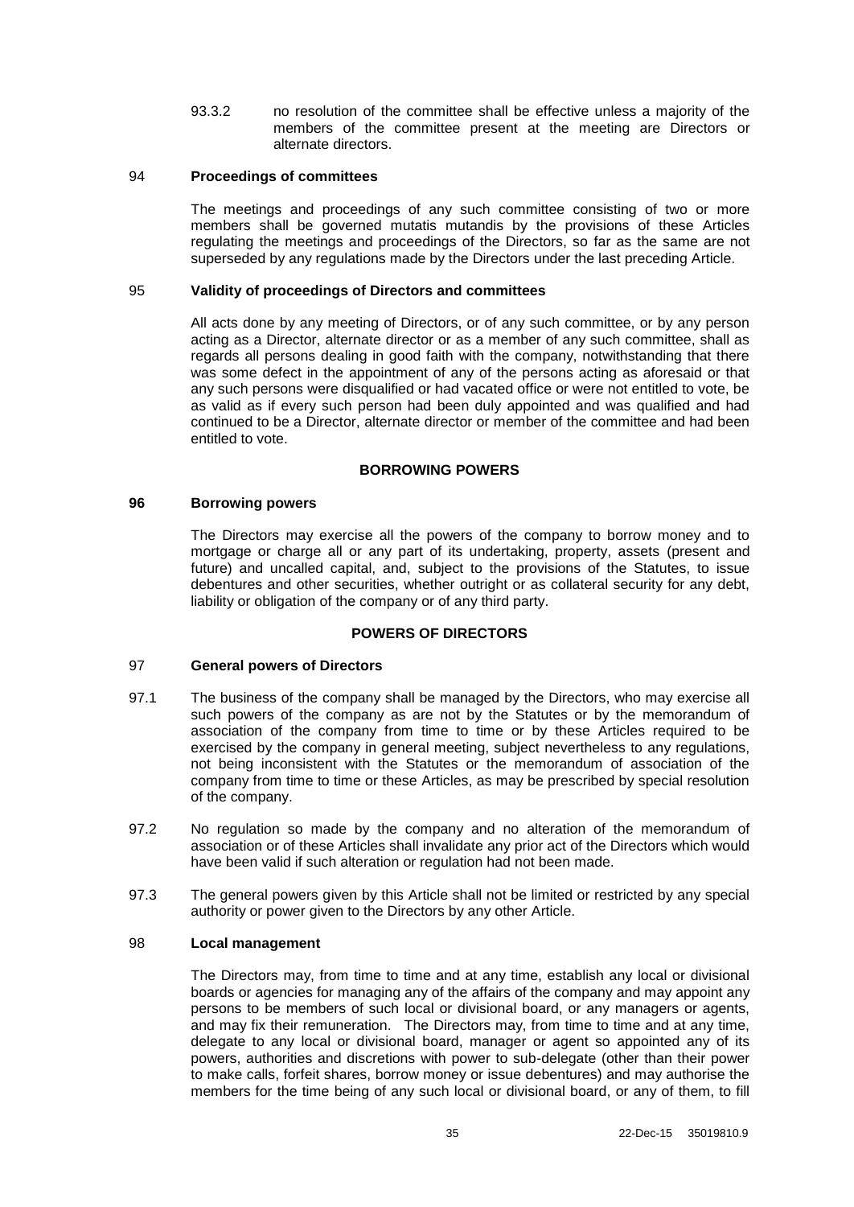93.3.2 no resolution of the committee shall be effective unless a majority of the members of the committee present at the meeting are Directors or alternate directors.

94 **Proceedings of committees**

The meetings and proceedings of any such committee consisting of two or more members shall be governed mutatis mutandis by the provisions of these Articles regulating the meetings and proceedings of the Directors, so far as the same are not superseded by any regulations made by the Directors under the last preceding Article.

95 **Validity of proceedings of Directors and committees**

All acts done by any meeting of Directors, or of any such committee, or by any person acting as a Director, alternate director or as a member of any such committee, shall as regards all persons dealing in good faith with the company, notwithstanding that there was some defect in the appointment of any of the persons acting as aforesaid or that any such persons were disqualified or had vacated office or were not entitled to vote, be as valid as if every such person had been duly appointed and was qualified and had continued to be a Director, alternate director or member of the committee and had been entitled to vote.

## BORROWING POWERS

**96 Borrowing powers**

The Directors may exercise all the powers of the company to borrow money and to mortgage or charge all or any part of its undertaking, property, assets (present and future) and uncalled capital, and, subject to the provisions of the Statutes, to issue debentures and other securities, whether outright or as collateral security for any debt, liability or obligation of the company or of any third party.

## POWERS OF DIRECTORS

97 **General powers of Directors**

97.1 The business of the company shall be managed by the Directors, who may exercise all such powers of the company as are not by the Statutes or by the memorandum of association of the company from time to time or by these Articles required to be exercised by the company in general meeting, subject nevertheless to any regulations, not being inconsistent with the Statutes or the memorandum of association of the company from time to time or these Articles, as may be prescribed by special resolution of the company.

97.2 No regulation so made by the company and no alteration of the memorandum of association or of these Articles shall invalidate any prior act of the Directors which would have been valid if such alteration or regulation had not been made.

97.3 The general powers given by this Article shall not be limited or restricted by any special authority or power given to the Directors by any other Article.

98 **Local management**

The Directors may, from time to time and at any time, establish any local or divisional boards or agencies for managing any of the affairs of the company and may appoint any persons to be members of such local or divisional board, or any managers or agents, and may fix their remuneration. The Directors may, from time to time and at any time, delegate to any local or divisional board, manager or agent so appointed any of its powers, authorities and discretions with power to sub-delegate (other than their power to make calls, forfeit shares, borrow money or issue debentures) and may authorise the members for the time being of any such local or divisional board, or any of them, to fill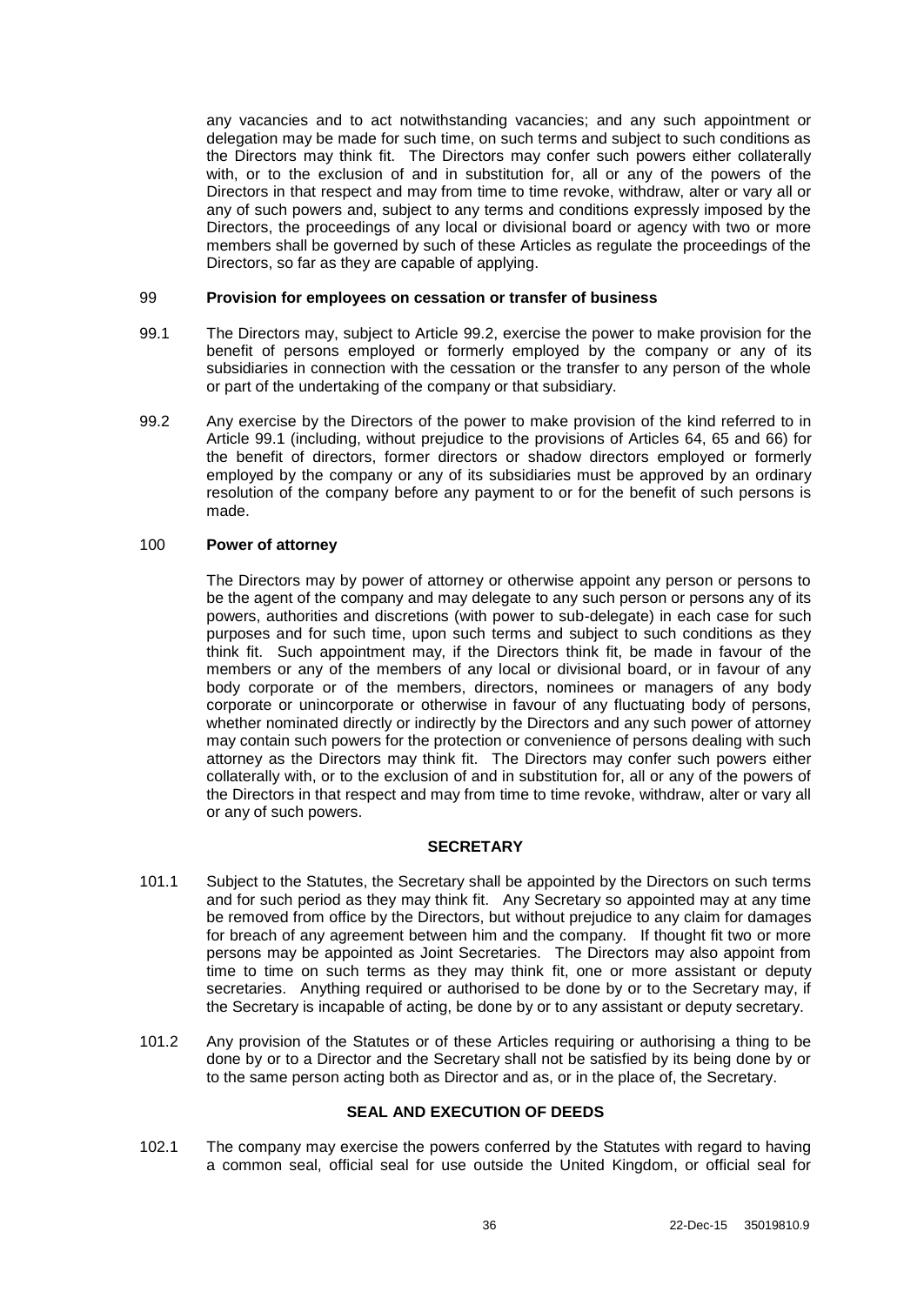any vacancies and to act notwithstanding vacancies; and any such appointment or delegation may be made for such time, on such terms and subject to such conditions as the Directors may think fit. The Directors may confer such powers either collaterally with, or to the exclusion of and in substitution for, all or any of the powers of the Directors in that respect and may from time to time revoke, withdraw, alter or vary all or any of such powers and, subject to any terms and conditions expressly imposed by the Directors, the proceedings of any local or divisional board or agency with two or more members shall be governed by such of these Articles as regulate the proceedings of the Directors, so far as they are capable of applying.

99 **Provision for employees on cessation or transfer of business**

99.1 The Directors may, subject to Article 99.2, exercise the power to make provision for the benefit of persons employed or formerly employed by the company or any of its subsidiaries in connection with the cessation or the transfer to any person of the whole or part of the undertaking of the company or that subsidiary.

99.2 Any exercise by the Directors of the power to make provision of the kind referred to in Article 99.1 (including, without prejudice to the provisions of Articles 64, 65 and 66) for the benefit of directors, former directors or shadow directors employed or formerly employed by the company or any of its subsidiaries must be approved by an ordinary resolution of the company before any payment to or for the benefit of such persons is made.

100 **Power of attorney**

The Directors may by power of attorney or otherwise appoint any person or persons to be the agent of the company and may delegate to any such person or persons any of its powers, authorities and discretions (with power to sub-delegate) in each case for such purposes and for such time, upon such terms and subject to such conditions as they think fit. Such appointment may, if the Directors think fit, be made in favour of the members or any of the members of any local or divisional board, or in favour of any body corporate or of the members, directors, nominees or managers of any body corporate or unincorporate or otherwise in favour of any fluctuating body of persons, whether nominated directly or indirectly by the Directors and any such power of attorney may contain such powers for the protection or convenience of persons dealing with such attorney as the Directors may think fit. The Directors may confer such powers either collaterally with, or to the exclusion of and in substitution for, all or any of the powers of the Directors in that respect and may from time to time revoke, withdraw, alter or vary all or any of such powers.

## SECRETARY

101.1 Subject to the Statutes, the Secretary shall be appointed by the Directors on such terms and for such period as they may think fit. Any Secretary so appointed may at any time be removed from office by the Directors, but without prejudice to any claim for damages for breach of any agreement between him and the company. If thought fit two or more persons may be appointed as Joint Secretaries. The Directors may also appoint from time to time on such terms as they may think fit, one or more assistant or deputy secretaries. Anything required or authorised to be done by or to the Secretary may, if the Secretary is incapable of acting, be done by or to any assistant or deputy secretary.

101.2 Any provision of the Statutes or of these Articles requiring or authorising a thing to be done by or to a Director and the Secretary shall not be satisfied by its being done by or to the same person acting both as Director and as, or in the place of, the Secretary.

## SEAL AND EXECUTION OF DEEDS

102.1 The company may exercise the powers conferred by the Statutes with regard to having a common seal, official seal for use outside the United Kingdom, or official seal for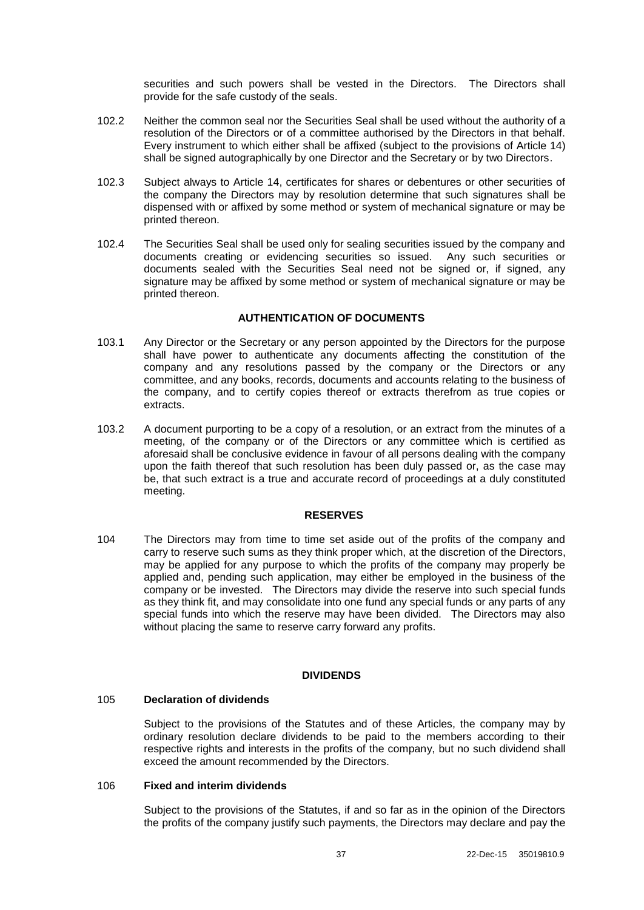securities and such powers shall be vested in the Directors. The Directors shall provide for the safe custody of the seals.

102.2 Neither the common seal nor the Securities Seal shall be used without the authority of a resolution of the Directors or of a committee authorised by the Directors in that behalf. Every instrument to which either shall be affixed (subject to the provisions of Article 14) shall be signed autographically by one Director and the Secretary or by two Directors.

102.3 Subject always to Article 14, certificates for shares or debentures or other securities of the company the Directors may by resolution determine that such signatures shall be dispensed with or affixed by some method or system of mechanical signature or may be printed thereon.

102.4 The Securities Seal shall be used only for sealing securities issued by the company and documents creating or evidencing securities so issued. Any such securities or documents sealed with the Securities Seal need not be signed or, if signed, any signature may be affixed by some method or system of mechanical signature or may be printed thereon.

**AUTHENTICATION OF DOCUMENTS**

103.1 Any Director or the Secretary or any person appointed by the Directors for the purpose shall have power to authenticate any documents affecting the constitution of the company and any resolutions passed by the company or the Directors or any committee, and any books, records, documents and accounts relating to the business of the company, and to certify copies thereof or extracts therefrom as true copies or extracts.

103.2 A document purporting to be a copy of a resolution, or an extract from the minutes of a meeting, of the company or of the Directors or any committee which is certified as aforesaid shall be conclusive evidence in favour of all persons dealing with the company upon the faith thereof that such resolution has been duly passed or, as the case may be, that such extract is a true and accurate record of proceedings at a duly constituted meeting.

**RESERVES**

104 The Directors may from time to time set aside out of the profits of the company and carry to reserve such sums as they think proper which, at the discretion of the Directors, may be applied for any purpose to which the profits of the company may properly be applied and, pending such application, may either be employed in the business of the company or be invested. The Directors may divide the reserve into such special funds as they think fit, and may consolidate into one fund any special funds or any parts of any special funds into which the reserve may have been divided. The Directors may also without placing the same to reserve carry forward any profits.

**DIVIDENDS**

105 **Declaration of dividends**

Subject to the provisions of the Statutes and of these Articles, the company may by ordinary resolution declare dividends to be paid to the members according to their respective rights and interests in the profits of the company, but no such dividend shall exceed the amount recommended by the Directors.

106 **Fixed and interim dividends**

Subject to the provisions of the Statutes, if and so far as in the opinion of the Directors the profits of the company justify such payments, the Directors may declare and pay the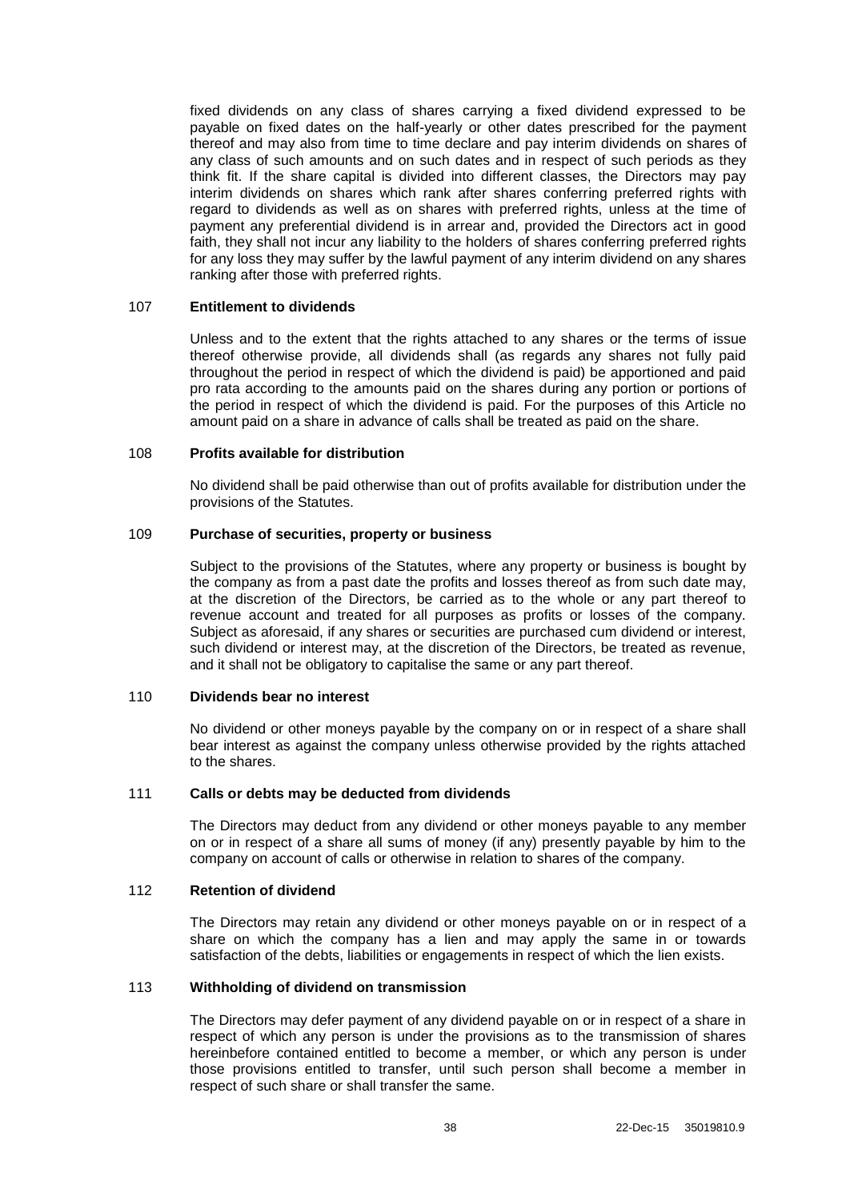fixed dividends on any class of shares carrying a fixed dividend expressed to be payable on fixed dates on the half-yearly or other dates prescribed for the payment thereof and may also from time to time declare and pay interim dividends on shares of any class of such amounts and on such dates and in respect of such periods as they think fit. If the share capital is divided into different classes, the Directors may pay interim dividends on shares which rank after shares conferring preferred rights with regard to dividends as well as on shares with preferred rights, unless at the time of payment any preferential dividend is in arrear and, provided the Directors act in good faith, they shall not incur any liability to the holders of shares conferring preferred rights for any loss they may suffer by the lawful payment of any interim dividend on any shares ranking after those with preferred rights.

### 107 Entitlement to dividends

Unless and to the extent that the rights attached to any shares or the terms of issue thereof otherwise provide, all dividends shall (as regards any shares not fully paid throughout the period in respect of which the dividend is paid) be apportioned and paid pro rata according to the amounts paid on the shares during any portion or portions of the period in respect of which the dividend is paid. For the purposes of this Article no amount paid on a share in advance of calls shall be treated as paid on the share.

### 108 Profits available for distribution

No dividend shall be paid otherwise than out of profits available for distribution under the provisions of the Statutes.

### 109 Purchase of securities, property or business

Subject to the provisions of the Statutes, where any property or business is bought by the company as from a past date the profits and losses thereof as from such date may, at the discretion of the Directors, be carried as to the whole or any part thereof to revenue account and treated for all purposes as profits or losses of the company. Subject as aforesaid, if any shares or securities are purchased cum dividend or interest, such dividend or interest may, at the discretion of the Directors, be treated as revenue, and it shall not be obligatory to capitalise the same or any part thereof.

### 110 Dividends bear no interest

No dividend or other moneys payable by the company on or in respect of a share shall bear interest as against the company unless otherwise provided by the rights attached to the shares.

### 111 Calls or debts may be deducted from dividends

The Directors may deduct from any dividend or other moneys payable to any member on or in respect of a share all sums of money (if any) presently payable by him to the company on account of calls or otherwise in relation to shares of the company.

### 112 Retention of dividend

The Directors may retain any dividend or other moneys payable on or in respect of a share on which the company has a lien and may apply the same in or towards satisfaction of the debts, liabilities or engagements in respect of which the lien exists.

### 113 Withholding of dividend on transmission

The Directors may defer payment of any dividend payable on or in respect of a share in respect of which any person is under the provisions as to the transmission of shares hereinbefore contained entitled to become a member, or which any person is under those provisions entitled to transfer, until such person shall become a member in respect of such share or shall transfer the same.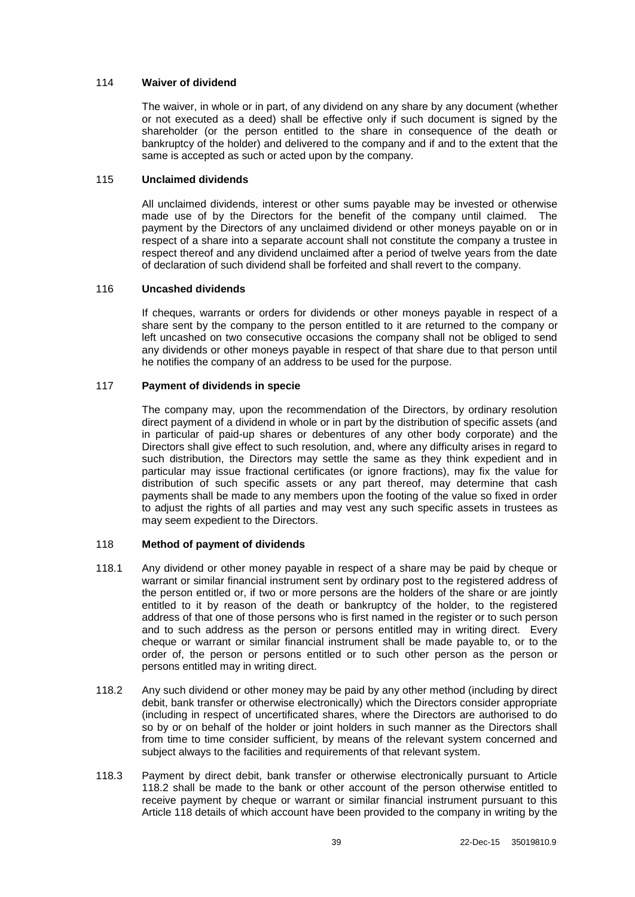## 114 Waiver of dividend

The waiver, in whole or in part, of any dividend on any share by any document (whether or not executed as a deed) shall be effective only if such document is signed by the shareholder (or the person entitled to the share in consequence of the death or bankruptcy of the holder) and delivered to the company and if and to the extent that the same is accepted as such or acted upon by the company.

## 115 Unclaimed dividends

All unclaimed dividends, interest or other sums payable may be invested or otherwise made use of by the Directors for the benefit of the company until claimed. The payment by the Directors of any unclaimed dividend or other moneys payable on or in respect of a share into a separate account shall not constitute the company a trustee in respect thereof and any dividend unclaimed after a period of twelve years from the date of declaration of such dividend shall be forfeited and shall revert to the company.

## 116 Uncashed dividends

If cheques, warrants or orders for dividends or other moneys payable in respect of a share sent by the company to the person entitled to it are returned to the company or left uncashed on two consecutive occasions the company shall not be obliged to send any dividends or other moneys payable in respect of that share due to that person until he notifies the company of an address to be used for the purpose.

## 117 Payment of dividends in specie

The company may, upon the recommendation of the Directors, by ordinary resolution direct payment of a dividend in whole or in part by the distribution of specific assets (and in particular of paid-up shares or debentures of any other body corporate) and the Directors shall give effect to such resolution, and, where any difficulty arises in regard to such distribution, the Directors may settle the same as they think expedient and in particular may issue fractional certificates (or ignore fractions), may fix the value for distribution of such specific assets or any part thereof, may determine that cash payments shall be made to any members upon the footing of the value so fixed in order to adjust the rights of all parties and may vest any such specific assets in trustees as may seem expedient to the Directors.

## 118 Method of payment of dividends

118.1 Any dividend or other money payable in respect of a share may be paid by cheque or warrant or similar financial instrument sent by ordinary post to the registered address of the person entitled or, if two or more persons are the holders of the share or are jointly entitled to it by reason of the death or bankruptcy of the holder, to the registered address of that one of those persons who is first named in the register or to such person and to such address as the person or persons entitled may in writing direct. Every cheque or warrant or similar financial instrument shall be made payable to, or to the order of, the person or persons entitled or to such other person as the person or persons entitled may in writing direct.

118.2 Any such dividend or other money may be paid by any other method (including by direct debit, bank transfer or otherwise electronically) which the Directors consider appropriate (including in respect of uncertificated shares, where the Directors are authorised to do so by or on behalf of the holder or joint holders in such manner as the Directors shall from time to time consider sufficient, by means of the relevant system concerned and subject always to the facilities and requirements of that relevant system.

118.3 Payment by direct debit, bank transfer or otherwise electronically pursuant to Article 118.2 shall be made to the bank or other account of the person otherwise entitled to receive payment by cheque or warrant or similar financial instrument pursuant to this Article 118 details of which account have been provided to the company in writing by the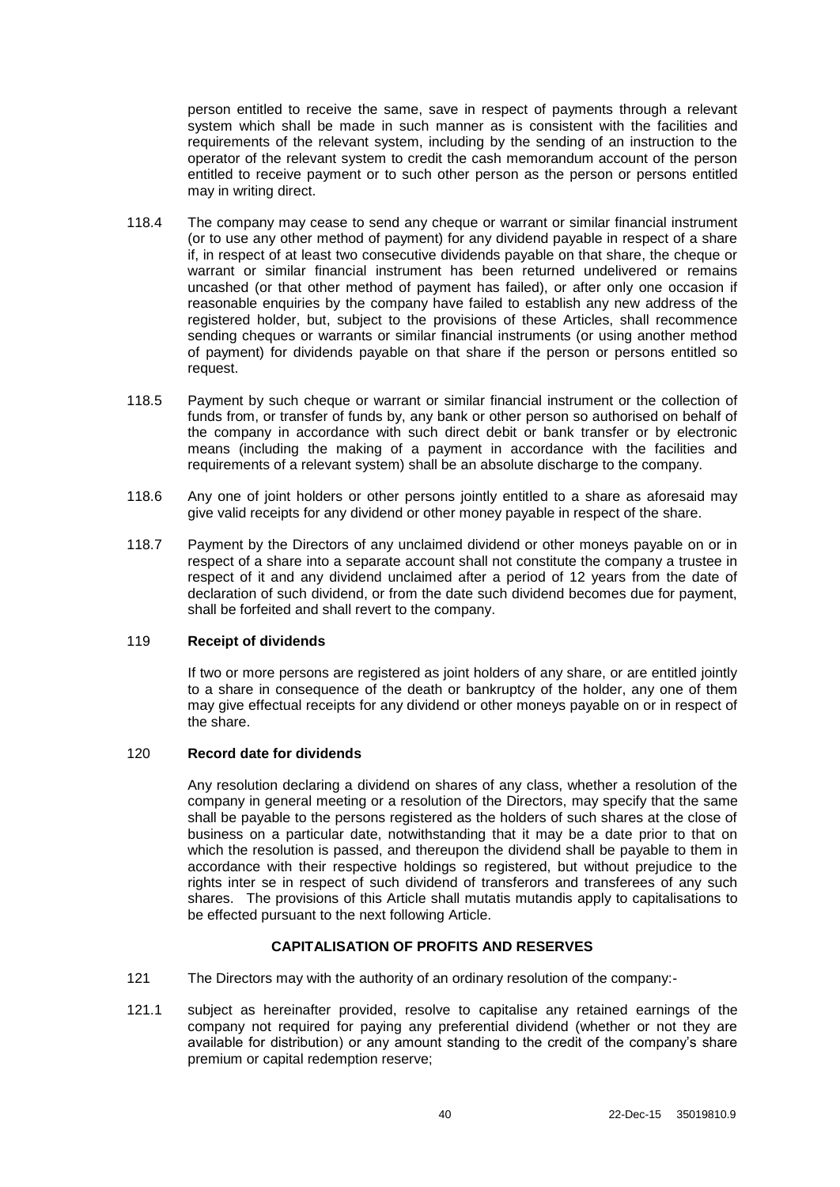person entitled to receive the same, save in respect of payments through a relevant system which shall be made in such manner as is consistent with the facilities and requirements of the relevant system, including by the sending of an instruction to the operator of the relevant system to credit the cash memorandum account of the person entitled to receive payment or to such other person as the person or persons entitled may in writing direct.

118.4 The company may cease to send any cheque or warrant or similar financial instrument (or to use any other method of payment) for any dividend payable in respect of a share if, in respect of at least two consecutive dividends payable on that share, the cheque or warrant or similar financial instrument has been returned undelivered or remains uncashed (or that other method of payment has failed), or after only one occasion if reasonable enquiries by the company have failed to establish any new address of the registered holder, but, subject to the provisions of these Articles, shall recommence sending cheques or warrants or similar financial instruments (or using another method of payment) for dividends payable on that share if the person or persons entitled so request.

118.5 Payment by such cheque or warrant or similar financial instrument or the collection of funds from, or transfer of funds by, any bank or other person so authorised on behalf of the company in accordance with such direct debit or bank transfer or by electronic means (including the making of a payment in accordance with the facilities and requirements of a relevant system) shall be an absolute discharge to the company.

118.6 Any one of joint holders or other persons jointly entitled to a share as aforesaid may give valid receipts for any dividend or other money payable in respect of the share.

118.7 Payment by the Directors of any unclaimed dividend or other moneys payable on or in respect of a share into a separate account shall not constitute the company a trustee in respect of it and any dividend unclaimed after a period of 12 years from the date of declaration of such dividend, or from the date such dividend becomes due for payment, shall be forfeited and shall revert to the company.

### 119 Receipt of dividends

If two or more persons are registered as joint holders of any share, or are entitled jointly to a share in consequence of the death or bankruptcy of the holder, any one of them may give effectual receipts for any dividend or other moneys payable on or in respect of the share.

### 120 Record date for dividends

Any resolution declaring a dividend on shares of any class, whether a resolution of the company in general meeting or a resolution of the Directors, may specify that the same shall be payable to the persons registered as the holders of such shares at the close of business on a particular date, notwithstanding that it may be a date prior to that on which the resolution is passed, and thereupon the dividend shall be payable to them in accordance with their respective holdings so registered, but without prejudice to the rights inter se in respect of such dividend of transferors and transferees of any such shares. The provisions of this Article shall mutatis mutandis apply to capitalisations to be effected pursuant to the next following Article.

## CAPITALISATION OF PROFITS AND RESERVES

121 The Directors may with the authority of an ordinary resolution of the company:-

121.1 subject as hereinafter provided, resolve to capitalise any retained earnings of the company not required for paying any preferential dividend (whether or not they are available for distribution) or any amount standing to the credit of the company's share premium or capital redemption reserve;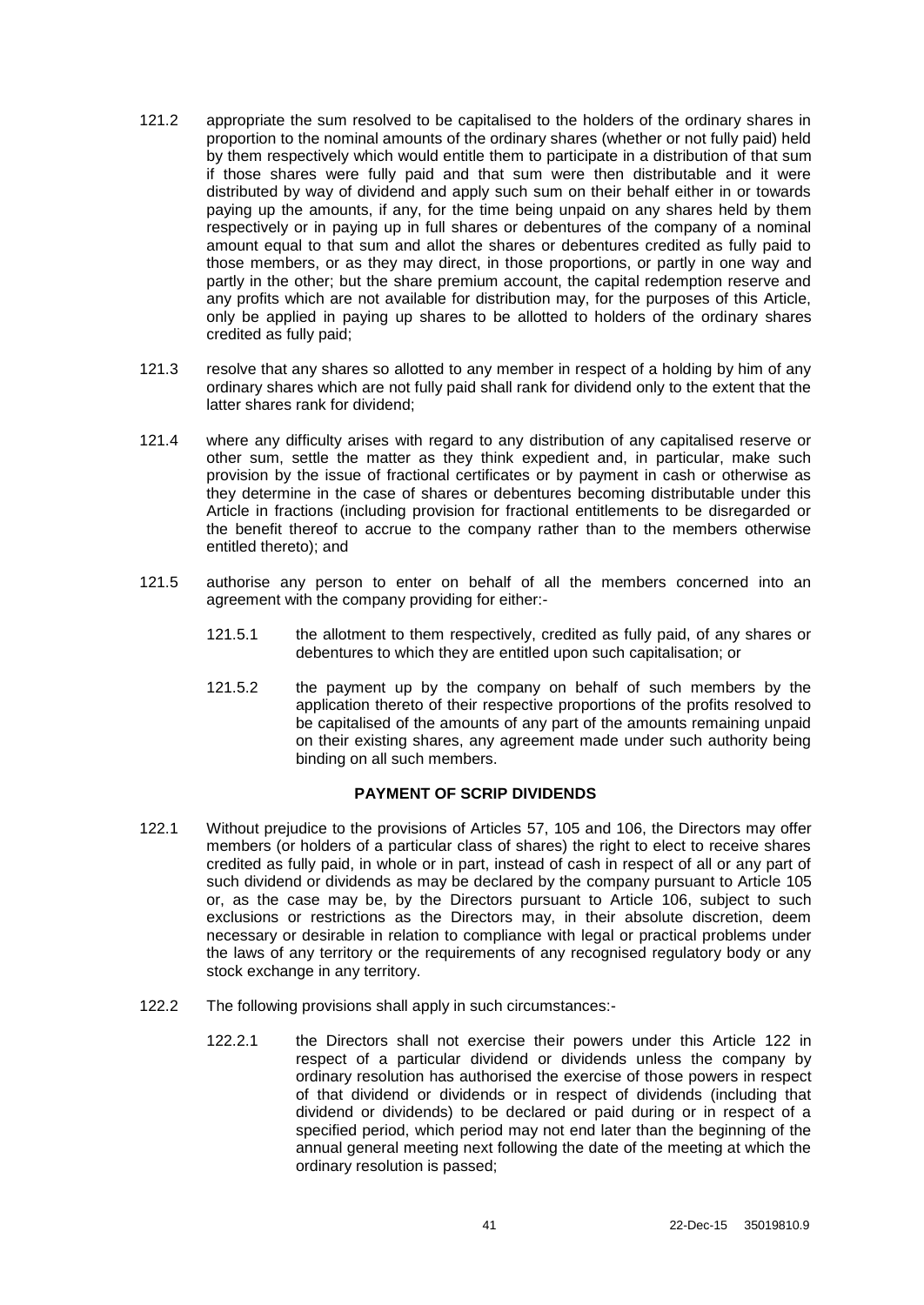121.2 appropriate the sum resolved to be capitalised to the holders of the ordinary shares in proportion to the nominal amounts of the ordinary shares (whether or not fully paid) held by them respectively which would entitle them to participate in a distribution of that sum if those shares were fully paid and that sum were then distributable and it were distributed by way of dividend and apply such sum on their behalf either in or towards paying up the amounts, if any, for the time being unpaid on any shares held by them respectively or in paying up in full shares or debentures of the company of a nominal amount equal to that sum and allot the shares or debentures credited as fully paid to those members, or as they may direct, in those proportions, or partly in one way and partly in the other; but the share premium account, the capital redemption reserve and any profits which are not available for distribution may, for the purposes of this Article, only be applied in paying up shares to be allotted to holders of the ordinary shares credited as fully paid;

121.3 resolve that any shares so allotted to any member in respect of a holding by him of any ordinary shares which are not fully paid shall rank for dividend only to the extent that the latter shares rank for dividend;

121.4 where any difficulty arises with regard to any distribution of any capitalised reserve or other sum, settle the matter as they think expedient and, in particular, make such provision by the issue of fractional certificates or by payment in cash or otherwise as they determine in the case of shares or debentures becoming distributable under this Article in fractions (including provision for fractional entitlements to be disregarded or the benefit thereof to accrue to the company rather than to the members otherwise entitled thereto); and

121.5 authorise any person to enter on behalf of all the members concerned into an agreement with the company providing for either:-

121.5.1 the allotment to them respectively, credited as fully paid, of any shares or debentures to which they are entitled upon such capitalisation; or

121.5.2 the payment up by the company on behalf of such members by the application thereto of their respective proportions of the profits resolved to be capitalised of the amounts of any part of the amounts remaining unpaid on their existing shares, any agreement made under such authority being binding on all such members.

## PAYMENT OF SCRIP DIVIDENDS

122.1 Without prejudice to the provisions of Articles 57, 105 and 106, the Directors may offer members (or holders of a particular class of shares) the right to elect to receive shares credited as fully paid, in whole or in part, instead of cash in respect of all or any part of such dividend or dividends as may be declared by the company pursuant to Article 105 or, as the case may be, by the Directors pursuant to Article 106, subject to such exclusions or restrictions as the Directors may, in their absolute discretion, deem necessary or desirable in relation to compliance with legal or practical problems under the laws of any territory or the requirements of any recognised regulatory body or any stock exchange in any territory.

122.2 The following provisions shall apply in such circumstances:-

122.2.1 the Directors shall not exercise their powers under this Article 122 in respect of a particular dividend or dividends unless the company by ordinary resolution has authorised the exercise of those powers in respect of that dividend or dividends or in respect of dividends (including that dividend or dividends) to be declared or paid during or in respect of a specified period, which period may not end later than the beginning of the annual general meeting next following the date of the meeting at which the ordinary resolution is passed;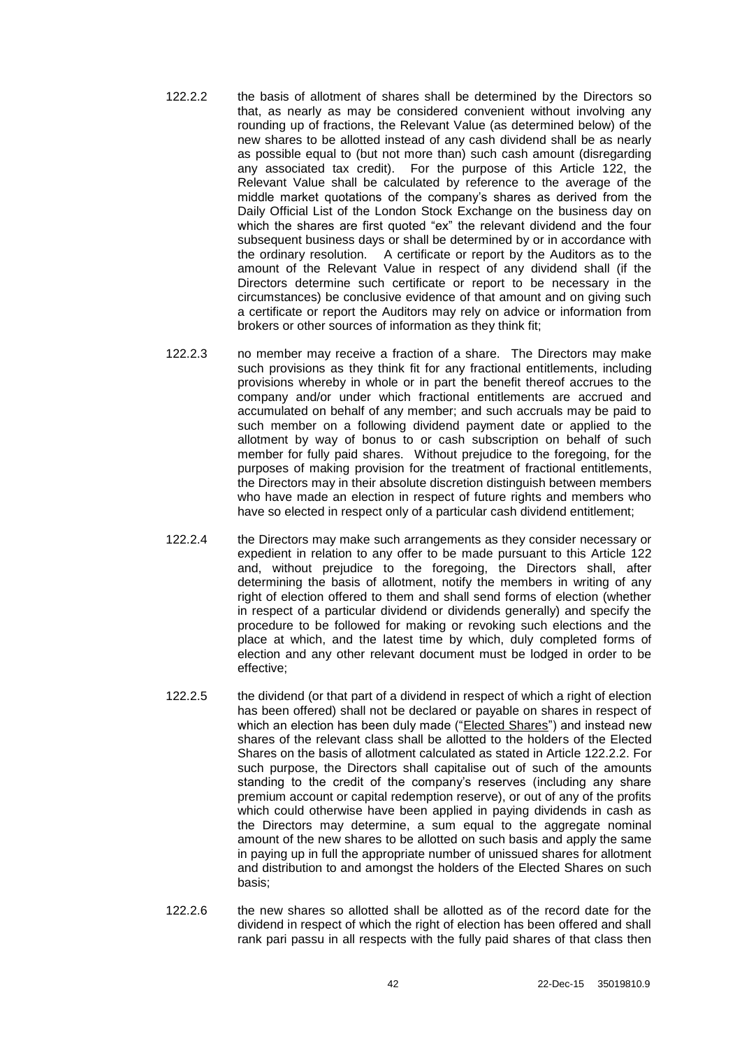122.2.2 the basis of allotment of shares shall be determined by the Directors so that, as nearly as may be considered convenient without involving any rounding up of fractions, the Relevant Value (as determined below) of the new shares to be allotted instead of any cash dividend shall be as nearly as possible equal to (but not more than) such cash amount (disregarding any associated tax credit). For the purpose of this Article 122, the Relevant Value shall be calculated by reference to the average of the middle market quotations of the company's shares as derived from the Daily Official List of the London Stock Exchange on the business day on which the shares are first quoted "ex" the relevant dividend and the four subsequent business days or shall be determined by or in accordance with the ordinary resolution. A certificate or report by the Auditors as to the amount of the Relevant Value in respect of any dividend shall (if the Directors determine such certificate or report to be necessary in the circumstances) be conclusive evidence of that amount and on giving such a certificate or report the Auditors may rely on advice or information from brokers or other sources of information as they think fit;

122.2.3 no member may receive a fraction of a share. The Directors may make such provisions as they think fit for any fractional entitlements, including provisions whereby in whole or in part the benefit thereof accrues to the company and/or under which fractional entitlements are accrued and accumulated on behalf of any member; and such accruals may be paid to such member on a following dividend payment date or applied to the allotment by way of bonus to or cash subscription on behalf of such member for fully paid shares. Without prejudice to the foregoing, for the purposes of making provision for the treatment of fractional entitlements, the Directors may in their absolute discretion distinguish between members who have made an election in respect of future rights and members who have so elected in respect only of a particular cash dividend entitlement;

122.2.4 the Directors may make such arrangements as they consider necessary or expedient in relation to any offer to be made pursuant to this Article 122 and, without prejudice to the foregoing, the Directors shall, after determining the basis of allotment, notify the members in writing of any right of election offered to them and shall send forms of election (whether in respect of a particular dividend or dividends generally) and specify the procedure to be followed for making or revoking such elections and the place at which, and the latest time by which, duly completed forms of election and any other relevant document must be lodged in order to be effective;

122.2.5 the dividend (or that part of a dividend in respect of which a right of election has been offered) shall not be declared or payable on shares in respect of which an election has been duly made ("Elected Shares") and instead new shares of the relevant class shall be allotted to the holders of the Elected Shares on the basis of allotment calculated as stated in Article 122.2.2. For such purpose, the Directors shall capitalise out of such of the amounts standing to the credit of the company's reserves (including any share premium account or capital redemption reserve), or out of any of the profits which could otherwise have been applied in paying dividends in cash as the Directors may determine, a sum equal to the aggregate nominal amount of the new shares to be allotted on such basis and apply the same in paying up in full the appropriate number of unissued shares for allotment and distribution to and amongst the holders of the Elected Shares on such basis;

122.2.6 the new shares so allotted shall be allotted as of the record date for the dividend in respect of which the right of election has been offered and shall rank pari passu in all respects with the fully paid shares of that class then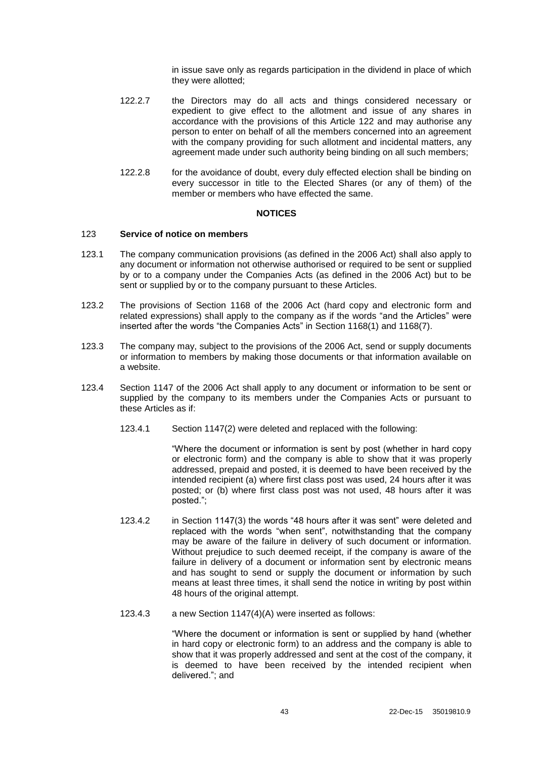in issue save only as regards participation in the dividend in place of which they were allotted;

122.2.7 the Directors may do all acts and things considered necessary or expedient to give effect to the allotment and issue of any shares in accordance with the provisions of this Article 122 and may authorise any person to enter on behalf of all the members concerned into an agreement with the company providing for such allotment and incidental matters, any agreement made under such authority being binding on all such members;

122.2.8 for the avoidance of doubt, every duly effected election shall be binding on every successor in title to the Elected Shares (or any of them) of the member or members who have effected the same.

## NOTICES

### 123 Service of notice on members

123.1 The company communication provisions (as defined in the 2006 Act) shall also apply to any document or information not otherwise authorised or required to be sent or supplied by or to a company under the Companies Acts (as defined in the 2006 Act) but to be sent or supplied by or to the company pursuant to these Articles.

123.2 The provisions of Section 1168 of the 2006 Act (hard copy and electronic form and related expressions) shall apply to the company as if the words "and the Articles" were inserted after the words "the Companies Acts" in Section 1168(1) and 1168(7).

123.3 The company may, subject to the provisions of the 2006 Act, send or supply documents or information to members by making those documents or that information available on a website.

123.4 Section 1147 of the 2006 Act shall apply to any document or information to be sent or supplied by the company to its members under the Companies Acts or pursuant to these Articles as if:

123.4.1 Section 1147(2) were deleted and replaced with the following:

"Where the document or information is sent by post (whether in hard copy or electronic form) and the company is able to show that it was properly addressed, prepaid and posted, it is deemed to have been received by the intended recipient (a) where first class post was used, 24 hours after it was posted; or (b) where first class post was not used, 48 hours after it was posted.";

123.4.2 in Section 1147(3) the words "48 hours after it was sent" were deleted and replaced with the words "when sent", notwithstanding that the company may be aware of the failure in delivery of such document or information. Without prejudice to such deemed receipt, if the company is aware of the failure in delivery of a document or information sent by electronic means and has sought to send or supply the document or information by such means at least three times, it shall send the notice in writing by post within 48 hours of the original attempt.

123.4.3 a new Section 1147(4)(A) were inserted as follows:

"Where the document or information is sent or supplied by hand (whether in hard copy or electronic form) to an address and the company is able to show that it was properly addressed and sent at the cost of the company, it is deemed to have been received by the intended recipient when delivered."; and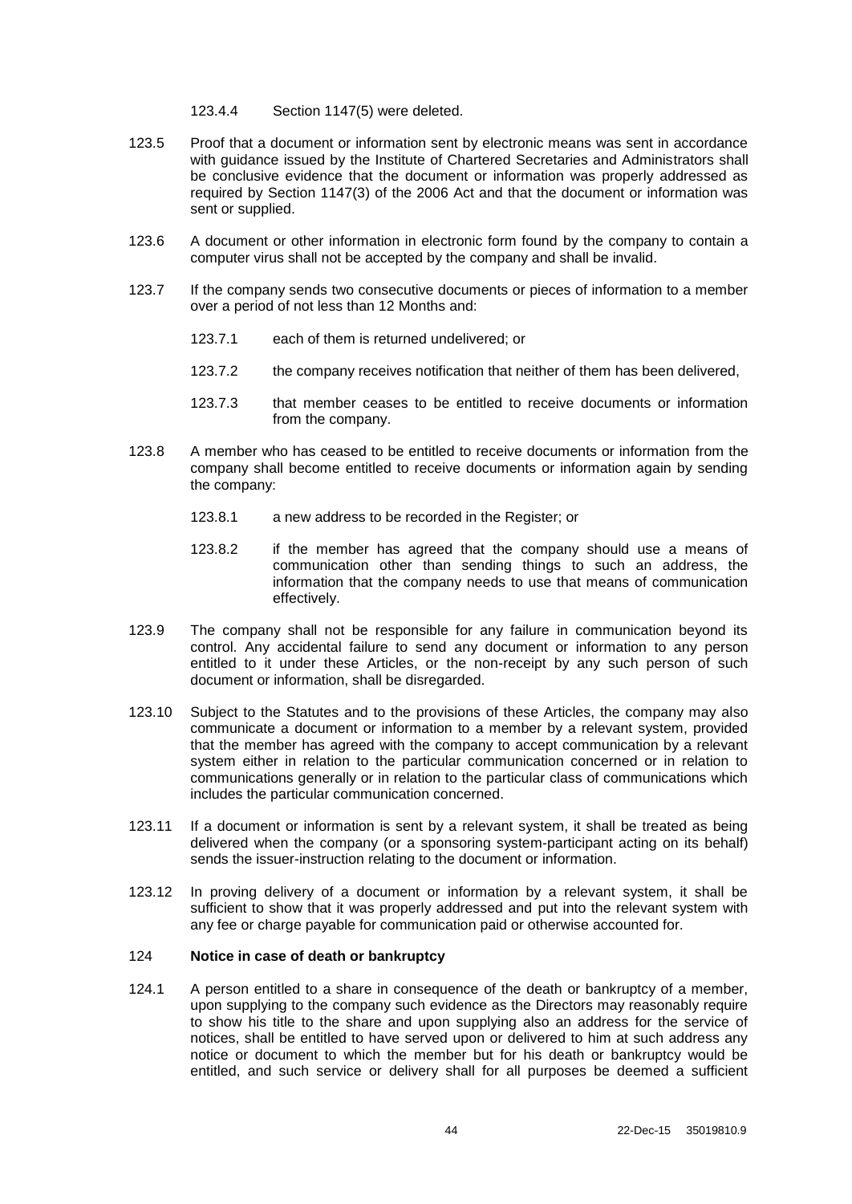123.4.4 Section 1147(5) were deleted.

123.5 Proof that a document or information sent by electronic means was sent in accordance with guidance issued by the Institute of Chartered Secretaries and Administrators shall be conclusive evidence that the document or information was properly addressed as required by Section 1147(3) of the 2006 Act and that the document or information was sent or supplied.

123.6 A document or other information in electronic form found by the company to contain a computer virus shall not be accepted by the company and shall be invalid.

123.7 If the company sends two consecutive documents or pieces of information to a member over a period of not less than 12 Months and:

123.7.1 each of them is returned undelivered; or

123.7.2 the company receives notification that neither of them has been delivered,

123.7.3 that member ceases to be entitled to receive documents or information from the company.

123.8 A member who has ceased to be entitled to receive documents or information from the company shall become entitled to receive documents or information again by sending the company:

123.8.1 a new address to be recorded in the Register; or

123.8.2 if the member has agreed that the company should use a means of communication other than sending things to such an address, the information that the company needs to use that means of communication effectively.

123.9 The company shall not be responsible for any failure in communication beyond its control. Any accidental failure to send any document or information to any person entitled to it under these Articles, or the non-receipt by any such person of such document or information, shall be disregarded.

123.10 Subject to the Statutes and to the provisions of these Articles, the company may also communicate a document or information to a member by a relevant system, provided that the member has agreed with the company to accept communication by a relevant system either in relation to the particular communication concerned or in relation to communications generally or in relation to the particular class of communications which includes the particular communication concerned.

123.11 If a document or information is sent by a relevant system, it shall be treated as being delivered when the company (or a sponsoring system-participant acting on its behalf) sends the issuer-instruction relating to the document or information.

123.12 In proving delivery of a document or information by a relevant system, it shall be sufficient to show that it was properly addressed and put into the relevant system with any fee or charge payable for communication paid or otherwise accounted for.

### 124 **Notice in case of death or bankruptcy**

124.1 A person entitled to a share in consequence of the death or bankruptcy of a member, upon supplying to the company such evidence as the Directors may reasonably require to show his title to the share and upon supplying also an address for the service of notices, shall be entitled to have served upon or delivered to him at such address any notice or document to which the member but for his death or bankruptcy would be entitled, and such service or delivery shall for all purposes be deemed a sufficient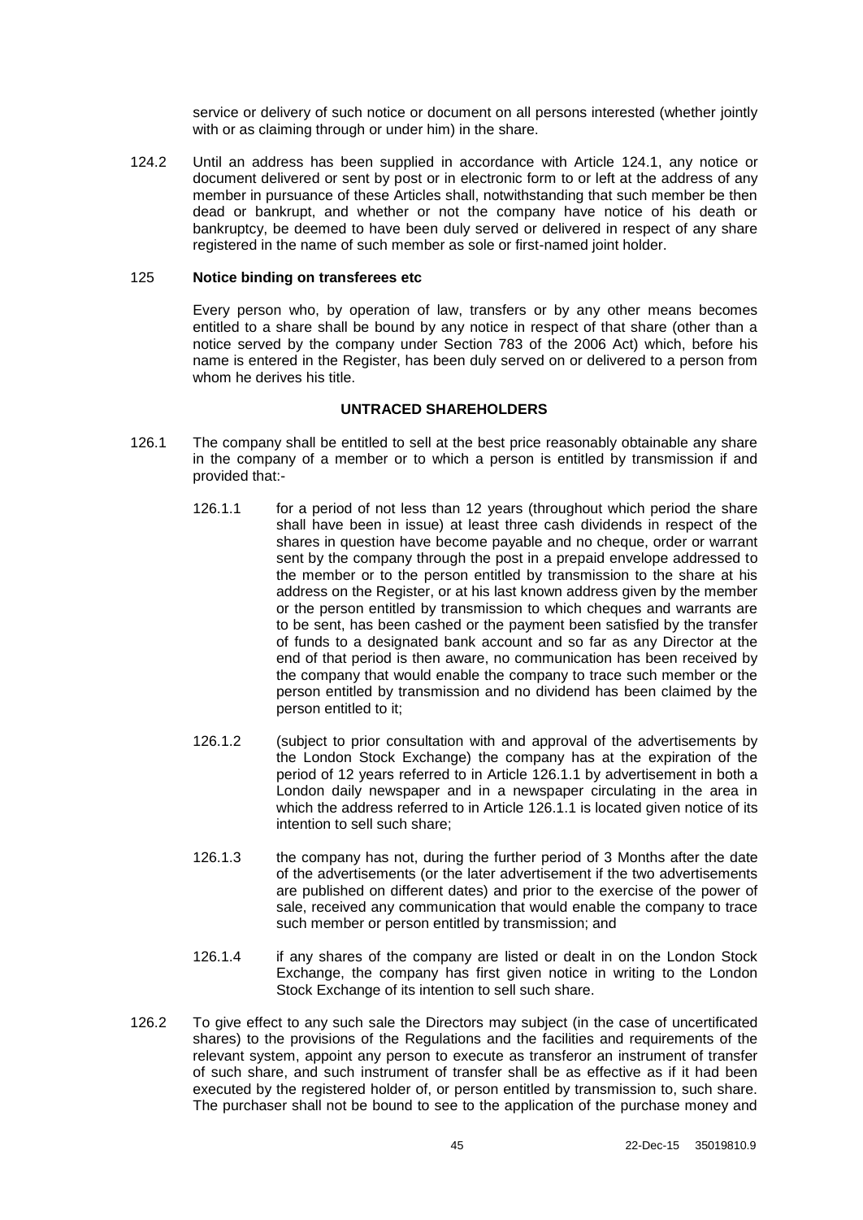service or delivery of such notice or document on all persons interested (whether jointly with or as claiming through or under him) in the share.

124.2 Until an address has been supplied in accordance with Article 124.1, any notice or document delivered or sent by post or in electronic form to or left at the address of any member in pursuance of these Articles shall, notwithstanding that such member be then dead or bankrupt, and whether or not the company have notice of his death or bankruptcy, be deemed to have been duly served or delivered in respect of any share registered in the name of such member as sole or first-named joint holder.

### 125 Notice binding on transferees etc

Every person who, by operation of law, transfers or by any other means becomes entitled to a share shall be bound by any notice in respect of that share (other than a notice served by the company under Section 783 of the 2006 Act) which, before his name is entered in the Register, has been duly served on or delivered to a person from whom he derives his title.

## UNTRACED SHAREHOLDERS

126.1 The company shall be entitled to sell at the best price reasonably obtainable any share in the company of a member or to which a person is entitled by transmission if and provided that:-

126.1.1 for a period of not less than 12 years (throughout which period the share shall have been in issue) at least three cash dividends in respect of the shares in question have become payable and no cheque, order or warrant sent by the company through the post in a prepaid envelope addressed to the member or to the person entitled by transmission to the share at his address on the Register, or at his last known address given by the member or the person entitled by transmission to which cheques and warrants are to be sent, has been cashed or the payment been satisfied by the transfer of funds to a designated bank account and so far as any Director at the end of that period is then aware, no communication has been received by the company that would enable the company to trace such member or the person entitled by transmission and no dividend has been claimed by the person entitled to it;

126.1.2 (subject to prior consultation with and approval of the advertisements by the London Stock Exchange) the company has at the expiration of the period of 12 years referred to in Article 126.1.1 by advertisement in both a London daily newspaper and in a newspaper circulating in the area in which the address referred to in Article 126.1.1 is located given notice of its intention to sell such share;

126.1.3 the company has not, during the further period of 3 Months after the date of the advertisements (or the later advertisement if the two advertisements are published on different dates) and prior to the exercise of the power of sale, received any communication that would enable the company to trace such member or person entitled by transmission; and

126.1.4 if any shares of the company are listed or dealt in on the London Stock Exchange, the company has first given notice in writing to the London Stock Exchange of its intention to sell such share.

126.2 To give effect to any such sale the Directors may subject (in the case of uncertificated shares) to the provisions of the Regulations and the facilities and requirements of the relevant system, appoint any person to execute as transferor an instrument of transfer of such share, and such instrument of transfer shall be as effective as if it had been executed by the registered holder of, or person entitled by transmission to, such share. The purchaser shall not be bound to see to the application of the purchase money and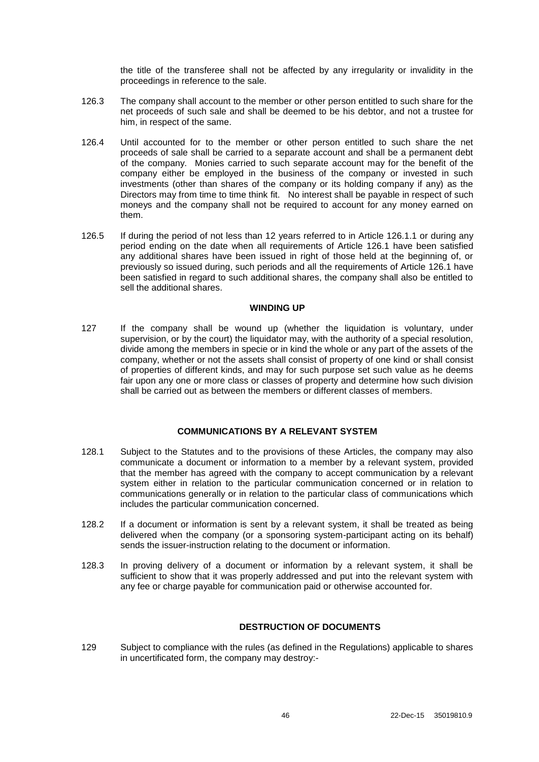the title of the transferee shall not be affected by any irregularity or invalidity in the proceedings in reference to the sale.

126.3 The company shall account to the member or other person entitled to such share for the net proceeds of such sale and shall be deemed to be his debtor, and not a trustee for him, in respect of the same.

126.4 Until accounted for to the member or other person entitled to such share the net proceeds of sale shall be carried to a separate account and shall be a permanent debt of the company. Monies carried to such separate account may for the benefit of the company either be employed in the business of the company or invested in such investments (other than shares of the company or its holding company if any) as the Directors may from time to time think fit. No interest shall be payable in respect of such moneys and the company shall not be required to account for any money earned on them.

126.5 If during the period of not less than 12 years referred to in Article 126.1.1 or during any period ending on the date when all requirements of Article 126.1 have been satisfied any additional shares have been issued in right of those held at the beginning of, or previously so issued during, such periods and all the requirements of Article 126.1 have been satisfied in regard to such additional shares, the company shall also be entitled to sell the additional shares.

## WINDING UP

127 If the company shall be wound up (whether the liquidation is voluntary, under supervision, or by the court) the liquidator may, with the authority of a special resolution, divide among the members in specie or in kind the whole or any part of the assets of the company, whether or not the assets shall consist of property of one kind or shall consist of properties of different kinds, and may for such purpose set such value as he deems fair upon any one or more class or classes of property and determine how such division shall be carried out as between the members or different classes of members.

## COMMUNICATIONS BY A RELEVANT SYSTEM

128.1 Subject to the Statutes and to the provisions of these Articles, the company may also communicate a document or information to a member by a relevant system, provided that the member has agreed with the company to accept communication by a relevant system either in relation to the particular communication concerned or in relation to communications generally or in relation to the particular class of communications which includes the particular communication concerned.

128.2 If a document or information is sent by a relevant system, it shall be treated as being delivered when the company (or a sponsoring system-participant acting on its behalf) sends the issuer-instruction relating to the document or information.

128.3 In proving delivery of a document or information by a relevant system, it shall be sufficient to show that it was properly addressed and put into the relevant system with any fee or charge payable for communication paid or otherwise accounted for.

## DESTRUCTION OF DOCUMENTS

129 Subject to compliance with the rules (as defined in the Regulations) applicable to shares in uncertificated form, the company may destroy:-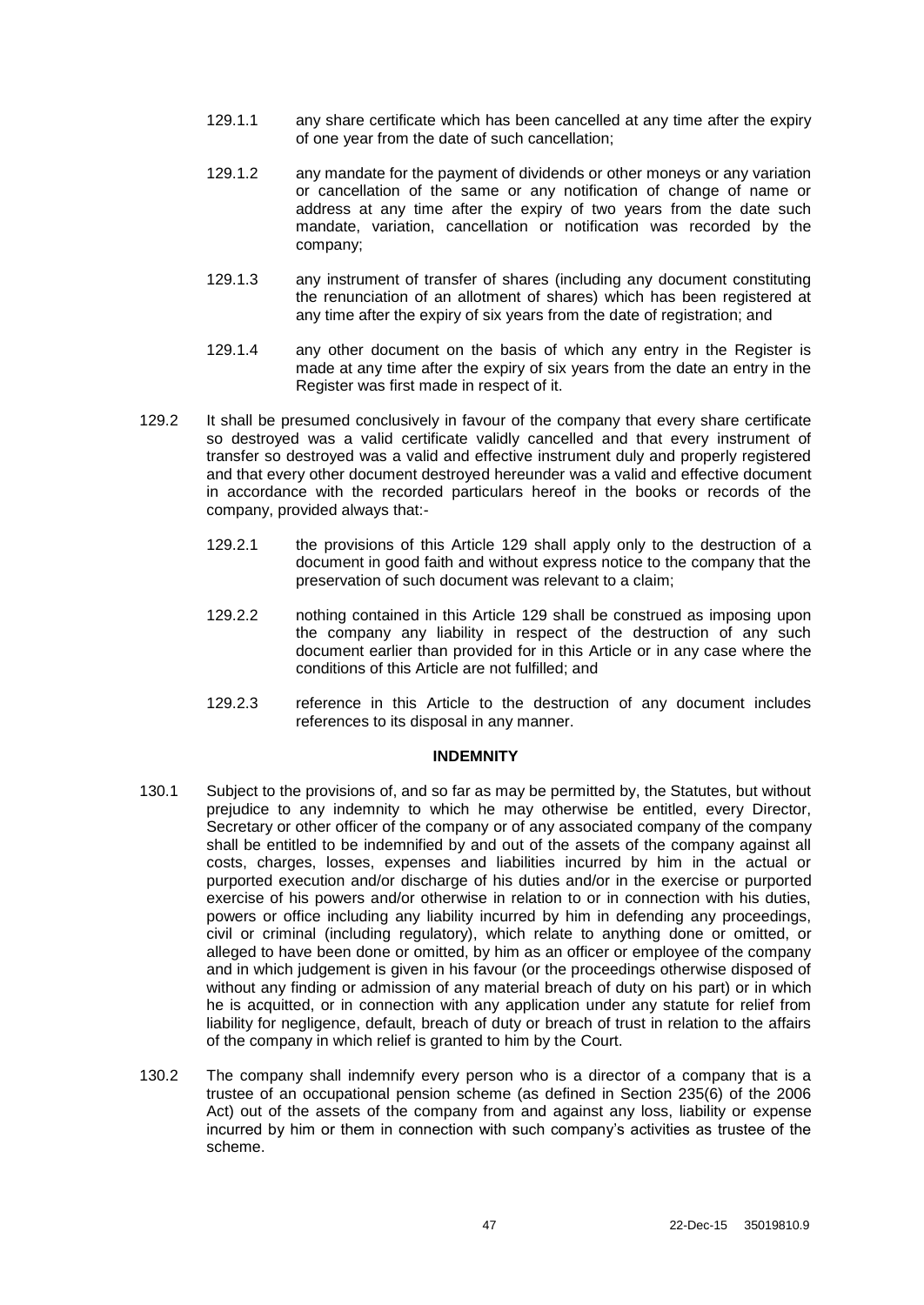129.1.1 any share certificate which has been cancelled at any time after the expiry of one year from the date of such cancellation;

129.1.2 any mandate for the payment of dividends or other moneys or any variation or cancellation of the same or any notification of change of name or address at any time after the expiry of two years from the date such mandate, variation, cancellation or notification was recorded by the company;

129.1.3 any instrument of transfer of shares (including any document constituting the renunciation of an allotment of shares) which has been registered at any time after the expiry of six years from the date of registration; and

129.1.4 any other document on the basis of which any entry in the Register is made at any time after the expiry of six years from the date an entry in the Register was first made in respect of it.

129.2 It shall be presumed conclusively in favour of the company that every share certificate so destroyed was a valid certificate validly cancelled and that every instrument of transfer so destroyed was a valid and effective instrument duly and properly registered and that every other document destroyed hereunder was a valid and effective document in accordance with the recorded particulars hereof in the books or records of the company, provided always that:-

129.2.1 the provisions of this Article 129 shall apply only to the destruction of a document in good faith and without express notice to the company that the preservation of such document was relevant to a claim;

129.2.2 nothing contained in this Article 129 shall be construed as imposing upon the company any liability in respect of the destruction of any such document earlier than provided for in this Article or in any case where the conditions of this Article are not fulfilled; and

129.2.3 reference in this Article to the destruction of any document includes references to its disposal in any manner.

## INDEMNITY

130.1 Subject to the provisions of, and so far as may be permitted by, the Statutes, but without prejudice to any indemnity to which he may otherwise be entitled, every Director, Secretary or other officer of the company or of any associated company of the company shall be entitled to be indemnified by and out of the assets of the company against all costs, charges, losses, expenses and liabilities incurred by him in the actual or purported execution and/or discharge of his duties and/or in the exercise or purported exercise of his powers and/or otherwise in relation to or in connection with his duties, powers or office including any liability incurred by him in defending any proceedings, civil or criminal (including regulatory), which relate to anything done or omitted, or alleged to have been done or omitted, by him as an officer or employee of the company and in which judgement is given in his favour (or the proceedings otherwise disposed of without any finding or admission of any material breach of duty on his part) or in which he is acquitted, or in connection with any application under any statute for relief from liability for negligence, default, breach of duty or breach of trust in relation to the affairs of the company in which relief is granted to him by the Court.

130.2 The company shall indemnify every person who is a director of a company that is a trustee of an occupational pension scheme (as defined in Section 235(6) of the 2006 Act) out of the assets of the company from and against any loss, liability or expense incurred by him or them in connection with such company's activities as trustee of the scheme.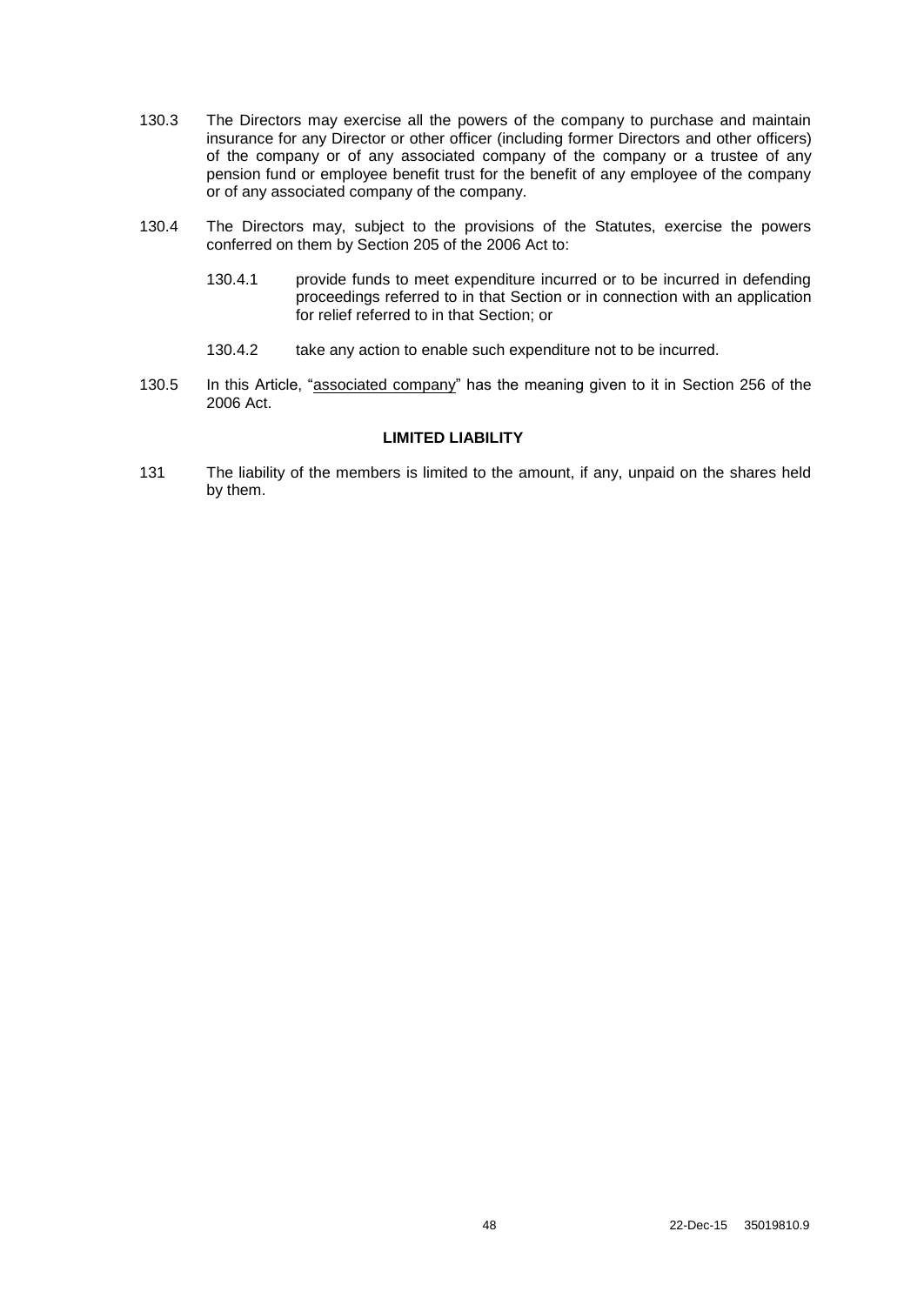130.3 The Directors may exercise all the powers of the company to purchase and maintain insurance for any Director or other officer (including former Directors and other officers) of the company or of any associated company of the company or a trustee of any pension fund or employee benefit trust for the benefit of any employee of the company or of any associated company of the company.

130.4 The Directors may, subject to the provisions of the Statutes, exercise the powers conferred on them by Section 205 of the 2006 Act to:

130.4.1 provide funds to meet expenditure incurred or to be incurred in defending proceedings referred to in that Section or in connection with an application for relief referred to in that Section; or

130.4.2 take any action to enable such expenditure not to be incurred.

130.5 In this Article, "associated company" has the meaning given to it in Section 256 of the 2006 Act.

**LIMITED LIABILITY**

131 The liability of the members is limited to the amount, if any, unpaid on the shares held by them.